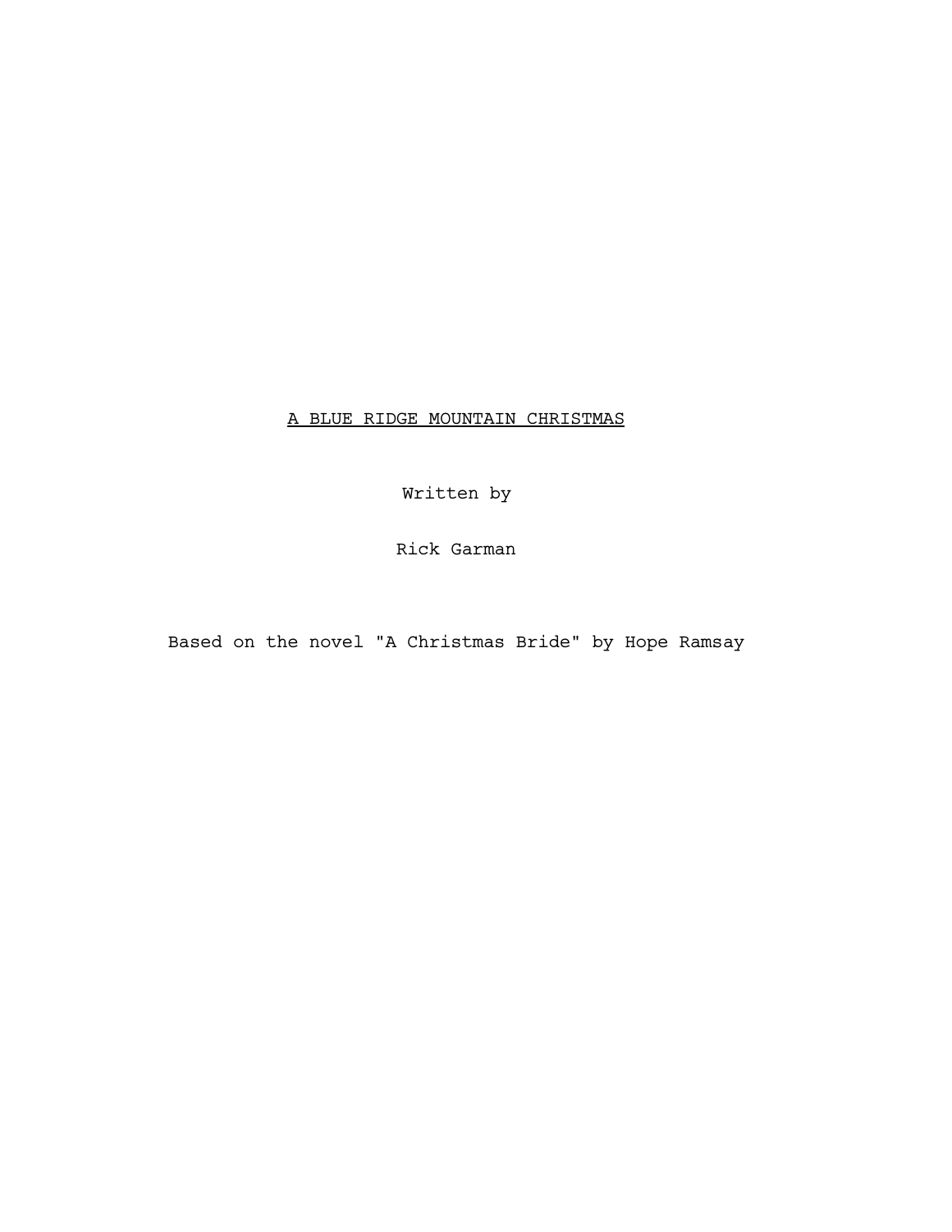# A BLUE RIDGE MOUNTAIN CHRISTMAS

Written by

Rick Garman

Based on the novel "A Christmas Bride" by Hope Ramsay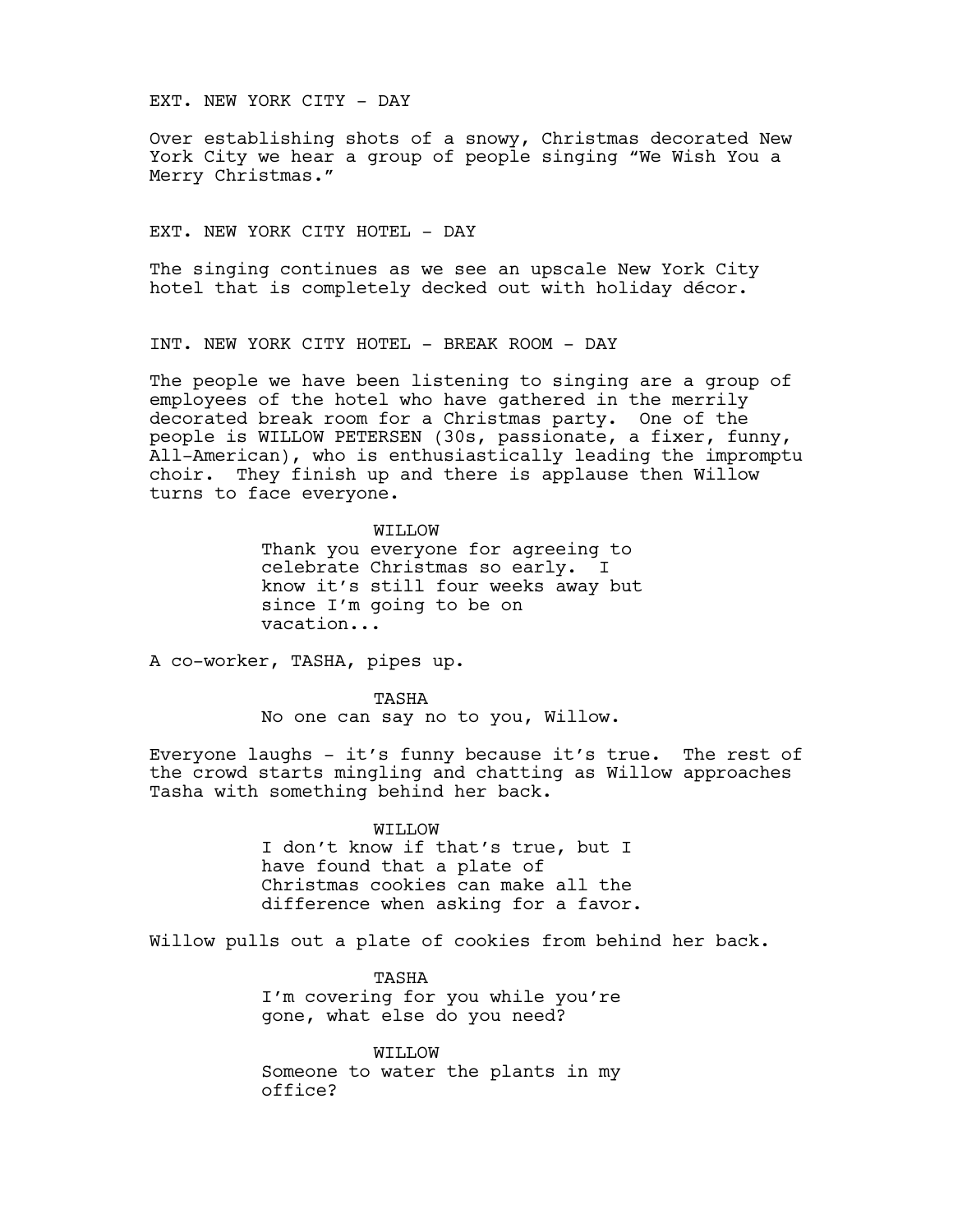EXT. NEW YORK CITY - DAY

Over establishing shots of a snowy, Christmas decorated New York City we hear a group of people singing "We Wish You a Merry Christmas."

EXT. NEW YORK CITY HOTEL - DAY

The singing continues as we see an upscale New York City hotel that is completely decked out with holiday décor.

INT. NEW YORK CITY HOTEL - BREAK ROOM - DAY

The people we have been listening to singing are a group of employees of the hotel who have gathered in the merrily decorated break room for a Christmas party. One of the people is WILLOW PETERSEN (30s, passionate, a fixer, funny, All-American), who is enthusiastically leading the impromptu choir. They finish up and there is applause then Willow turns to face everyone.

WILLOW
Thank you everyone for agreeing to celebrate Christmas so early. I know it's still four weeks away but since I'm going to be on vacation...

A co-worker, TASHA, pipes up.

TASHA
No one can say no to you, Willow.

Everyone laughs - it's funny because it's true. The rest of the crowd starts mingling and chatting as Willow approaches Tasha with something behind her back.

WILLOW
I don't know if that's true, but I have found that a plate of Christmas cookies can make all the difference when asking for a favor.

Willow pulls out a plate of cookies from behind her back.

TASHA
I'm covering for you while you're gone, what else do you need?

WILLOW
Someone to water the plants in my office?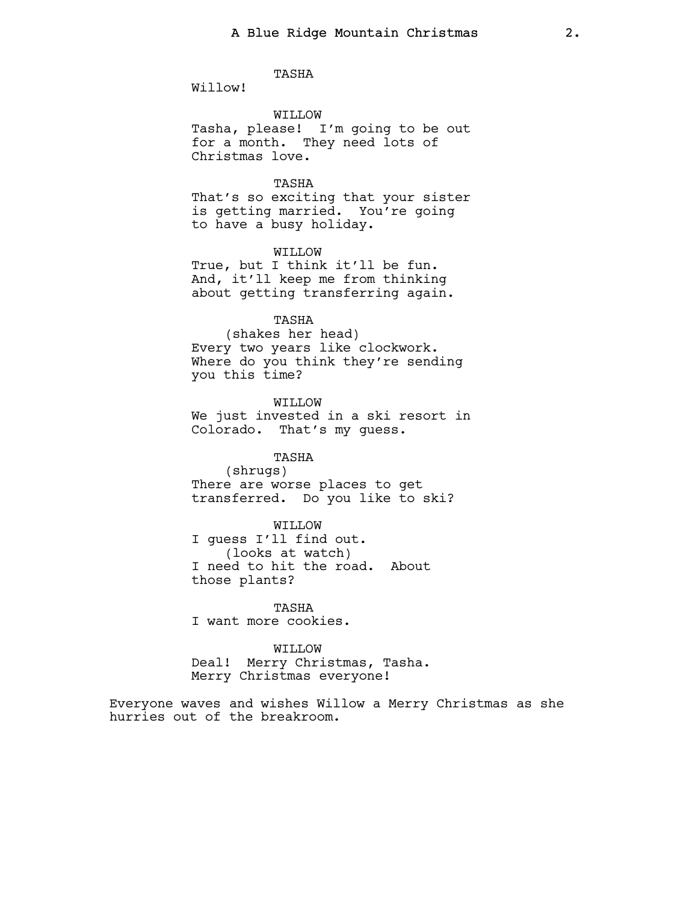TASHA

Willow!

WILLOW

Tasha, please! I'm going to be out for a month. They need lots of Christmas love.

TASHA

That's so exciting that your sister is getting married. You're going to have a busy holiday.

WILLOW

True, but I think it'll be fun. And, it'll keep me from thinking about getting transferring again.

TASHA

(shakes her head)

Every two years like clockwork. Where do you think they're sending you this time?

WILLOW

We just invested in a ski resort in Colorado. That's my guess.

TASHA

(shrugs)

There are worse places to get transferred. Do you like to ski?

WILLOW

I guess I'll find out.

(looks at watch)

I need to hit the road. About those plants?

TASHA

I want more cookies.

WILLOW

Deal! Merry Christmas, Tasha. Merry Christmas everyone!

Everyone waves and wishes Willow a Merry Christmas as she hurries out of the breakroom.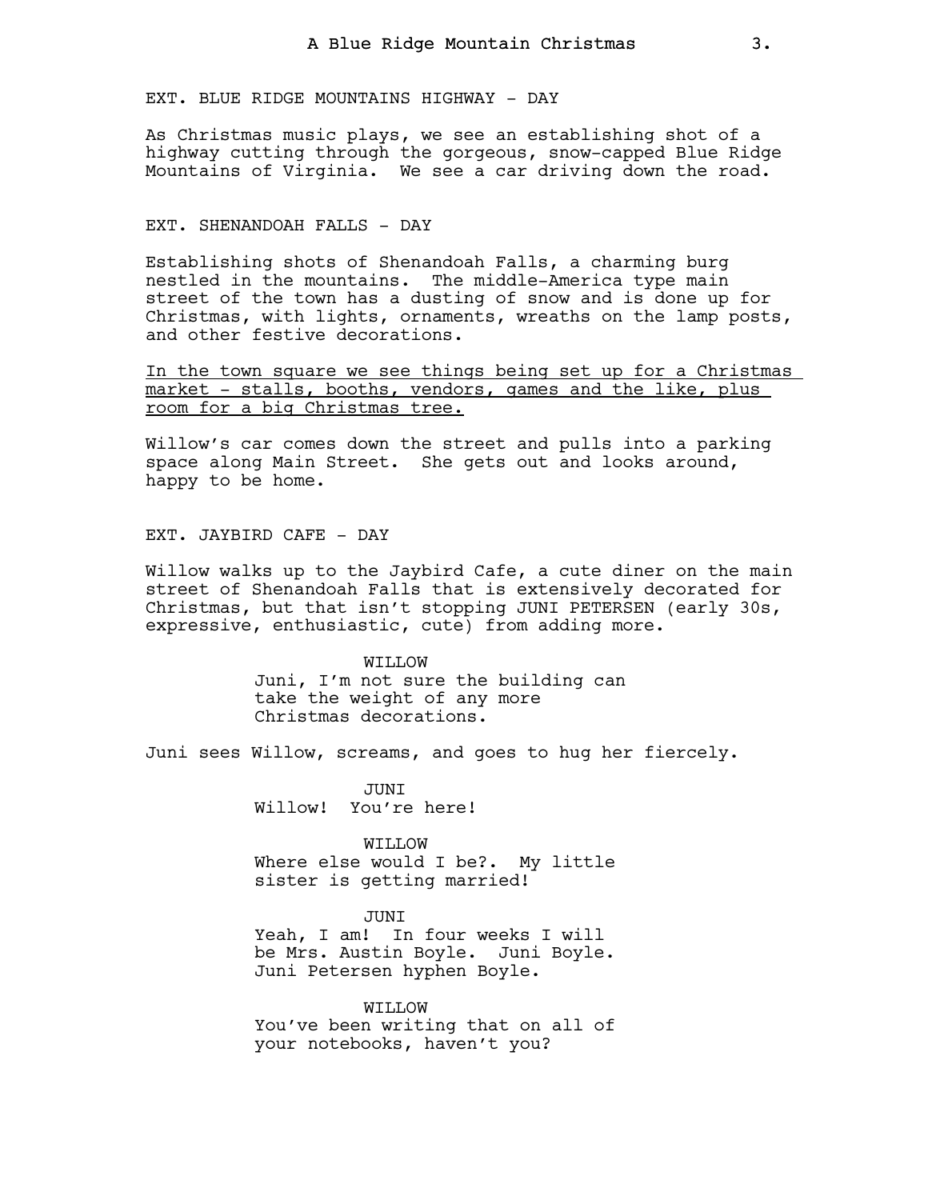EXT. BLUE RIDGE MOUNTAINS HIGHWAY - DAY

As Christmas music plays, we see an establishing shot of a highway cutting through the gorgeous, snow-capped Blue Ridge Mountains of Virginia. We see a car driving down the road.

EXT. SHENANDOAH FALLS - DAY

Establishing shots of Shenandoah Falls, a charming burg nestled in the mountains. The middle-America type main street of the town has a dusting of snow and is done up for Christmas, with lights, ornaments, wreaths on the lamp posts, and other festive decorations.

<u>In the town square we see things being set up for a Christmas market - stalls, booths, vendors, games and the like, plus room for a big Christmas tree.</u>

Willow's car comes down the street and pulls into a parking space along Main Street. She gets out and looks around, happy to be home.

EXT. JAYBIRD CAFE - DAY

Willow walks up to the Jaybird Cafe, a cute diner on the main street of Shenandoah Falls that is extensively decorated for Christmas, but that isn't stopping JUNI PETERSEN (early 30s, expressive, enthusiastic, cute) from adding more.

WILLOW
Juni, I'm not sure the building can take the weight of any more Christmas decorations.

Juni sees Willow, screams, and goes to hug her fiercely.

JUNI
Willow! You're here!

WILLOW
Where else would I be?. My little sister is getting married!

JUNI
Yeah, I am! In four weeks I will be Mrs. Austin Boyle. Juni Boyle. Juni Petersen hyphen Boyle.

WILLOW
You've been writing that on all of your notebooks, haven't you?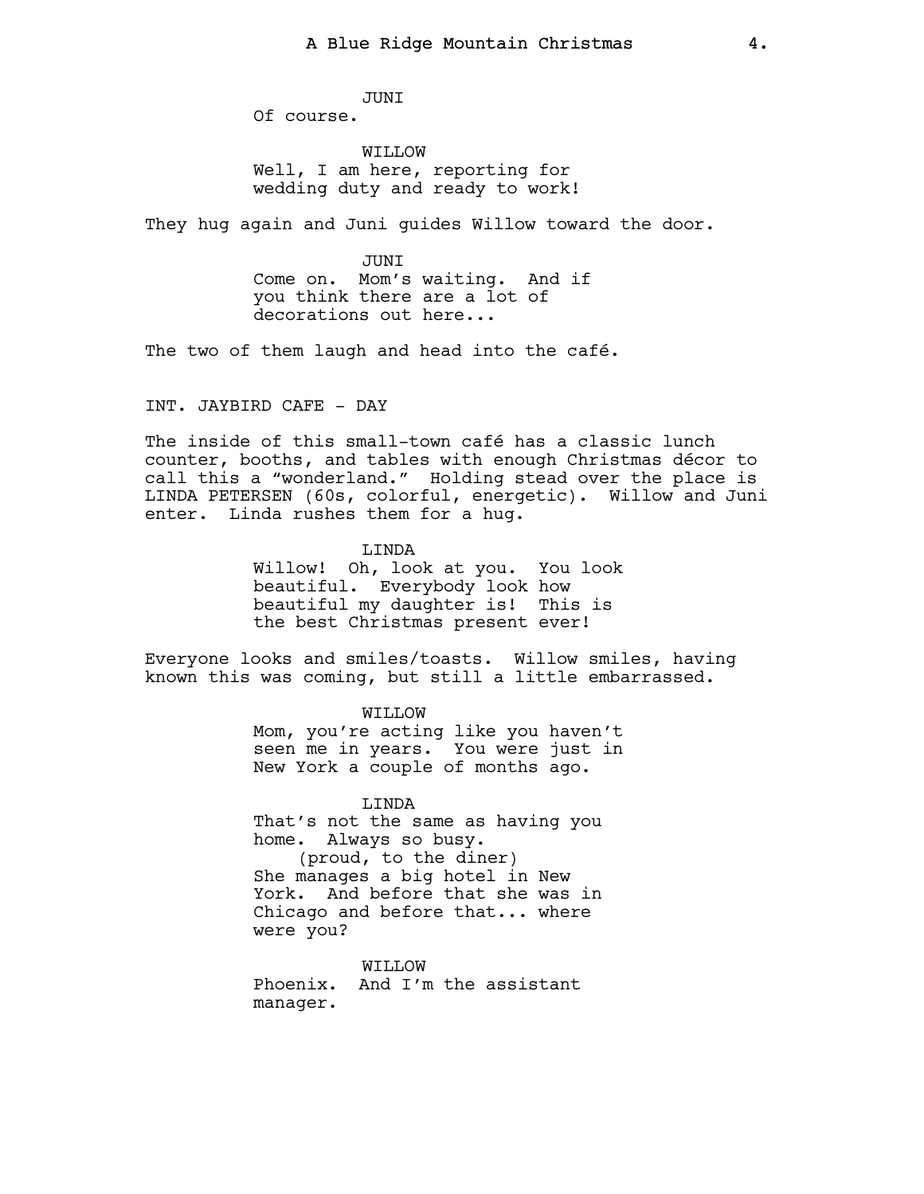JUNI
Of course.

WILLOW
Well, I am here, reporting for wedding duty and ready to work!

They hug again and Juni guides Willow toward the door.

JUNI
Come on. Mom's waiting. And if you think there are a lot of decorations out here...

The two of them laugh and head into the café.

INT. JAYBIRD CAFE - DAY

The inside of this small-town café has a classic lunch counter, booths, and tables with enough Christmas décor to call this a "wonderland." Holding stead over the place is LINDA PETERSEN (60s, colorful, energetic). Willow and Juni enter. Linda rushes them for a hug.

LINDA
Willow! Oh, look at you. You look beautiful. Everybody look how beautiful my daughter is! This is the best Christmas present ever!

Everyone looks and smiles/toasts. Willow smiles, having known this was coming, but still a little embarrassed.

WILLOW
Mom, you're acting like you haven't seen me in years. You were just in New York a couple of months ago.

LINDA
That's not the same as having you home. Always so busy.
(proud, to the diner)
She manages a big hotel in New York. And before that she was in Chicago and before that... where were you?

WILLOW
Phoenix. And I'm the assistant manager.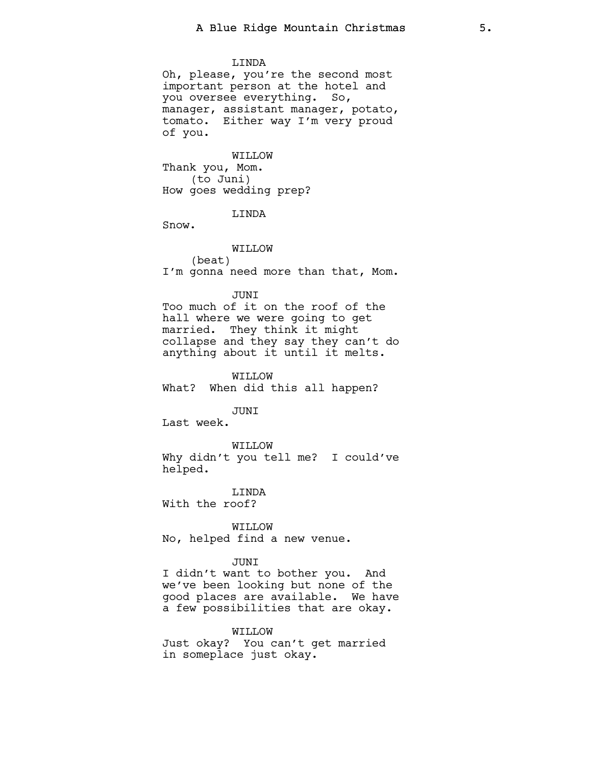LINDA
Oh, please, you're the second most important person at the hotel and you oversee everything. So, manager, assistant manager, potato, tomato. Either way I'm very proud of you.

WILLOW
Thank you, Mom.
(to Juni)
How goes wedding prep?

LINDA
Snow.

WILLOW
(beat)
I'm gonna need more than that, Mom.

JUNI
Too much of it on the roof of the hall where we were going to get married. They think it might collapse and they say they can't do anything about it until it melts.

WILLOW
What? When did this all happen?

JUNI
Last week.

WILLOW
Why didn't you tell me? I could've helped.

LINDA
With the roof?

WILLOW
No, helped find a new venue.

JUNI
I didn't want to bother you. And we've been looking but none of the good places are available. We have a few possibilities that are okay.

WILLOW
Just okay? You can't get married in someplace just okay.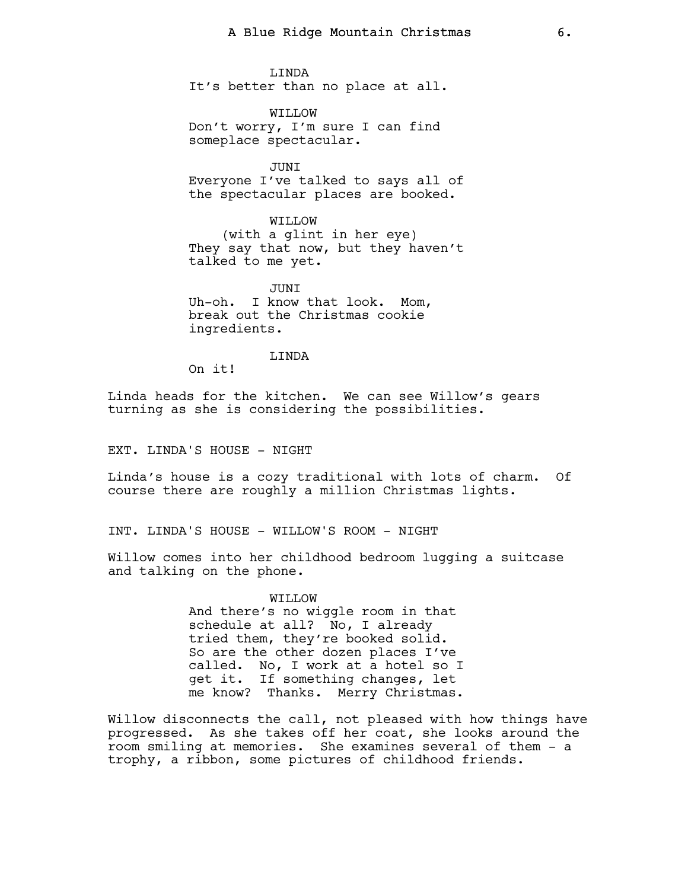LINDA
It's better than no place at all.

WILLOW
Don't worry, I'm sure I can find someplace spectacular.

JUNI
Everyone I've talked to says all of the spectacular places are booked.

WILLOW
(with a glint in her eye)
They say that now, but they haven't talked to me yet.

JUNI
Uh-oh. I know that look. Mom, break out the Christmas cookie ingredients.

LINDA
On it!

Linda heads for the kitchen. We can see Willow's gears turning as she is considering the possibilities.

EXT. LINDA'S HOUSE - NIGHT

Linda's house is a cozy traditional with lots of charm. Of course there are roughly a million Christmas lights.

INT. LINDA'S HOUSE - WILLOW'S ROOM - NIGHT

Willow comes into her childhood bedroom lugging a suitcase and talking on the phone.

WILLOW
And there's no wiggle room in that schedule at all? No, I already tried them, they're booked solid. So are the other dozen places I've called. No, I work at a hotel so I get it. If something changes, let me know? Thanks. Merry Christmas.

Willow disconnects the call, not pleased with how things have progressed. As she takes off her coat, she looks around the room smiling at memories. She examines several of them - a trophy, a ribbon, some pictures of childhood friends.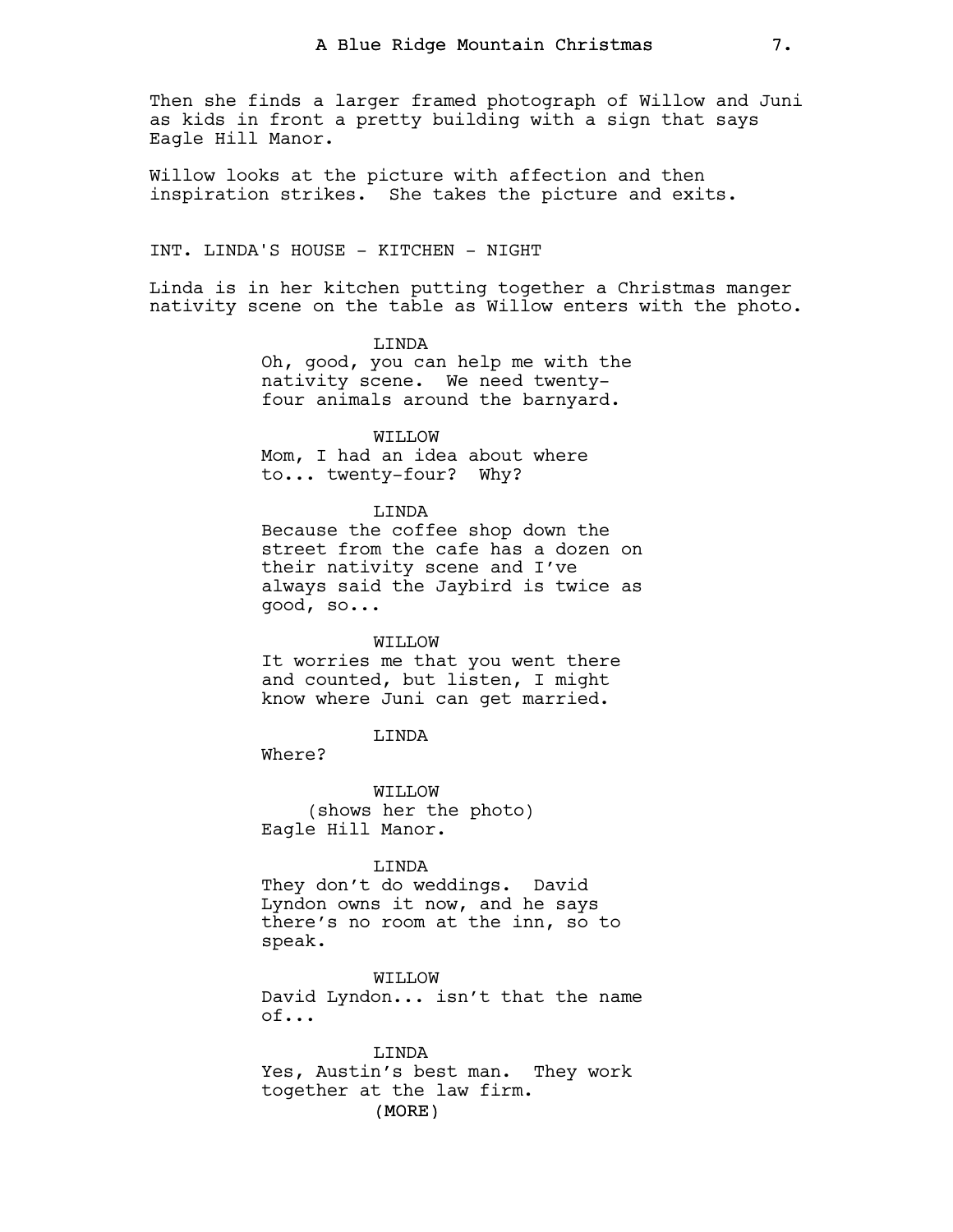Then she finds a larger framed photograph of Willow and Juni as kids in front a pretty building with a sign that says Eagle Hill Manor.

Willow looks at the picture with affection and then inspiration strikes. She takes the picture and exits.

INT. LINDA'S HOUSE - KITCHEN - NIGHT

Linda is in her kitchen putting together a Christmas manger nativity scene on the table as Willow enters with the photo.

LINDA
Oh, good, you can help me with the nativity scene. We need twenty-four animals around the barnyard.

WILLOW
Mom, I had an idea about where to... twenty-four? Why?

LINDA
Because the coffee shop down the street from the cafe has a dozen on their nativity scene and I've always said the Jaybird is twice as good, so...

WILLOW
It worries me that you went there and counted, but listen, I might know where Juni can get married.

LINDA
Where?

WILLOW
(shows her the photo)
Eagle Hill Manor.

LINDA
They don't do weddings. David Lyndon owns it now, and he says there's no room at the inn, so to speak.

WILLOW
David Lyndon... isn't that the name of...

LINDA
Yes, Austin's best man. They work together at the law firm.
(MORE)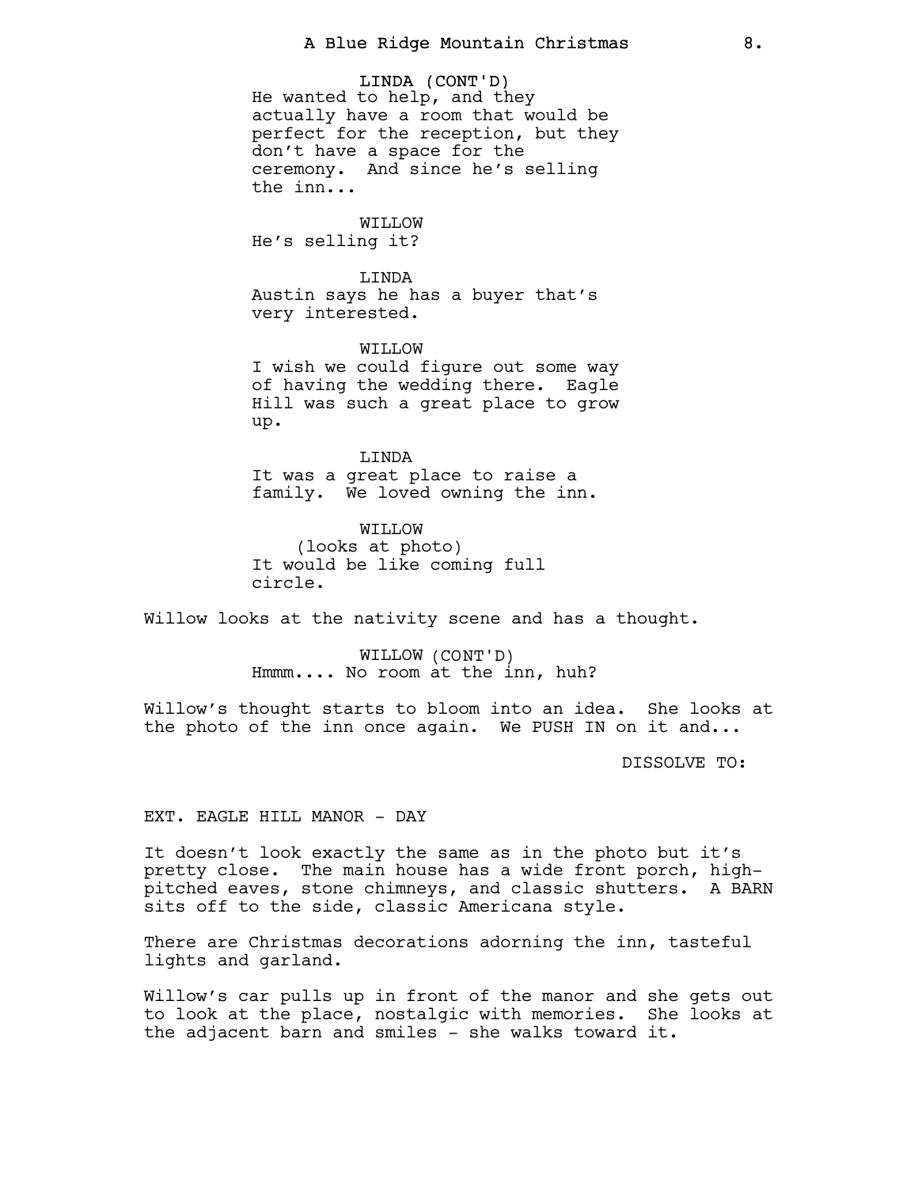LINDA (CONT'D)
He wanted to help, and they actually have a room that would be perfect for the reception, but they don't have a space for the ceremony. And since he's selling the inn...

WILLOW
He's selling it?

LINDA
Austin says he has a buyer that's very interested.

WILLOW
I wish we could figure out some way of having the wedding there. Eagle Hill was such a great place to grow up.

LINDA
It was a great place to raise a family. We loved owning the inn.

WILLOW
(looks at photo)
It would be like coming full circle.

Willow looks at the nativity scene and has a thought.

WILLOW (CONT'D)
Hmmm.... No room at the inn, huh?

Willow's thought starts to bloom into an idea. She looks at the photo of the inn once again. We PUSH IN on it and...

DISSOLVE TO:

EXT. EAGLE HILL MANOR - DAY

It doesn't look exactly the same as in the photo but it's pretty close. The main house has a wide front porch, high-pitched eaves, stone chimneys, and classic shutters. A BARN sits off to the side, classic Americana style.

There are Christmas decorations adorning the inn, tasteful lights and garland.

Willow's car pulls up in front of the manor and she gets out to look at the place, nostalgic with memories. She looks at the adjacent barn and smiles - she walks toward it.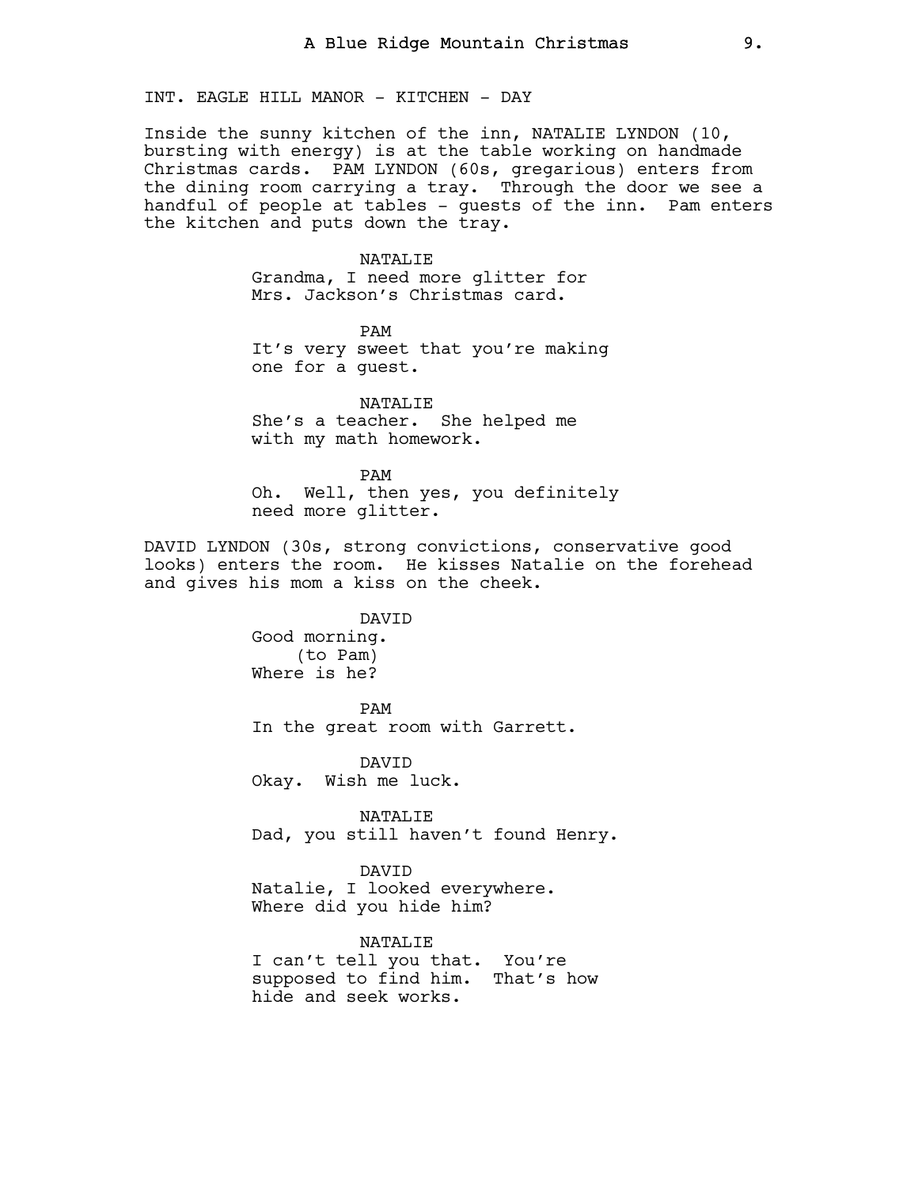INT. EAGLE HILL MANOR - KITCHEN - DAY

Inside the sunny kitchen of the inn, NATALIE LYNDON (10, bursting with energy) is at the table working on handmade Christmas cards. PAM LYNDON (60s, gregarious) enters from the dining room carrying a tray. Through the door we see a handful of people at tables - guests of the inn. Pam enters the kitchen and puts down the tray.

NATALIE
Grandma, I need more glitter for Mrs. Jackson's Christmas card.

PAM
It's very sweet that you're making one for a guest.

NATALIE
She's a teacher. She helped me with my math homework.

PAM
Oh. Well, then yes, you definitely need more glitter.

DAVID LYNDON (30s, strong convictions, conservative good looks) enters the room. He kisses Natalie on the forehead and gives his mom a kiss on the cheek.

DAVID
Good morning.
(to Pam)
Where is he?

PAM
In the great room with Garrett.

DAVID
Okay. Wish me luck.

NATALIE
Dad, you still haven't found Henry.

DAVID
Natalie, I looked everywhere. Where did you hide him?

NATALIE
I can't tell you that. You're supposed to find him. That's how hide and seek works.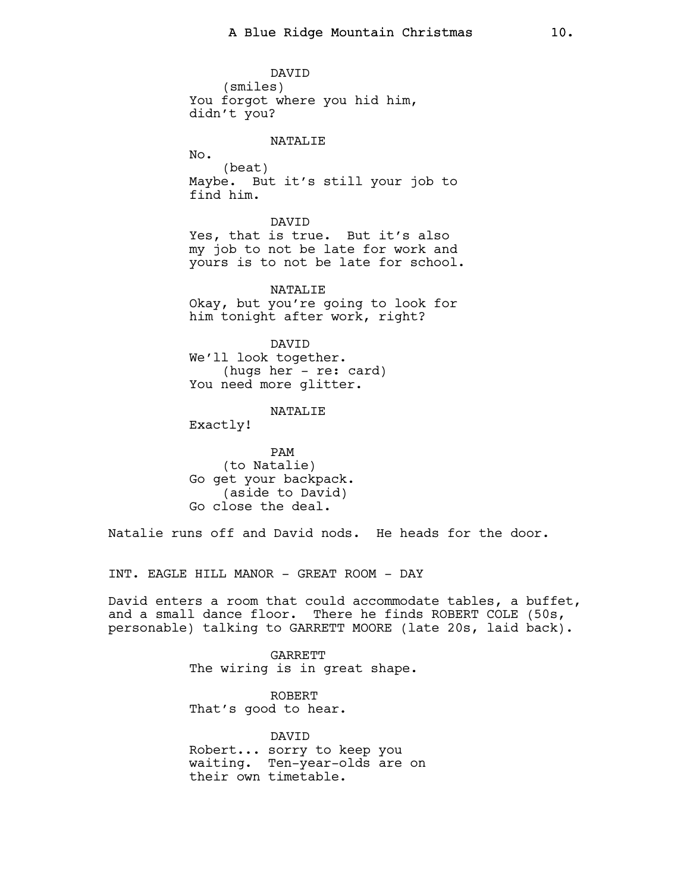DAVID
(smiles)
You forgot where you hid him, didn't you?

NATALIE
No.
(beat)
Maybe. But it's still your job to find him.

DAVID
Yes, that is true. But it's also my job to not be late for work and yours is to not be late for school.

NATALIE
Okay, but you're going to look for him tonight after work, right?

DAVID
We'll look together.
(hugs her - re: card)
You need more glitter.

NATALIE
Exactly!

PAM
(to Natalie)
Go get your backpack.
(aside to David)
Go close the deal.

Natalie runs off and David nods. He heads for the door.

INT. EAGLE HILL MANOR - GREAT ROOM - DAY

David enters a room that could accommodate tables, a buffet, and a small dance floor. There he finds ROBERT COLE (50s, personable) talking to GARRETT MOORE (late 20s, laid back).

GARRETT
The wiring is in great shape.

ROBERT
That's good to hear.

DAVID
Robert... sorry to keep you waiting. Ten-year-olds are on their own timetable.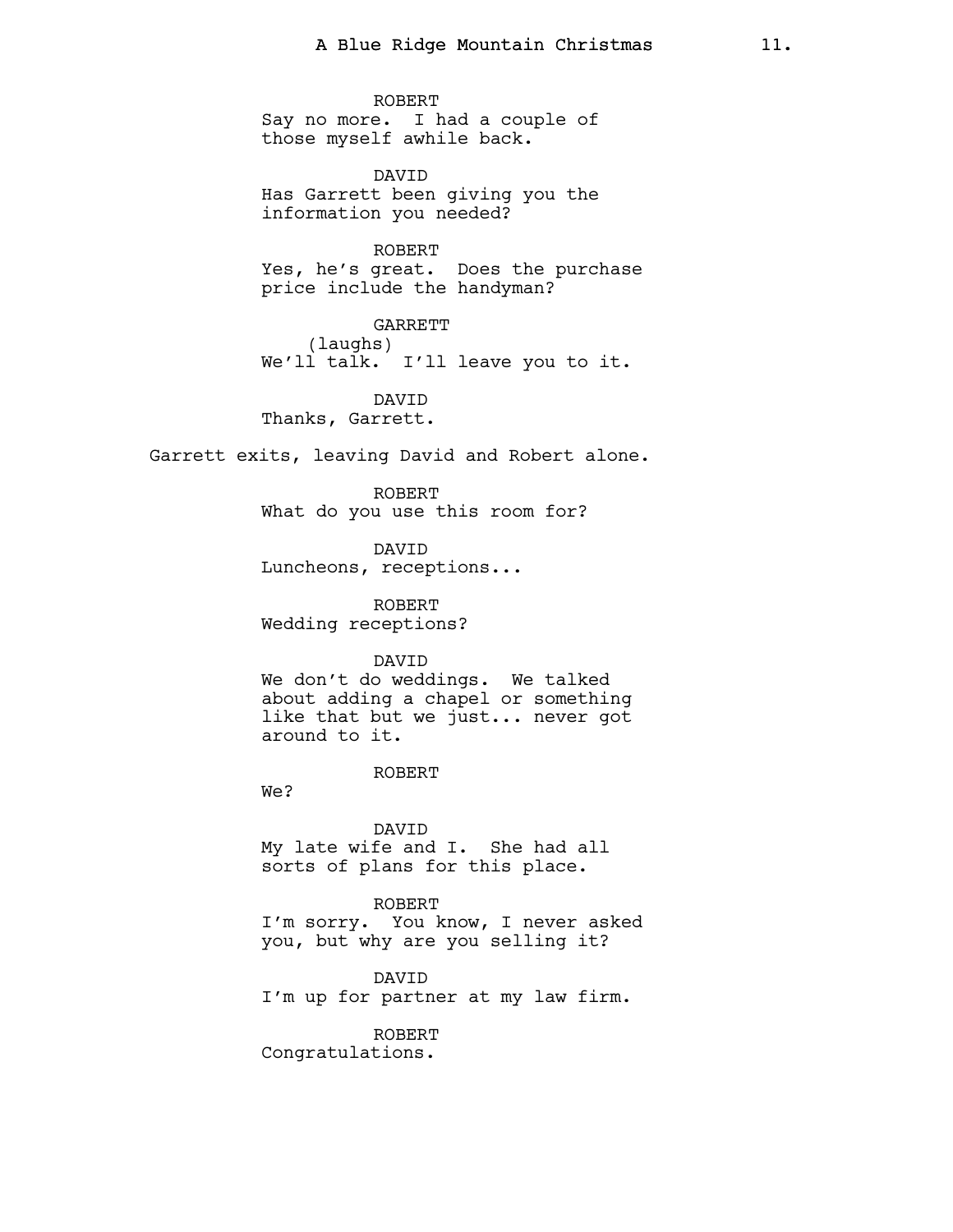ROBERT
Say no more.  I had a couple of those myself awhile back.

DAVID
Has Garrett been giving you the information you needed?

ROBERT
Yes, he's great.  Does the purchase price include the handyman?

GARRETT
(laughs)
We'll talk.  I'll leave you to it.

DAVID
Thanks, Garrett.

Garrett exits, leaving David and Robert alone.

ROBERT
What do you use this room for?

DAVID
Luncheons, receptions...

ROBERT
Wedding receptions?

DAVID
We don't do weddings.  We talked about adding a chapel or something like that but we just... never got around to it.

ROBERT
We?

DAVID
My late wife and I.  She had all sorts of plans for this place.

ROBERT
I'm sorry.  You know, I never asked you, but why are you selling it?

DAVID
I'm up for partner at my law firm.

ROBERT
Congratulations.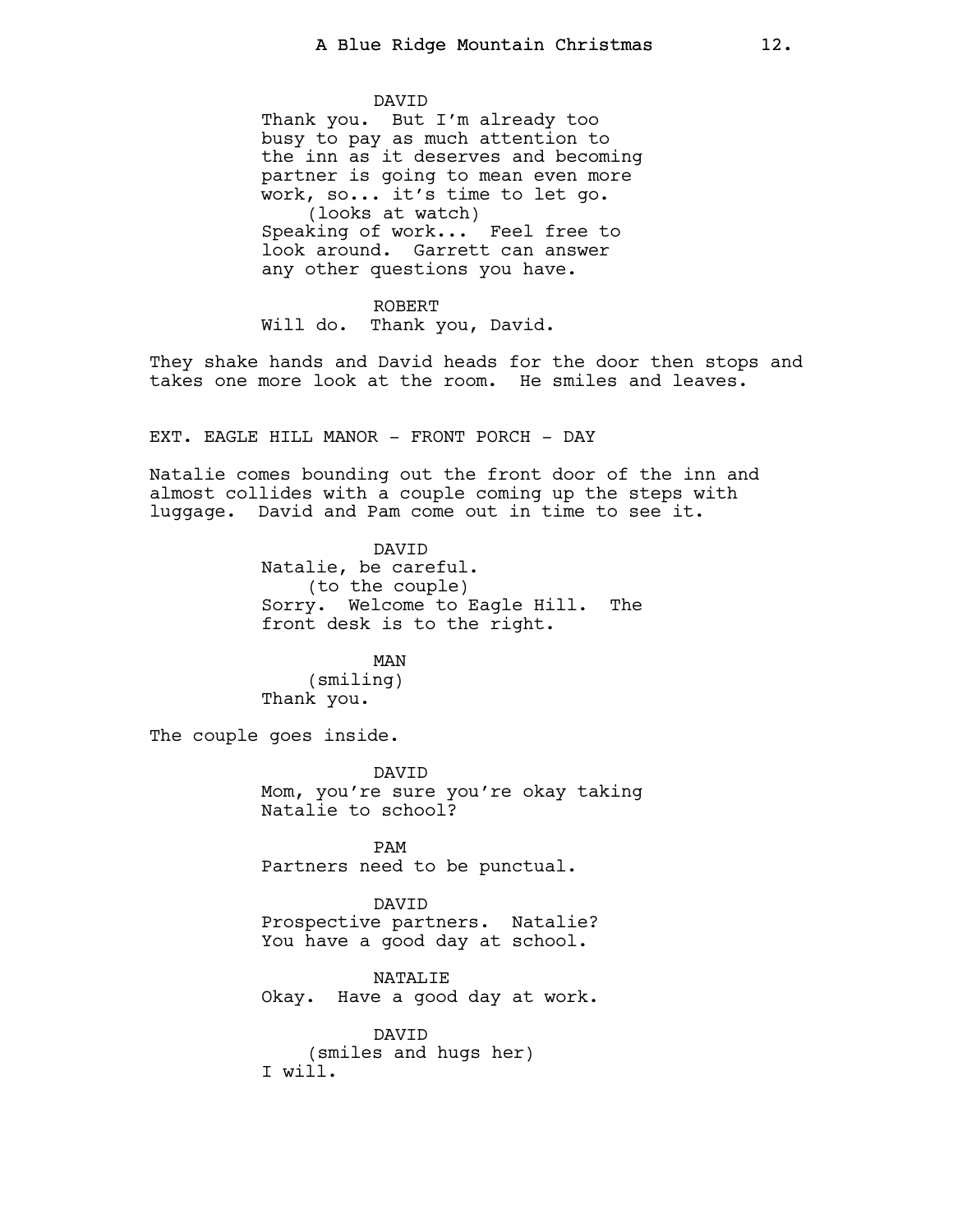DAVID
Thank you. But I'm already too busy to pay as much attention to the inn as it deserves and becoming partner is going to mean even more work, so... it's time to let go.
(looks at watch)
Speaking of work... Feel free to look around. Garrett can answer any other questions you have.

ROBERT
Will do. Thank you, David.

They shake hands and David heads for the door then stops and takes one more look at the room. He smiles and leaves.

EXT. EAGLE HILL MANOR - FRONT PORCH - DAY

Natalie comes bounding out the front door of the inn and almost collides with a couple coming up the steps with luggage. David and Pam come out in time to see it.

DAVID
Natalie, be careful.
(to the couple)
Sorry. Welcome to Eagle Hill. The front desk is to the right.

MAN
(smiling)
Thank you.

The couple goes inside.

DAVID
Mom, you're sure you're okay taking Natalie to school?

PAM
Partners need to be punctual.

DAVID
Prospective partners. Natalie? You have a good day at school.

NATALIE
Okay. Have a good day at work.

DAVID
(smiles and hugs her)
I will.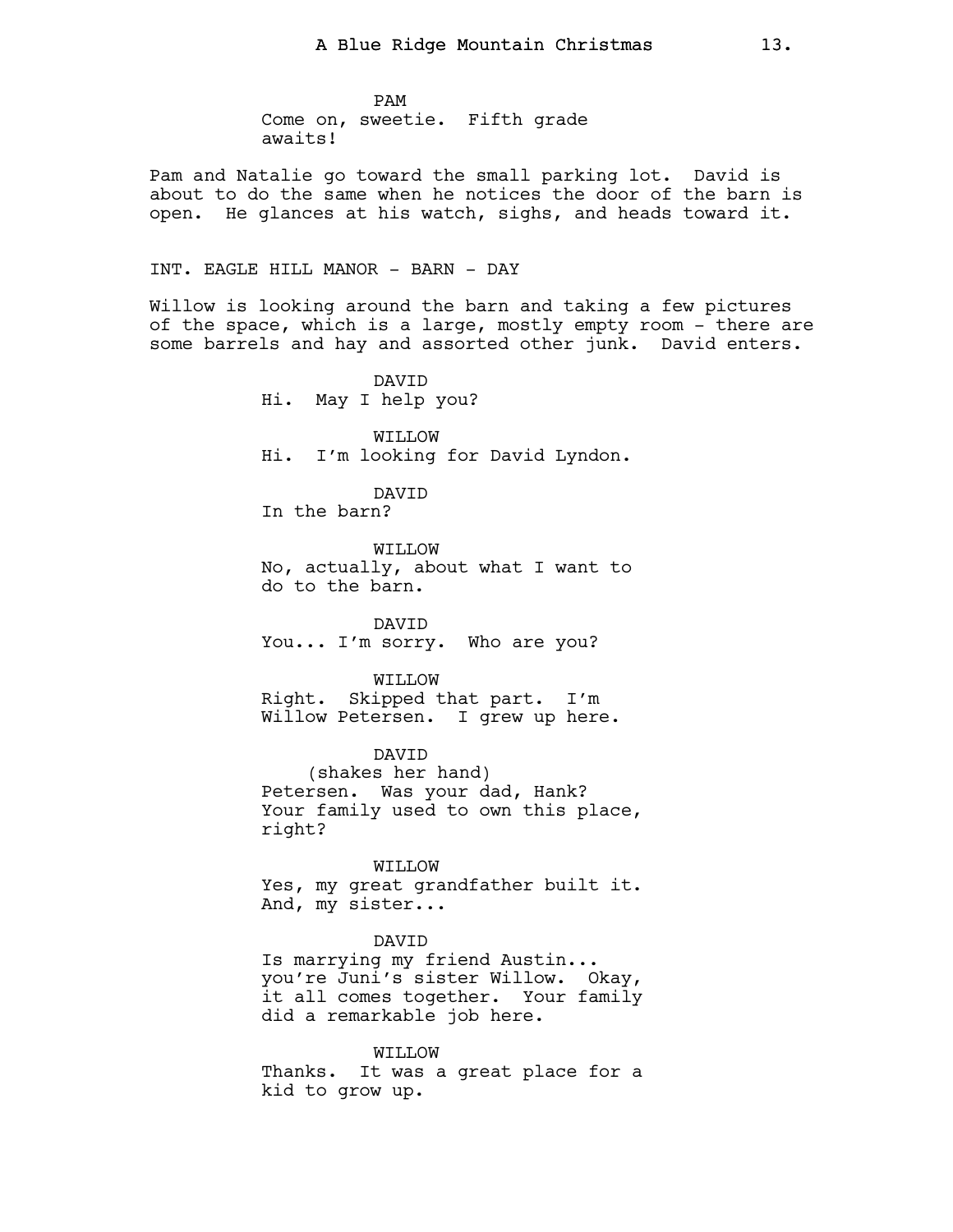PAM
Come on, sweetie. Fifth grade awaits!

Pam and Natalie go toward the small parking lot. David is about to do the same when he notices the door of the barn is open. He glances at his watch, sighs, and heads toward it.

INT. EAGLE HILL MANOR - BARN - DAY

Willow is looking around the barn and taking a few pictures of the space, which is a large, mostly empty room - there are some barrels and hay and assorted other junk. David enters.

DAVID
Hi. May I help you?

WILLOW
Hi. I'm looking for David Lyndon.

DAVID
In the barn?

WILLOW
No, actually, about what I want to do to the barn.

DAVID
You... I'm sorry. Who are you?

WILLOW
Right. Skipped that part. I'm Willow Petersen. I grew up here.

DAVID
(shakes her hand)
Petersen. Was your dad, Hank? Your family used to own this place, right?

WILLOW
Yes, my great grandfather built it. And, my sister...

DAVID
Is marrying my friend Austin... you're Juni's sister Willow. Okay, it all comes together. Your family did a remarkable job here.

WILLOW
Thanks. It was a great place for a kid to grow up.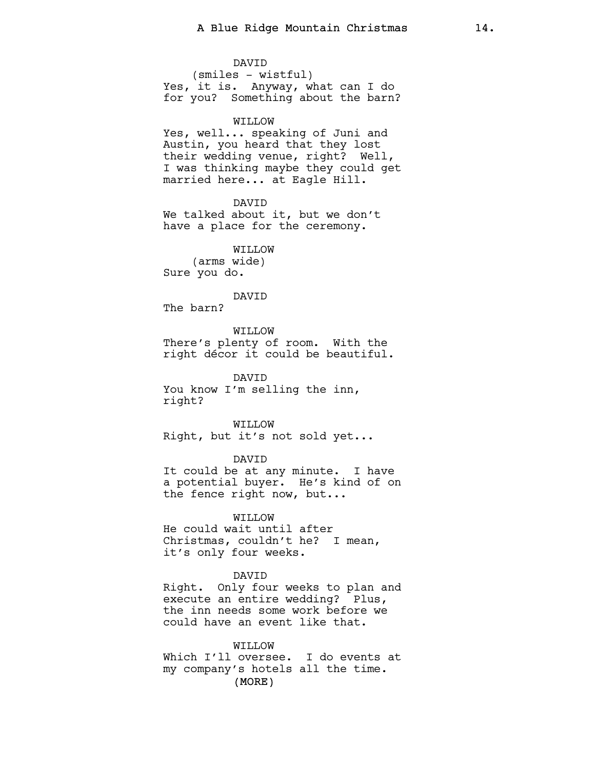DAVID
(smiles - wistful)
Yes, it is. Anyway, what can I do for you? Something about the barn?

WILLOW
Yes, well... speaking of Juni and Austin, you heard that they lost their wedding venue, right? Well, I was thinking maybe they could get married here... at Eagle Hill.

DAVID
We talked about it, but we don't have a place for the ceremony.

WILLOW
(arms wide)
Sure you do.

DAVID
The barn?

WILLOW
There's plenty of room. With the right décor it could be beautiful.

DAVID
You know I'm selling the inn, right?

WILLOW
Right, but it's not sold yet...

DAVID
It could be at any minute. I have a potential buyer. He's kind of on the fence right now, but...

WILLOW
He could wait until after Christmas, couldn't he? I mean, it's only four weeks.

DAVID
Right. Only four weeks to plan and execute an entire wedding? Plus, the inn needs some work before we could have an event like that.

WILLOW
Which I'll oversee. I do events at my company's hotels all the time.
(MORE)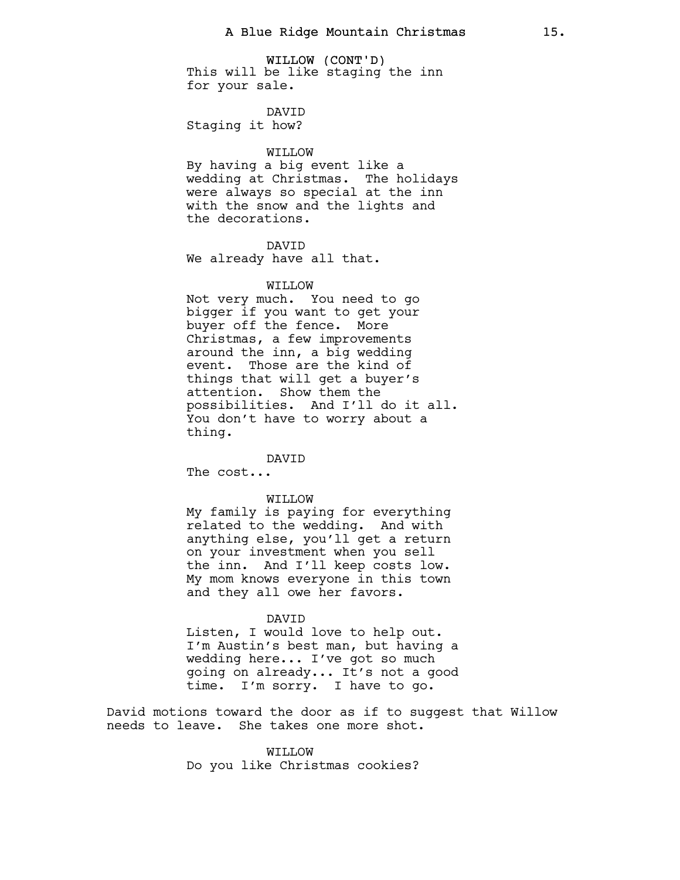WILLOW (CONT'D)
This will be like staging the inn for your sale.

DAVID
Staging it how?

WILLOW
By having a big event like a wedding at Christmas. The holidays were always so special at the inn with the snow and the lights and the decorations.

DAVID
We already have all that.

WILLOW
Not very much. You need to go bigger if you want to get your buyer off the fence. More Christmas, a few improvements around the inn, a big wedding event. Those are the kind of things that will get a buyer's attention. Show them the possibilities. And I'll do it all. You don't have to worry about a thing.

DAVID
The cost...

WILLOW
My family is paying for everything related to the wedding. And with anything else, you'll get a return on your investment when you sell the inn. And I'll keep costs low. My mom knows everyone in this town and they all owe her favors.

DAVID
Listen, I would love to help out. I'm Austin's best man, but having a wedding here... I've got so much going on already... It's not a good time. I'm sorry. I have to go.

David motions toward the door as if to suggest that Willow needs to leave. She takes one more shot.

WILLOW
Do you like Christmas cookies?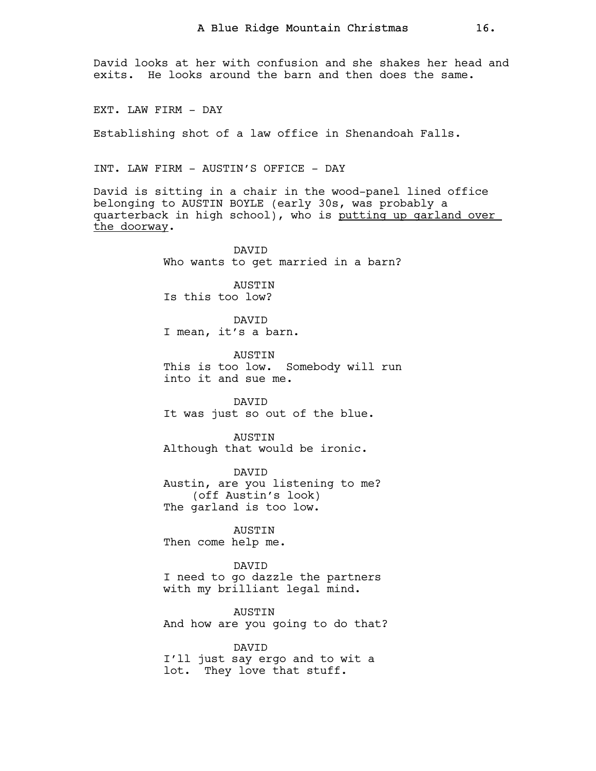David looks at her with confusion and she shakes her head and exits. He looks around the barn and then does the same.

EXT. LAW FIRM - DAY

Establishing shot of a law office in Shenandoah Falls.

INT. LAW FIRM - AUSTIN'S OFFICE - DAY

David is sitting in a chair in the wood-panel lined office belonging to AUSTIN BOYLE (early 30s, was probably a quarterback in high school), who is <u>putting up garland over the doorway</u>.

DAVID
Who wants to get married in a barn?

AUSTIN
Is this too low?

DAVID
I mean, it's a barn.

AUSTIN
This is too low. Somebody will run into it and sue me.

DAVID
It was just so out of the blue.

AUSTIN
Although that would be ironic.

DAVID
Austin, are you listening to me?
(off Austin's look)
The garland is too low.

AUSTIN
Then come help me.

DAVID
I need to go dazzle the partners with my brilliant legal mind.

AUSTIN
And how are you going to do that?

DAVID
I'll just say ergo and to wit a lot. They love that stuff.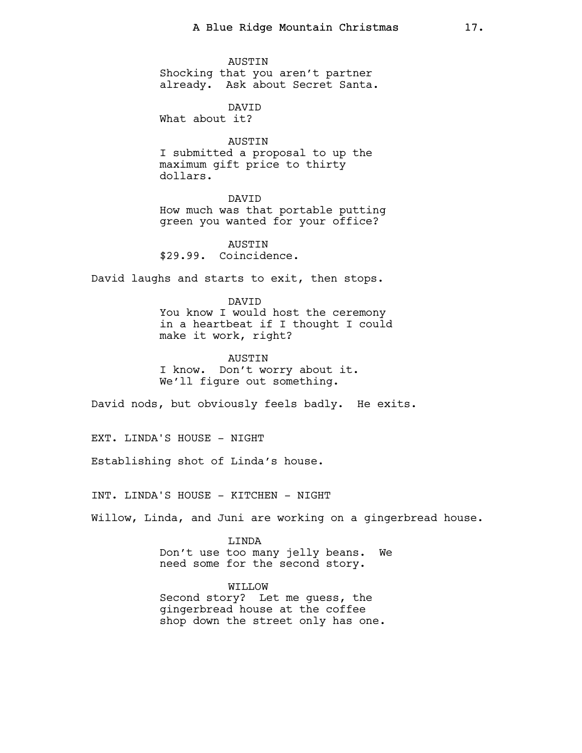AUSTIN

Shocking that you aren't partner already. Ask about Secret Santa.

DAVID

What about it?

AUSTIN

I submitted a proposal to up the maximum gift price to thirty dollars.

DAVID

How much was that portable putting green you wanted for your office?

AUSTIN

$29.99. Coincidence.

David laughs and starts to exit, then stops.

DAVID

You know I would host the ceremony in a heartbeat if I thought I could make it work, right?

AUSTIN

I know. Don't worry about it. We'll figure out something.

David nods, but obviously feels badly. He exits.

EXT. LINDA'S HOUSE - NIGHT

Establishing shot of Linda's house.

INT. LINDA'S HOUSE - KITCHEN - NIGHT

Willow, Linda, and Juni are working on a gingerbread house.

LINDA

Don't use too many jelly beans. We need some for the second story.

WILLOW

Second story? Let me guess, the gingerbread house at the coffee shop down the street only has one.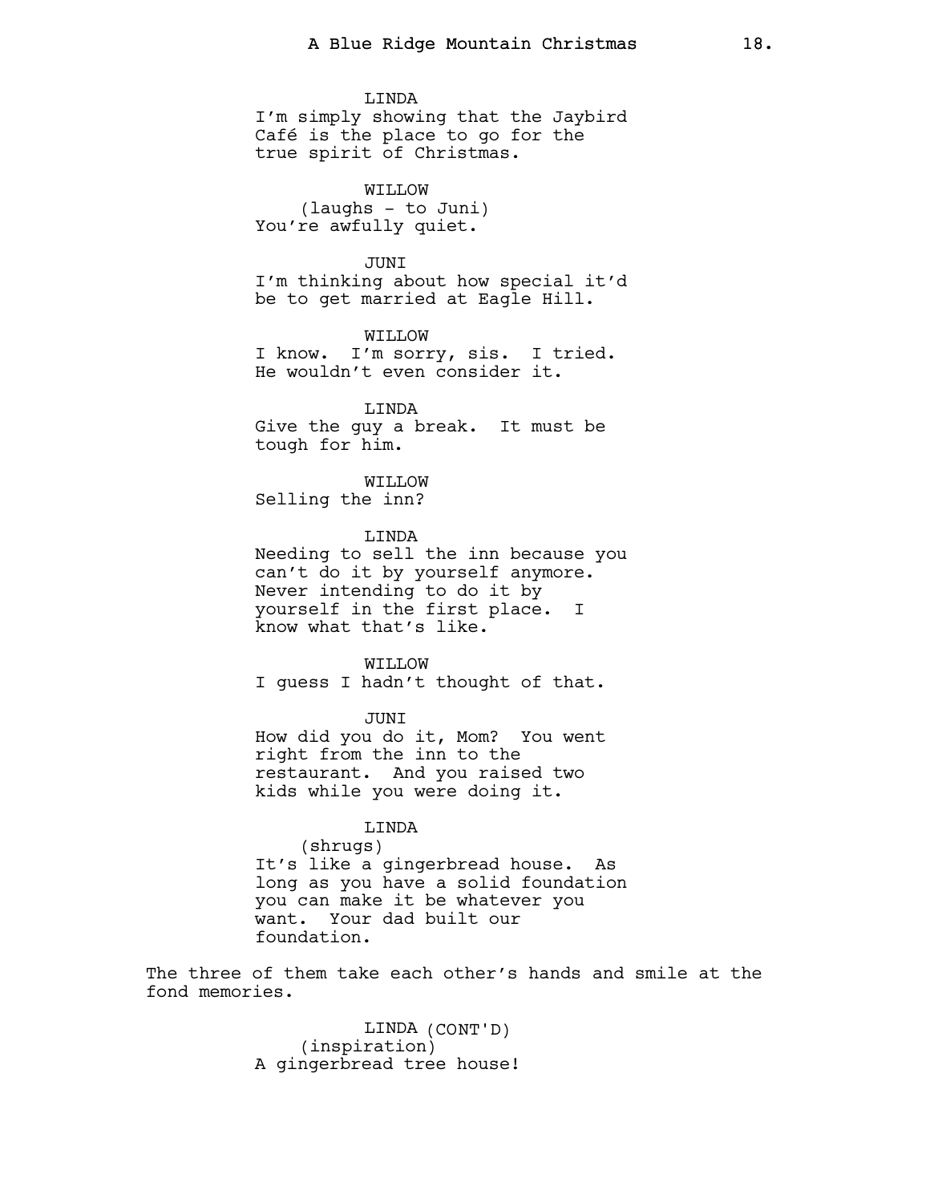LINDA
I'm simply showing that the Jaybird Café is the place to go for the true spirit of Christmas.

WILLOW
(laughs - to Juni)
You're awfully quiet.

JUNI
I'm thinking about how special it'd be to get married at Eagle Hill.

WILLOW
I know. I'm sorry, sis. I tried. He wouldn't even consider it.

LINDA
Give the guy a break. It must be tough for him.

WILLOW
Selling the inn?

LINDA
Needing to sell the inn because you can't do it by yourself anymore. Never intending to do it by yourself in the first place. I know what that's like.

WILLOW
I guess I hadn't thought of that.

JUNI
How did you do it, Mom? You went right from the inn to the restaurant. And you raised two kids while you were doing it.

LINDA
(shrugs)
It's like a gingerbread house. As long as you have a solid foundation you can make it be whatever you want. Your dad built our foundation.

The three of them take each other's hands and smile at the fond memories.

LINDA (CONT'D)
(inspiration)
A gingerbread tree house!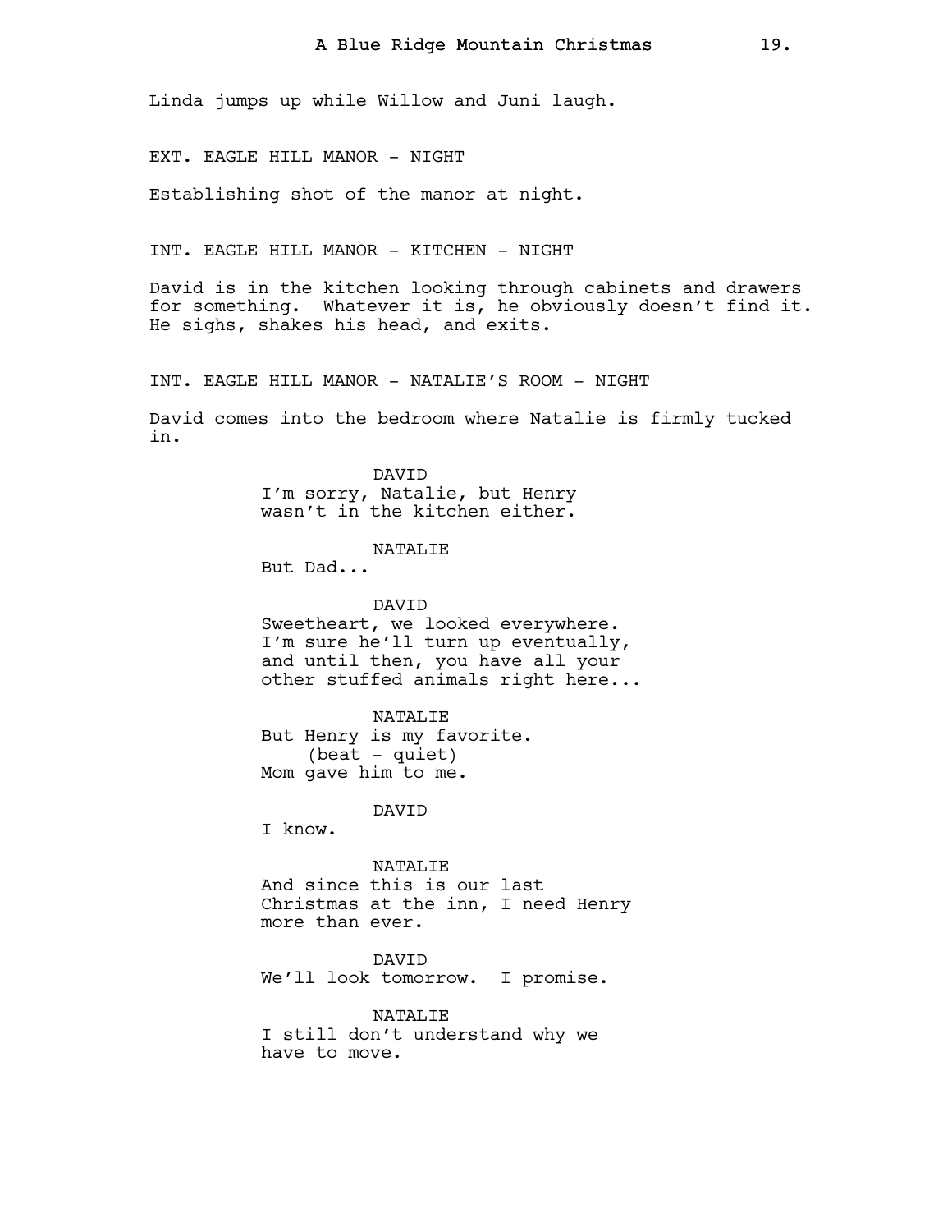Linda jumps up while Willow and Juni laugh.

EXT. EAGLE HILL MANOR - NIGHT

Establishing shot of the manor at night.

INT. EAGLE HILL MANOR - KITCHEN - NIGHT

David is in the kitchen looking through cabinets and drawers for something. Whatever it is, he obviously doesn't find it. He sighs, shakes his head, and exits.

INT. EAGLE HILL MANOR - NATALIE'S ROOM - NIGHT

David comes into the bedroom where Natalie is firmly tucked in.

DAVID
I'm sorry, Natalie, but Henry wasn't in the kitchen either.

NATALIE
But Dad...

DAVID
Sweetheart, we looked everywhere. I'm sure he'll turn up eventually, and until then, you have all your other stuffed animals right here...

NATALIE
But Henry is my favorite.
(beat - quiet)
Mom gave him to me.

DAVID
I know.

NATALIE
And since this is our last Christmas at the inn, I need Henry more than ever.

DAVID
We'll look tomorrow. I promise.

NATALIE
I still don't understand why we have to move.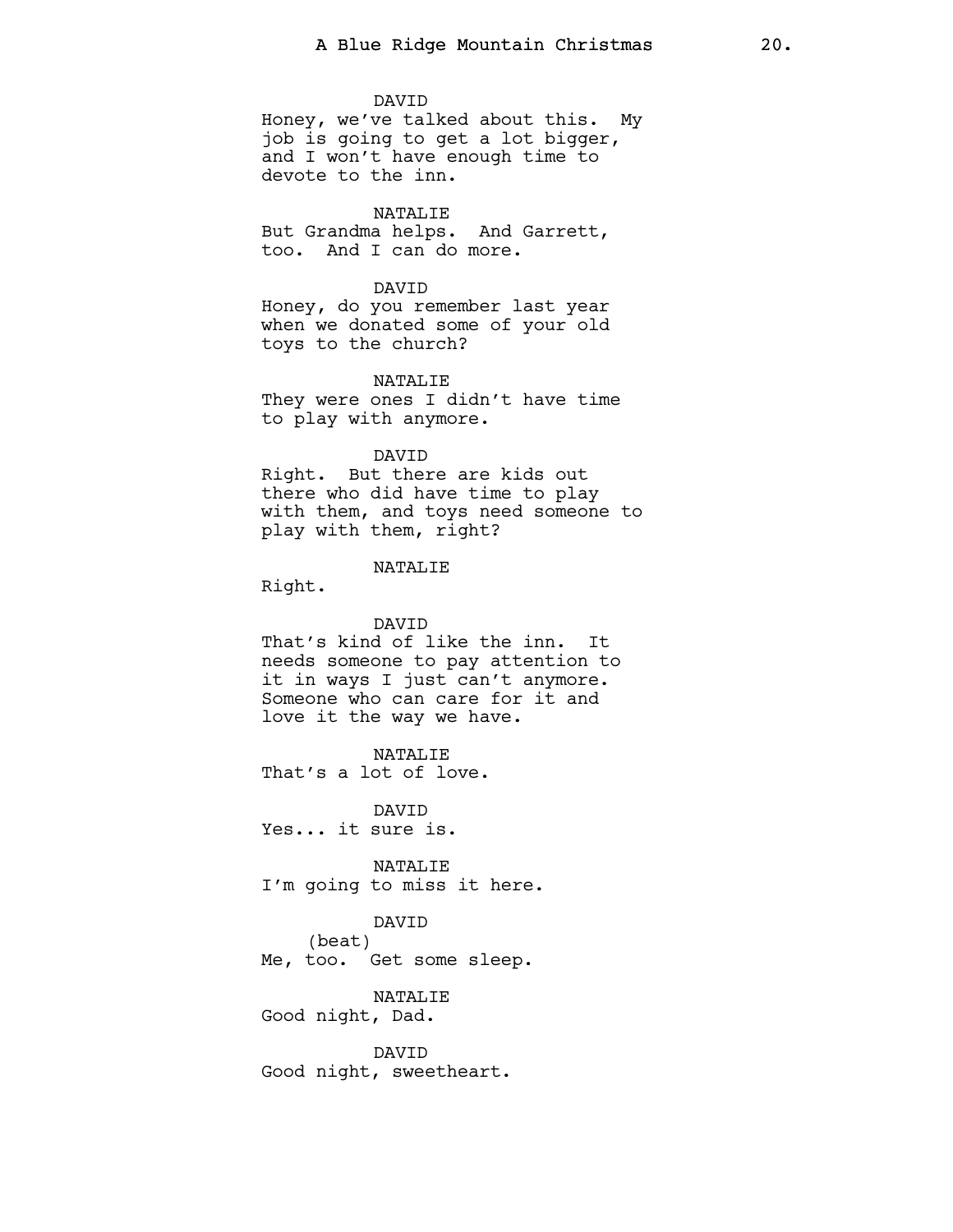DAVID
Honey, we've talked about this. My job is going to get a lot bigger, and I won't have enough time to devote to the inn.

NATALIE
But Grandma helps. And Garrett, too. And I can do more.

DAVID
Honey, do you remember last year when we donated some of your old toys to the church?

NATALIE
They were ones I didn't have time to play with anymore.

DAVID
Right. But there are kids out there who did have time to play with them, and toys need someone to play with them, right?

NATALIE
Right.

DAVID
That's kind of like the inn. It needs someone to pay attention to it in ways I just can't anymore. Someone who can care for it and love it the way we have.

NATALIE
That's a lot of love.

DAVID
Yes... it sure is.

NATALIE
I'm going to miss it here.

DAVID
(beat)
Me, too. Get some sleep.

NATALIE
Good night, Dad.

DAVID
Good night, sweetheart.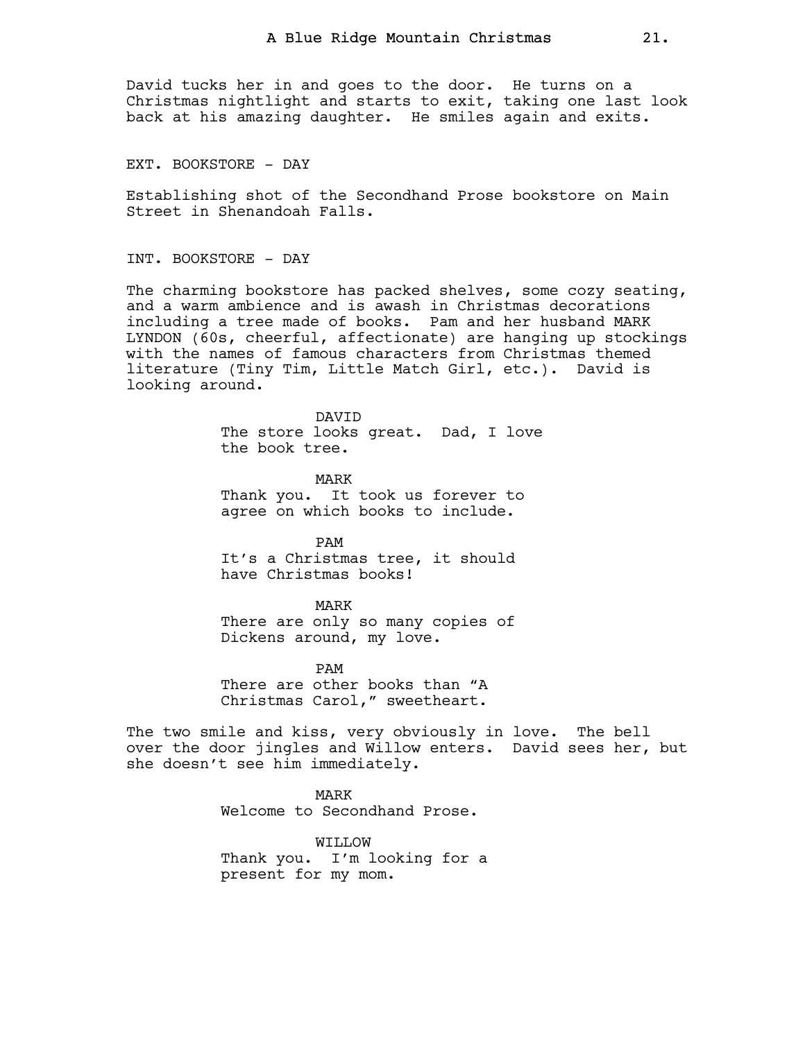David tucks her in and goes to the door. He turns on a Christmas nightlight and starts to exit, taking one last look back at his amazing daughter. He smiles again and exits.

EXT. BOOKSTORE - DAY

Establishing shot of the Secondhand Prose bookstore on Main Street in Shenandoah Falls.

INT. BOOKSTORE - DAY

The charming bookstore has packed shelves, some cozy seating, and a warm ambience and is awash in Christmas decorations including a tree made of books. Pam and her husband MARK LYNDON (60s, cheerful, affectionate) are hanging up stockings with the names of famous characters from Christmas themed literature (Tiny Tim, Little Match Girl, etc.). David is looking around.

DAVID
The store looks great. Dad, I love the book tree.

MARK
Thank you. It took us forever to agree on which books to include.

PAM
It's a Christmas tree, it should have Christmas books!

MARK
There are only so many copies of Dickens around, my love.

PAM
There are other books than "A Christmas Carol," sweetheart.

The two smile and kiss, very obviously in love. The bell over the door jingles and Willow enters. David sees her, but she doesn't see him immediately.

MARK
Welcome to Secondhand Prose.

WILLOW
Thank you. I'm looking for a present for my mom.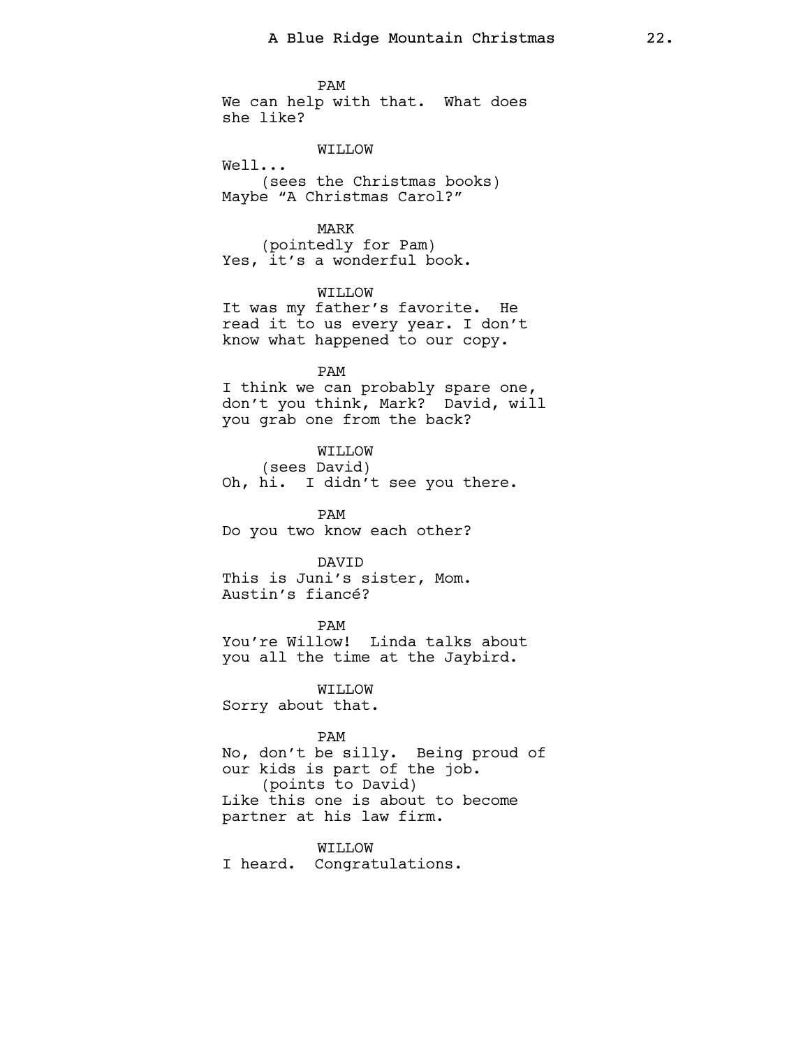PAM
We can help with that. What does she like?

WILLOW
Well...
(sees the Christmas books)
Maybe “A Christmas Carol?”

MARK
(pointedly for Pam)
Yes, it’s a wonderful book.

WILLOW
It was my father’s favorite. He read it to us every year. I don’t know what happened to our copy.

PAM
I think we can probably spare one, don’t you think, Mark? David, will you grab one from the back?

WILLOW
(sees David)
Oh, hi. I didn’t see you there.

PAM
Do you two know each other?

DAVID
This is Juni’s sister, Mom. Austin’s fiancé?

PAM
You’re Willow! Linda talks about you all the time at the Jaybird.

WILLOW
Sorry about that.

PAM
No, don’t be silly. Being proud of our kids is part of the job.
(points to David)
Like this one is about to become partner at his law firm.

WILLOW
I heard. Congratulations.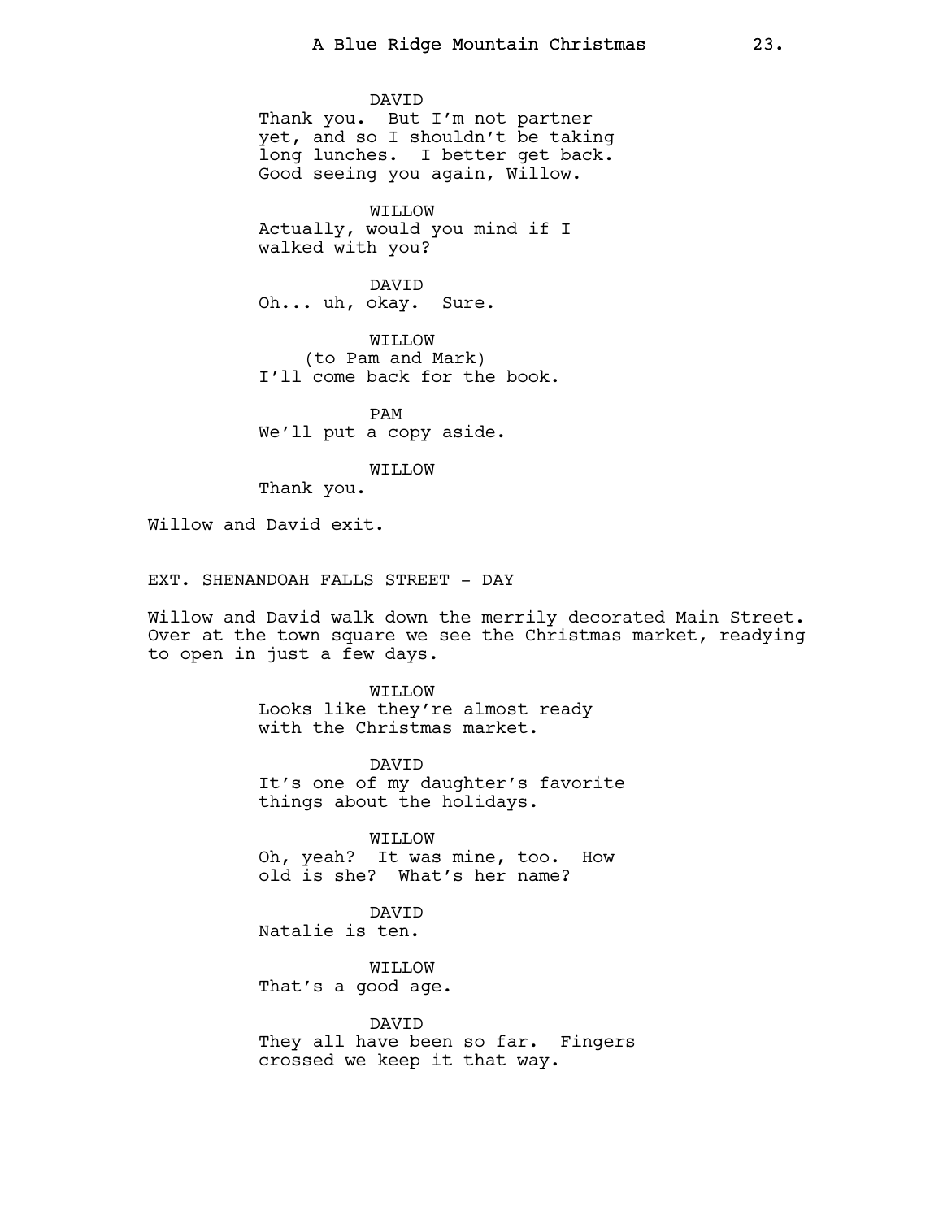DAVID
Thank you. But I'm not partner yet, and so I shouldn't be taking long lunches. I better get back. Good seeing you again, Willow.

WILLOW
Actually, would you mind if I walked with you?

DAVID
Oh... uh, okay. Sure.

WILLOW
(to Pam and Mark)
I'll come back for the book.

PAM
We'll put a copy aside.

WILLOW
Thank you.

Willow and David exit.

EXT. SHENANDOAH FALLS STREET - DAY

Willow and David walk down the merrily decorated Main Street. Over at the town square we see the Christmas market, readying to open in just a few days.

WILLOW
Looks like they're almost ready with the Christmas market.

DAVID
It's one of my daughter's favorite things about the holidays.

WILLOW
Oh, yeah? It was mine, too. How old is she? What's her name?

DAVID
Natalie is ten.

WILLOW
That's a good age.

DAVID
They all have been so far. Fingers crossed we keep it that way.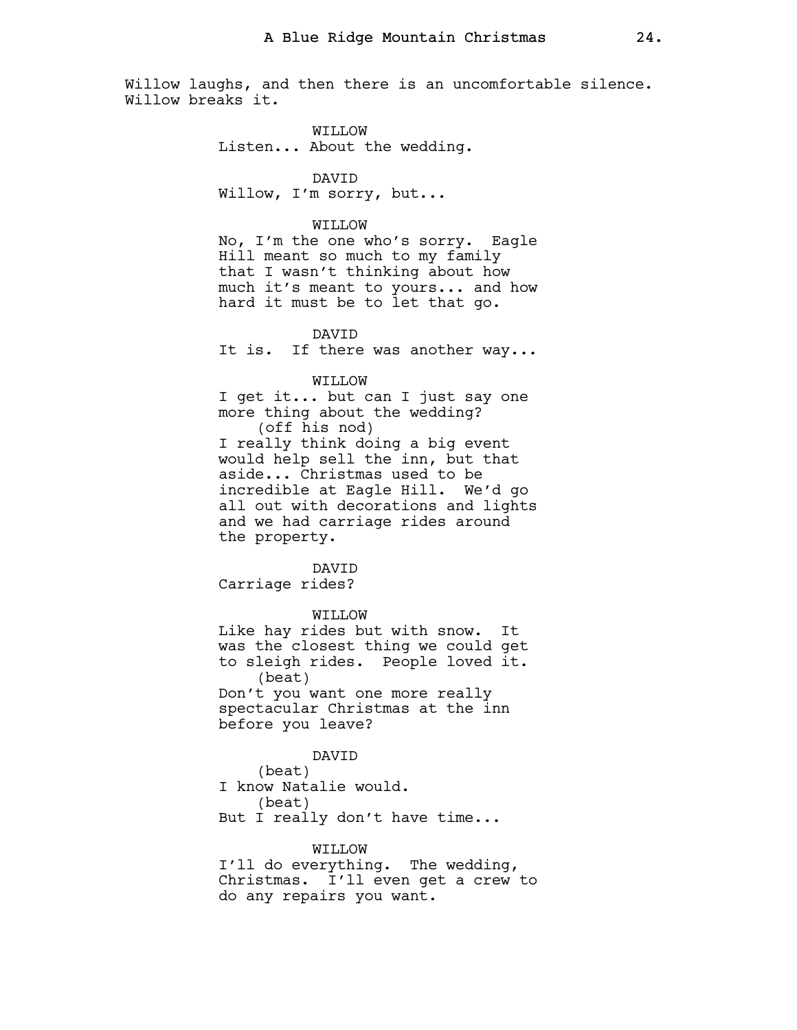Willow laughs, and then there is an uncomfortable silence. Willow breaks it.

WILLOW
Listen... About the wedding.

DAVID
Willow, I'm sorry, but...

WILLOW
No, I'm the one who's sorry. Eagle Hill meant so much to my family that I wasn't thinking about how much it's meant to yours... and how hard it must be to let that go.

DAVID
It is. If there was another way...

WILLOW
I get it... but can I just say one more thing about the wedding?
(off his nod)
I really think doing a big event would help sell the inn, but that aside... Christmas used to be incredible at Eagle Hill. We'd go all out with decorations and lights and we had carriage rides around the property.

DAVID
Carriage rides?

WILLOW
Like hay rides but with snow. It was the closest thing we could get to sleigh rides. People loved it.
(beat)
Don't you want one more really spectacular Christmas at the inn before you leave?

DAVID
(beat)
I know Natalie would.
(beat)
But I really don't have time...

WILLOW
I'll do everything. The wedding, Christmas. I'll even get a crew to do any repairs you want.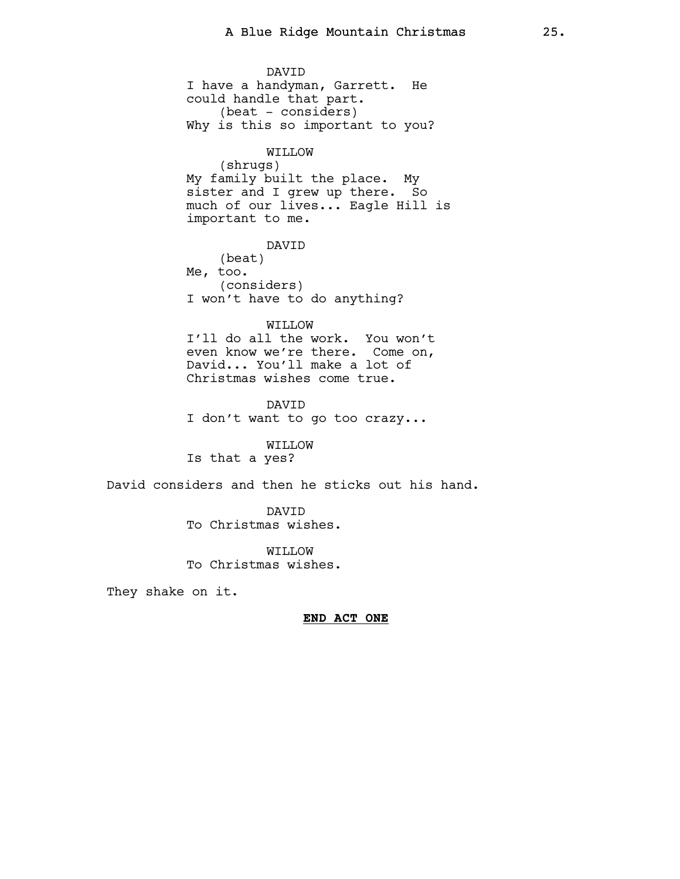DAVID
I have a handyman, Garrett. He could handle that part.
(beat - considers)
Why is this so important to you?

WILLOW
(shrugs)
My family built the place. My sister and I grew up there. So much of our lives... Eagle Hill is important to me.

DAVID
(beat)
Me, too.
(considers)
I won't have to do anything?

WILLOW
I'll do all the work. You won't even know we're there. Come on, David... You'll make a lot of Christmas wishes come true.

DAVID
I don't want to go too crazy...

WILLOW
Is that a yes?

David considers and then he sticks out his hand.

DAVID
To Christmas wishes.

WILLOW
To Christmas wishes.

They shake on it.

**END ACT ONE**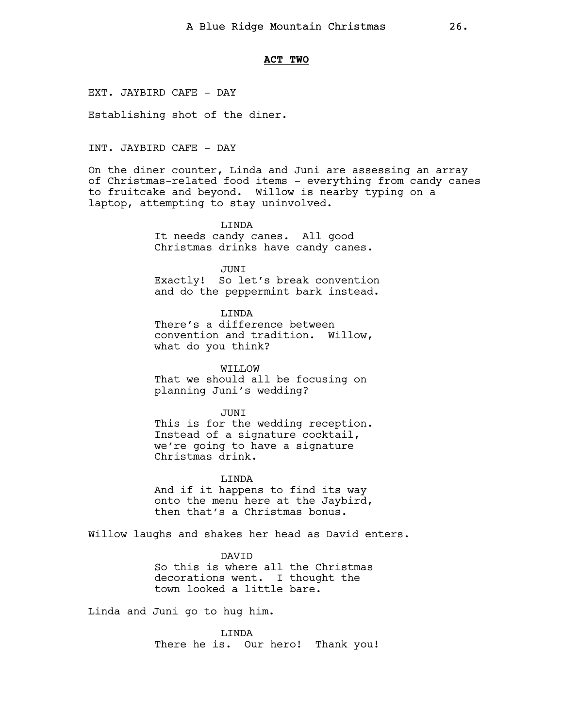**ACT TWO**

EXT. JAYBIRD CAFE - DAY

Establishing shot of the diner.

INT. JAYBIRD CAFE - DAY

On the diner counter, Linda and Juni are assessing an array of Christmas-related food items - everything from candy canes to fruitcake and beyond. Willow is nearby typing on a laptop, attempting to stay uninvolved.

LINDA
It needs candy canes. All good Christmas drinks have candy canes.

JUNI
Exactly! So let's break convention and do the peppermint bark instead.

LINDA
There's a difference between convention and tradition. Willow, what do you think?

WILLOW
That we should all be focusing on planning Juni's wedding?

JUNI
This is for the wedding reception. Instead of a signature cocktail, we're going to have a signature Christmas drink.

LINDA
And if it happens to find its way onto the menu here at the Jaybird, then that's a Christmas bonus.

Willow laughs and shakes her head as David enters.

DAVID
So this is where all the Christmas decorations went. I thought the town looked a little bare.

Linda and Juni go to hug him.

LINDA
There he is. Our hero! Thank you!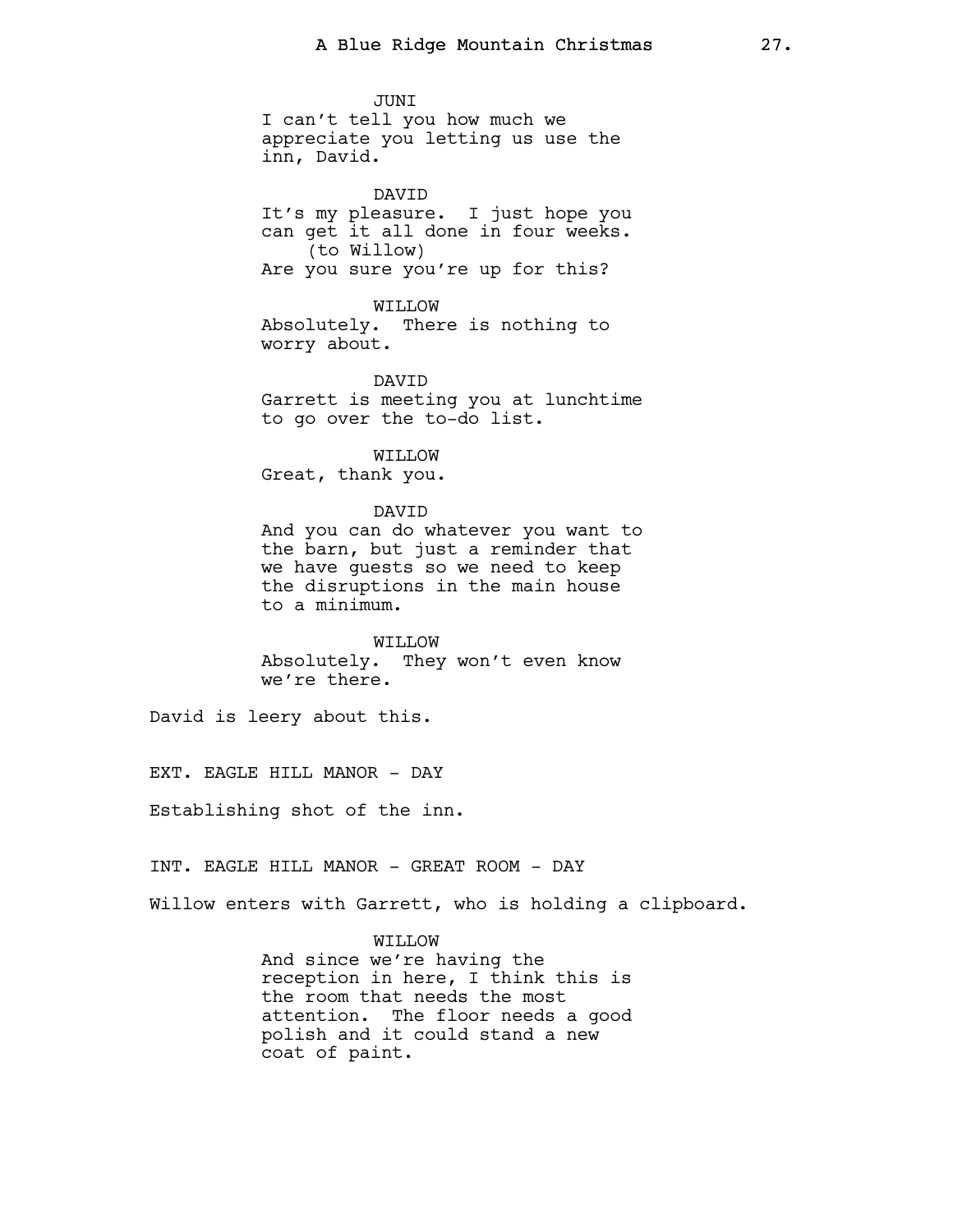JUNI
I can't tell you how much we appreciate you letting us use the inn, David.

DAVID
It's my pleasure. I just hope you can get it all done in four weeks.
(to Willow)
Are you sure you're up for this?

WILLOW
Absolutely. There is nothing to worry about.

DAVID
Garrett is meeting you at lunchtime to go over the to-do list.

WILLOW
Great, thank you.

DAVID
And you can do whatever you want to the barn, but just a reminder that we have guests so we need to keep the disruptions in the main house to a minimum.

WILLOW
Absolutely. They won't even know we're there.

David is leery about this.

EXT. EAGLE HILL MANOR - DAY

Establishing shot of the inn.

INT. EAGLE HILL MANOR - GREAT ROOM - DAY

Willow enters with Garrett, who is holding a clipboard.

WILLOW
And since we're having the reception in here, I think this is the room that needs the most attention. The floor needs a good polish and it could stand a new coat of paint.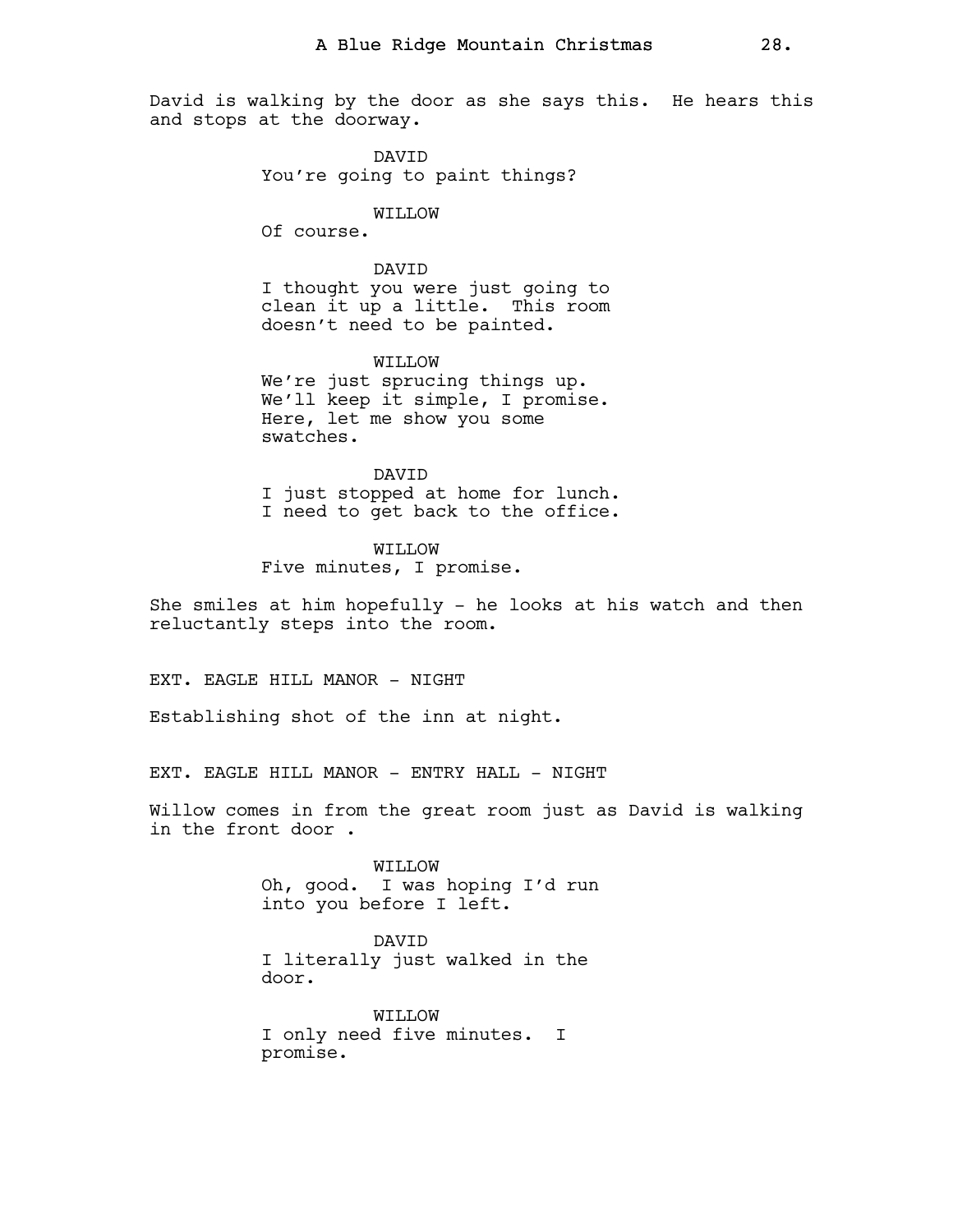David is walking by the door as she says this. He hears this and stops at the doorway.

DAVID
You're going to paint things?

WILLOW
Of course.

DAVID
I thought you were just going to clean it up a little. This room doesn't need to be painted.

WILLOW
We're just sprucing things up. We'll keep it simple, I promise. Here, let me show you some swatches.

DAVID
I just stopped at home for lunch. I need to get back to the office.

WILLOW
Five minutes, I promise.

She smiles at him hopefully - he looks at his watch and then reluctantly steps into the room.

EXT. EAGLE HILL MANOR - NIGHT

Establishing shot of the inn at night.

EXT. EAGLE HILL MANOR - ENTRY HALL - NIGHT

Willow comes in from the great room just as David is walking in the front door .

WILLOW
Oh, good. I was hoping I'd run into you before I left.

DAVID
I literally just walked in the door.

WILLOW
I only need five minutes. I promise.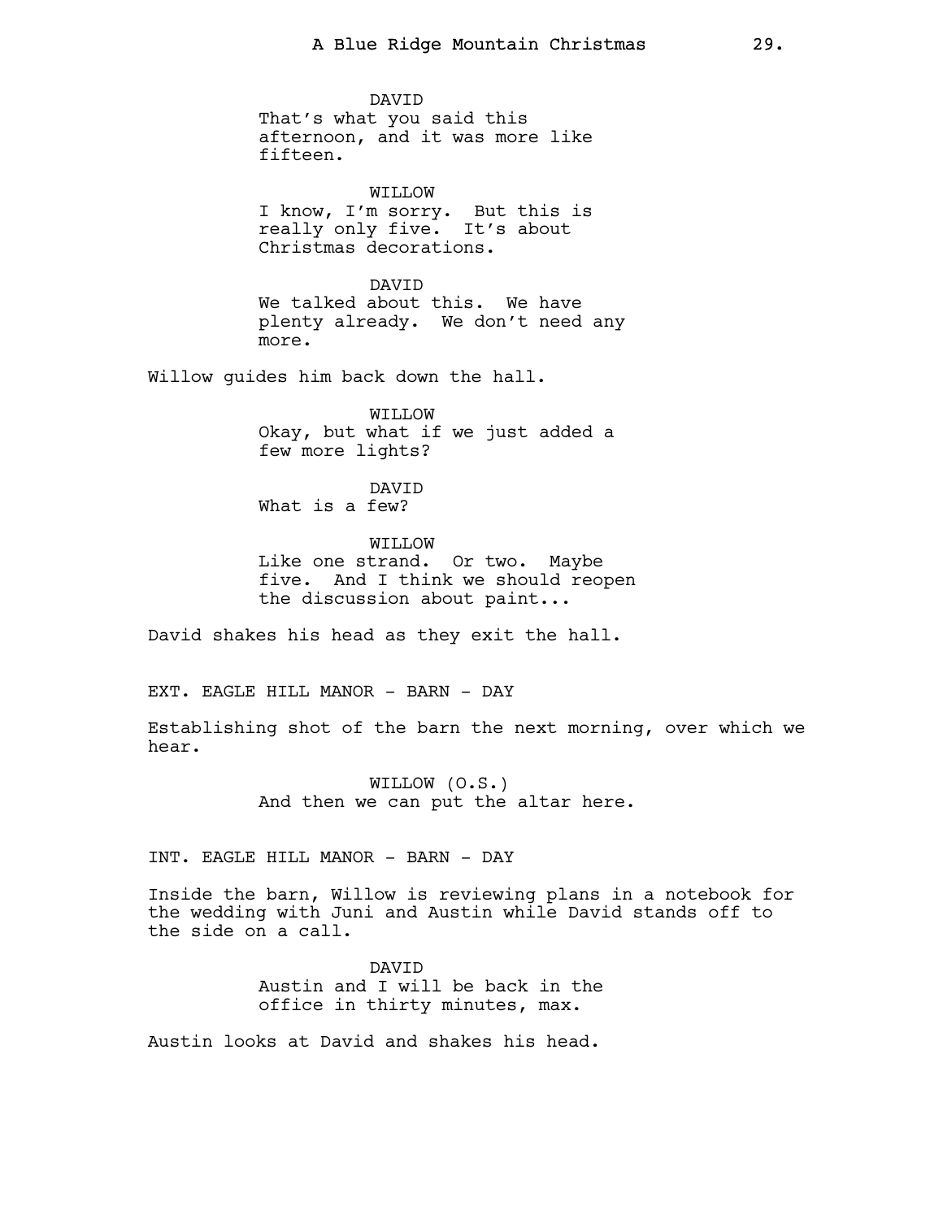DAVID
That's what you said this afternoon, and it was more like fifteen.

WILLOW
I know, I'm sorry. But this is really only five. It's about Christmas decorations.

DAVID
We talked about this. We have plenty already. We don't need any more.

Willow guides him back down the hall.

WILLOW
Okay, but what if we just added a few more lights?

DAVID
What is a few?

WILLOW
Like one strand. Or two. Maybe five. And I think we should reopen the discussion about paint...

David shakes his head as they exit the hall.

EXT. EAGLE HILL MANOR - BARN - DAY

Establishing shot of the barn the next morning, over which we hear.

WILLOW (O.S.)
And then we can put the altar here.

INT. EAGLE HILL MANOR - BARN - DAY

Inside the barn, Willow is reviewing plans in a notebook for the wedding with Juni and Austin while David stands off to the side on a call.

DAVID
Austin and I will be back in the office in thirty minutes, max.

Austin looks at David and shakes his head.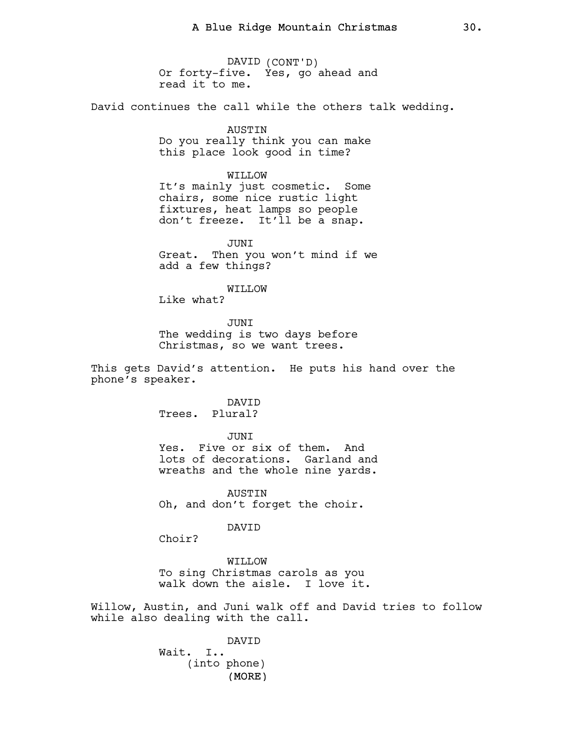DAVID (CONT'D)
Or forty-five. Yes, go ahead and read it to me.

David continues the call while the others talk wedding.

AUSTIN
Do you really think you can make this place look good in time?

WILLOW
It's mainly just cosmetic. Some chairs, some nice rustic light fixtures, heat lamps so people don't freeze. It'll be a snap.

JUNI
Great. Then you won't mind if we add a few things?

WILLOW
Like what?

JUNI
The wedding is two days before Christmas, so we want trees.

This gets David's attention. He puts his hand over the phone's speaker.

DAVID
Trees. Plural?

JUNI
Yes. Five or six of them. And lots of decorations. Garland and wreaths and the whole nine yards.

AUSTIN
Oh, and don't forget the choir.

DAVID
Choir?

WILLOW
To sing Christmas carols as you walk down the aisle. I love it.

Willow, Austin, and Juni walk off and David tries to follow while also dealing with the call.

DAVID
Wait. I..
(into phone)
(MORE)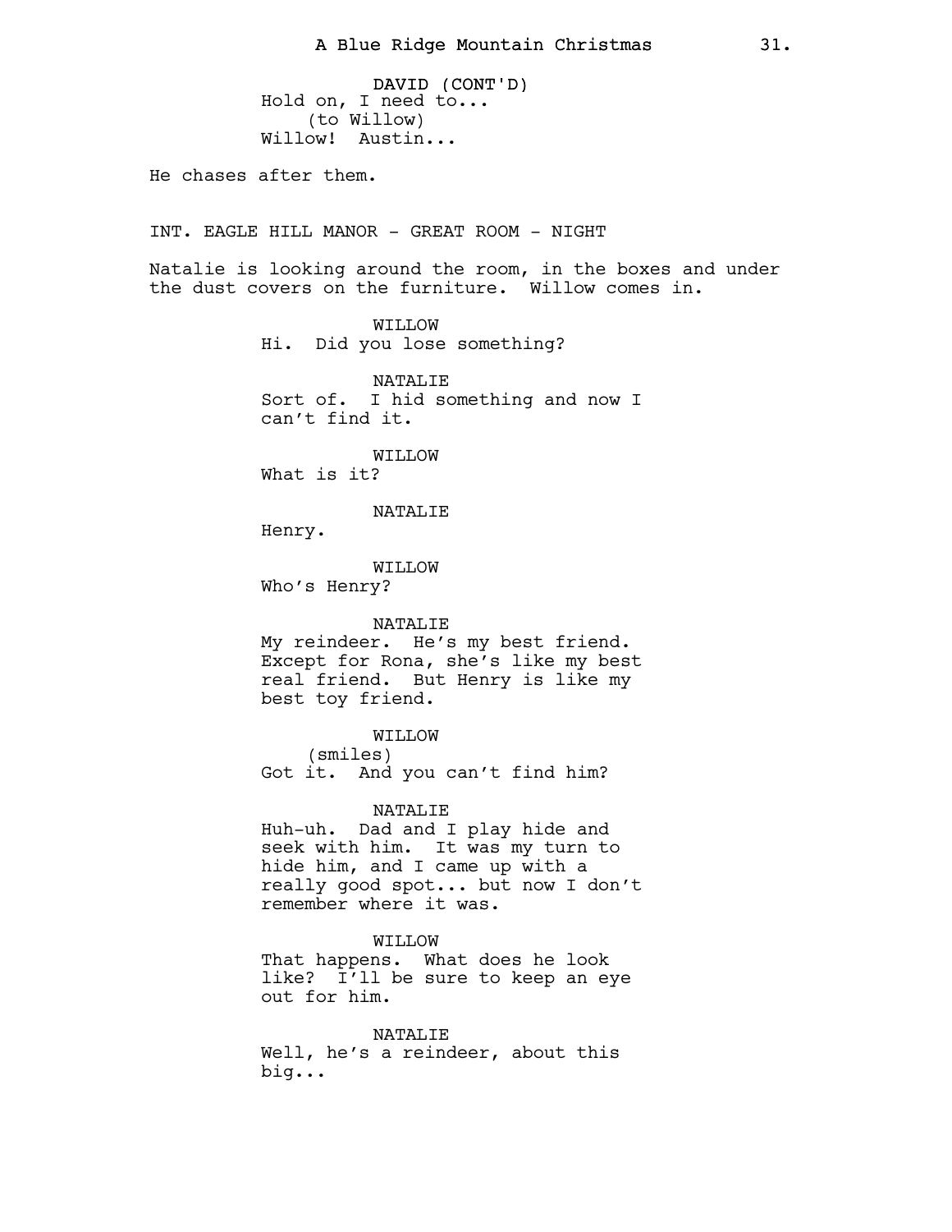DAVID (CONT'D)
Hold on, I need to...
(to Willow)
Willow! Austin...

He chases after them.

INT. EAGLE HILL MANOR - GREAT ROOM - NIGHT

Natalie is looking around the room, in the boxes and under the dust covers on the furniture. Willow comes in.

WILLOW
Hi. Did you lose something?

NATALIE
Sort of. I hid something and now I can't find it.

WILLOW
What is it?

NATALIE
Henry.

WILLOW
Who's Henry?

NATALIE
My reindeer. He's my best friend. Except for Rona, she's like my best real friend. But Henry is like my best toy friend.

WILLOW
(smiles)
Got it. And you can't find him?

NATALIE
Huh-uh. Dad and I play hide and seek with him. It was my turn to hide him, and I came up with a really good spot... but now I don't remember where it was.

WILLOW
That happens. What does he look like? I'll be sure to keep an eye out for him.

NATALIE
Well, he's a reindeer, about this big...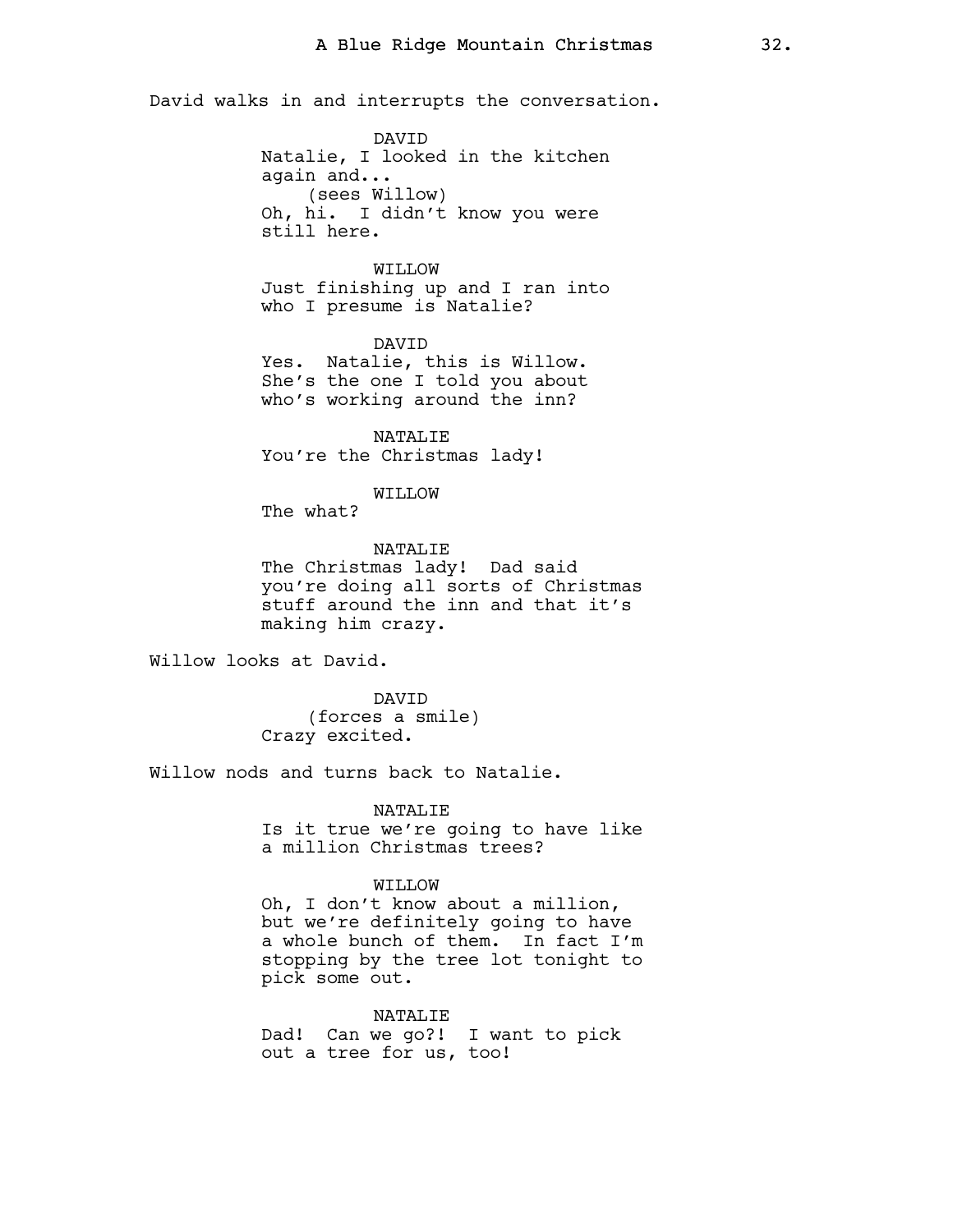David walks in and interrupts the conversation.

DAVID
Natalie, I looked in the kitchen again and...
(sees Willow)
Oh, hi. I didn't know you were still here.

WILLOW
Just finishing up and I ran into who I presume is Natalie?

DAVID
Yes. Natalie, this is Willow. She's the one I told you about who's working around the inn?

NATALIE
You're the Christmas lady!

WILLOW
The what?

NATALIE
The Christmas lady! Dad said you're doing all sorts of Christmas stuff around the inn and that it's making him crazy.

Willow looks at David.

DAVID
(forces a smile)
Crazy excited.

Willow nods and turns back to Natalie.

NATALIE
Is it true we're going to have like a million Christmas trees?

WILLOW
Oh, I don't know about a million, but we're definitely going to have a whole bunch of them. In fact I'm stopping by the tree lot tonight to pick some out.

NATALIE
Dad! Can we go?! I want to pick out a tree for us, too!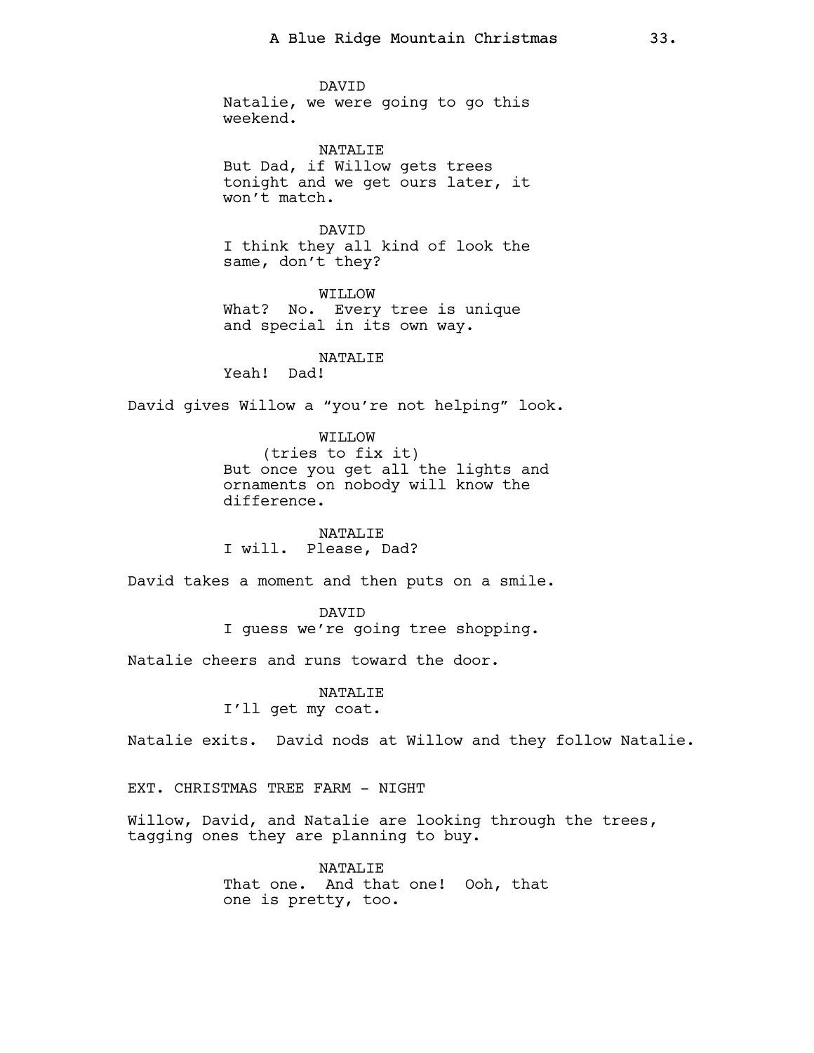DAVID
Natalie, we were going to go this weekend.

NATALIE
But Dad, if Willow gets trees tonight and we get ours later, it won't match.

DAVID
I think they all kind of look the same, don't they?

WILLOW
What? No. Every tree is unique and special in its own way.

NATALIE
Yeah! Dad!

David gives Willow a "you're not helping" look.

WILLOW
(tries to fix it)
But once you get all the lights and ornaments on nobody will know the difference.

NATALIE
I will. Please, Dad?

David takes a moment and then puts on a smile.

DAVID
I guess we're going tree shopping.

Natalie cheers and runs toward the door.

NATALIE
I'll get my coat.

Natalie exits. David nods at Willow and they follow Natalie.

EXT. CHRISTMAS TREE FARM - NIGHT

Willow, David, and Natalie are looking through the trees, tagging ones they are planning to buy.

NATALIE
That one. And that one! Ooh, that one is pretty, too.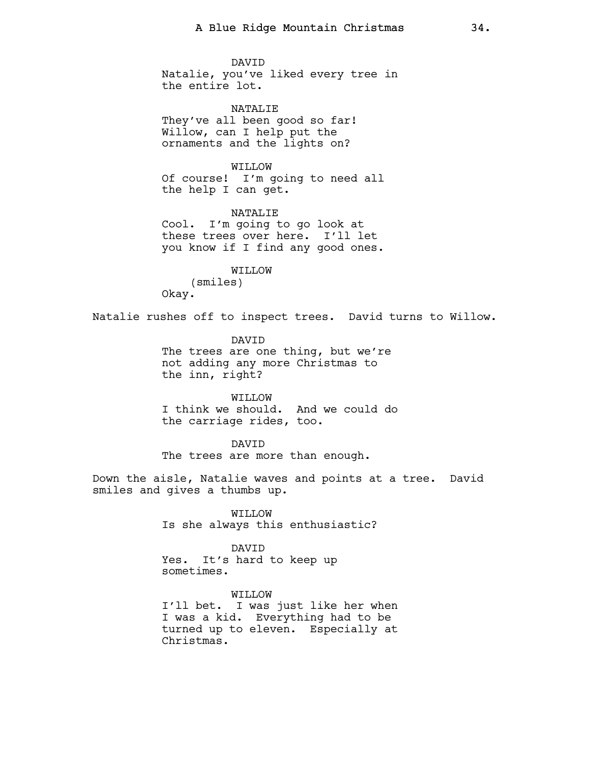DAVID
Natalie, you've liked every tree in the entire lot.

NATALIE
They've all been good so far! Willow, can I help put the ornaments and the lights on?

WILLOW
Of course! I'm going to need all the help I can get.

NATALIE
Cool. I'm going to go look at these trees over here. I'll let you know if I find any good ones.

WILLOW
(smiles)
Okay.

Natalie rushes off to inspect trees. David turns to Willow.

DAVID
The trees are one thing, but we're not adding any more Christmas to the inn, right?

WILLOW
I think we should. And we could do the carriage rides, too.

DAVID
The trees are more than enough.

Down the aisle, Natalie waves and points at a tree. David smiles and gives a thumbs up.

WILLOW
Is she always this enthusiastic?

DAVID
Yes. It's hard to keep up sometimes.

WILLOW
I'll bet. I was just like her when I was a kid. Everything had to be turned up to eleven. Especially at Christmas.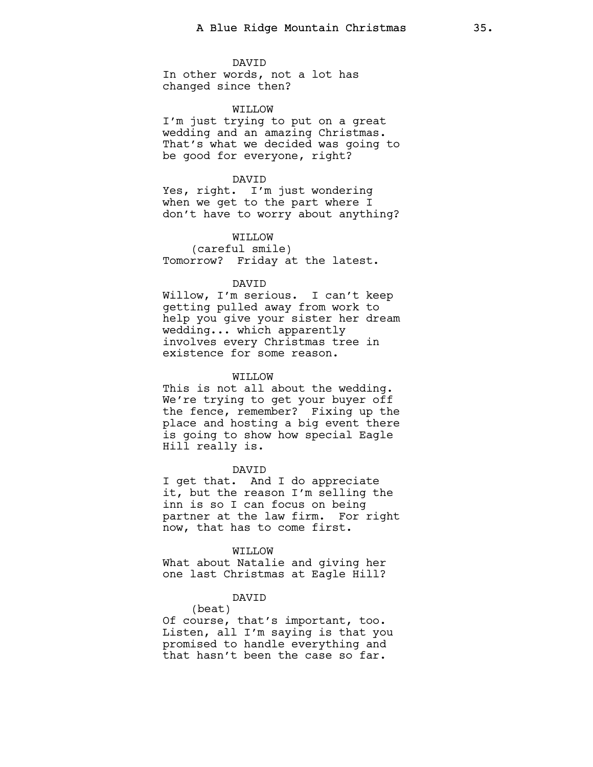DAVID
In other words, not a lot has changed since then?

WILLOW
I'm just trying to put on a great wedding and an amazing Christmas. That's what we decided was going to be good for everyone, right?

DAVID
Yes, right.  I'm just wondering when we get to the part where I don't have to worry about anything?

WILLOW
(careful smile)
Tomorrow?  Friday at the latest.

DAVID
Willow, I'm serious.  I can't keep getting pulled away from work to help you give your sister her dream wedding... which apparently involves every Christmas tree in existence for some reason.

WILLOW
This is not all about the wedding. We're trying to get your buyer off the fence, remember?  Fixing up the place and hosting a big event there is going to show how special Eagle Hill really is.

DAVID
I get that.  And I do appreciate it, but the reason I'm selling the inn is so I can focus on being partner at the law firm.  For right now, that has to come first.

WILLOW
What about Natalie and giving her one last Christmas at Eagle Hill?

DAVID
(beat)
Of course, that's important, too. Listen, all I'm saying is that you promised to handle everything and that hasn't been the case so far.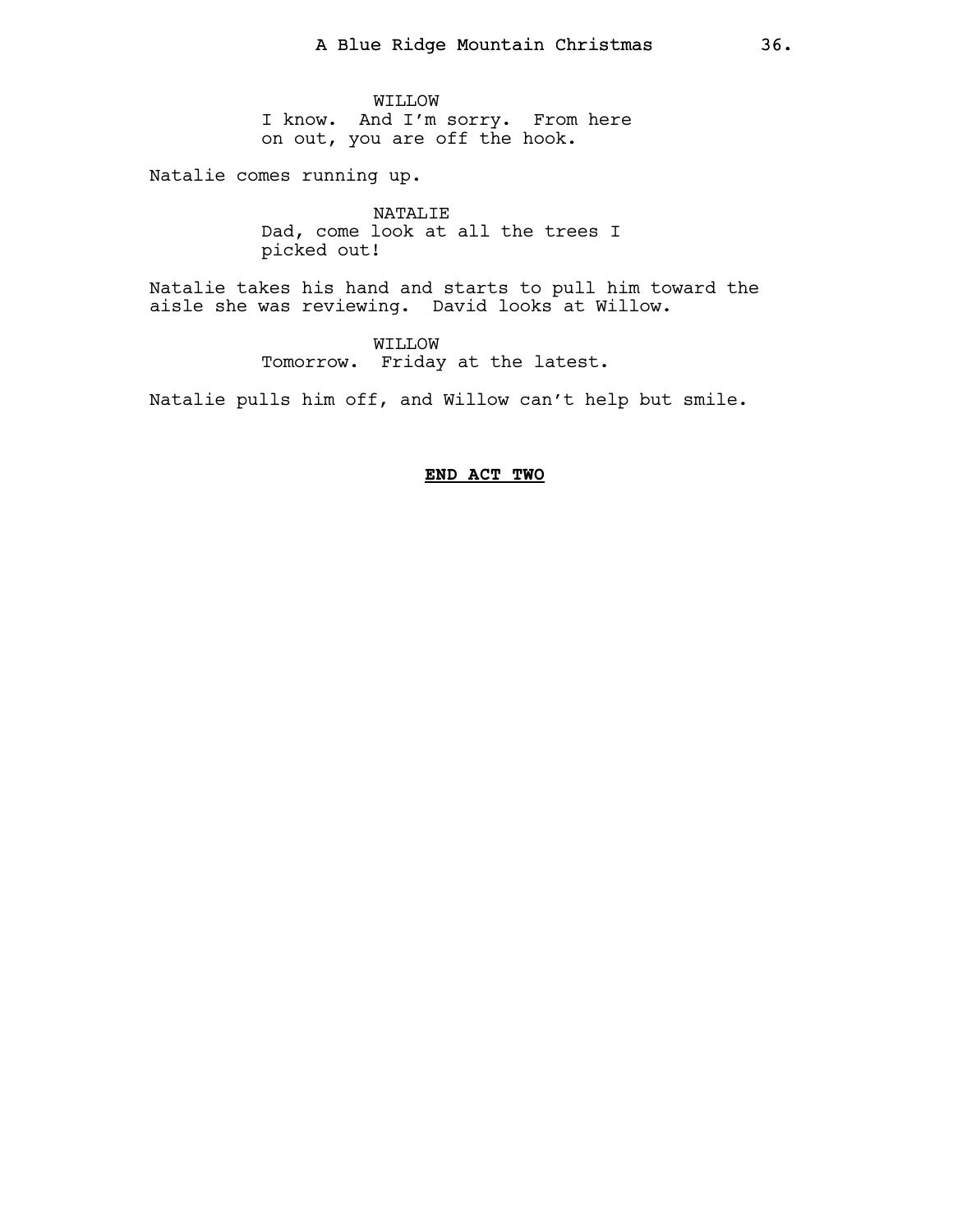WILLOW
I know. And I'm sorry. From here on out, you are off the hook.

Natalie comes running up.

NATALIE
Dad, come look at all the trees I picked out!

Natalie takes his hand and starts to pull him toward the aisle she was reviewing. David looks at Willow.

WILLOW
Tomorrow. Friday at the latest.

Natalie pulls him off, and Willow can't help but smile.

**END ACT TWO**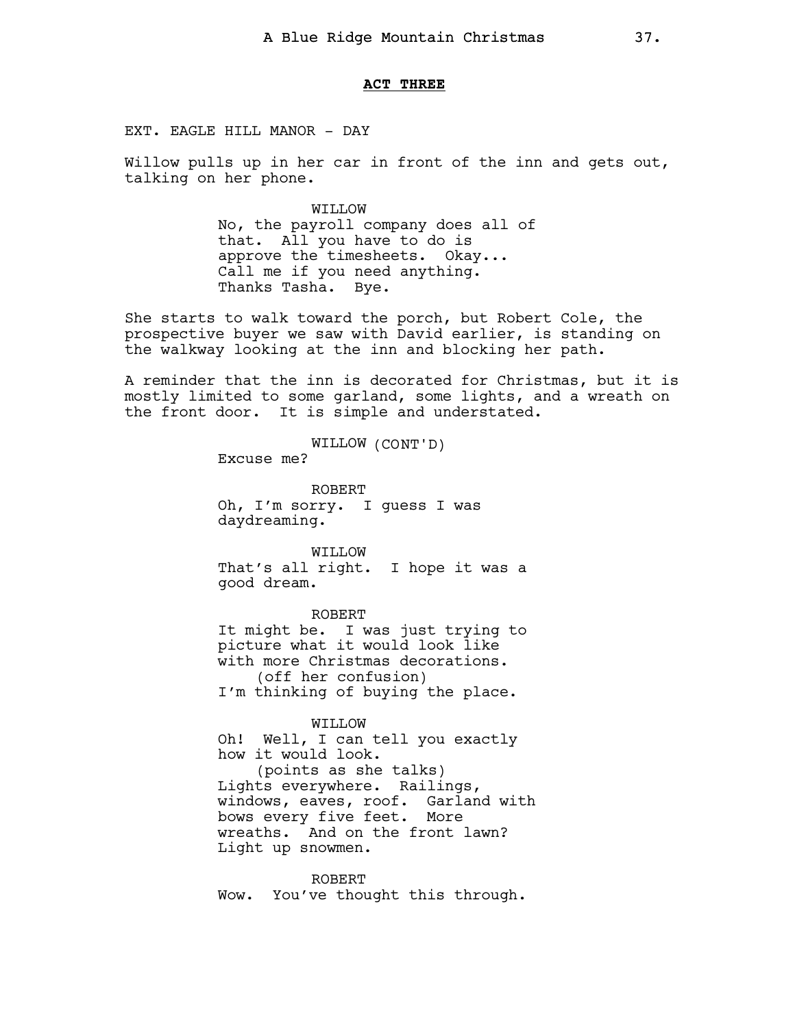**ACT THREE**

EXT. EAGLE HILL MANOR - DAY

Willow pulls up in her car in front of the inn and gets out, talking on her phone.

WILLOW
No, the payroll company does all of that. All you have to do is approve the timesheets. Okay... Call me if you need anything. Thanks Tasha. Bye.

She starts to walk toward the porch, but Robert Cole, the prospective buyer we saw with David earlier, is standing on the walkway looking at the inn and blocking her path.

A reminder that the inn is decorated for Christmas, but it is mostly limited to some garland, some lights, and a wreath on the front door. It is simple and understated.

WILLOW (CONT'D)
Excuse me?

ROBERT
Oh, I'm sorry. I guess I was daydreaming.

WILLOW
That's all right. I hope it was a good dream.

ROBERT
It might be. I was just trying to picture what it would look like with more Christmas decorations.
(off her confusion)
I'm thinking of buying the place.

WILLOW
Oh! Well, I can tell you exactly how it would look.
(points as she talks)
Lights everywhere. Railings, windows, eaves, roof. Garland with bows every five feet. More wreaths. And on the front lawn? Light up snowmen.

ROBERT
Wow. You've thought this through.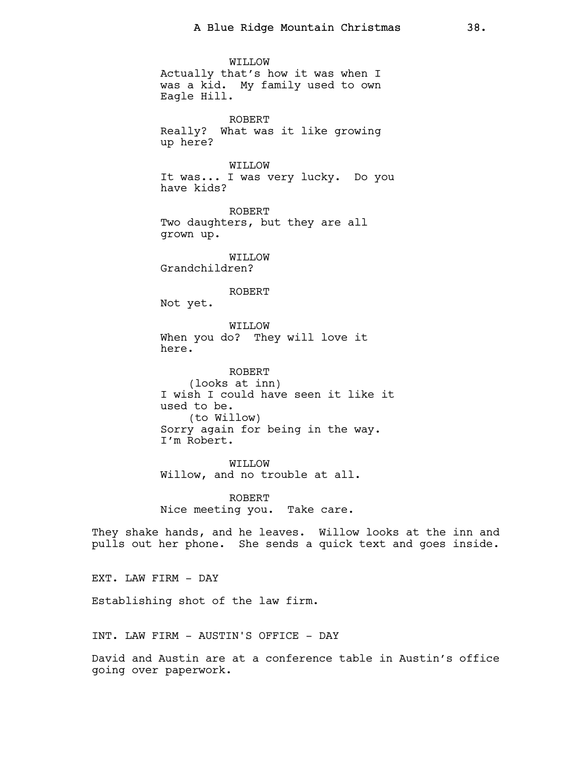WILLOW
Actually that's how it was when I was a kid. My family used to own Eagle Hill.

ROBERT
Really? What was it like growing up here?

WILLOW
It was... I was very lucky. Do you have kids?

ROBERT
Two daughters, but they are all grown up.

WILLOW
Grandchildren?

ROBERT
Not yet.

WILLOW
When you do? They will love it here.

ROBERT
(looks at inn)
I wish I could have seen it like it used to be.
(to Willow)
Sorry again for being in the way. I'm Robert.

WILLOW
Willow, and no trouble at all.

ROBERT
Nice meeting you. Take care.

They shake hands, and he leaves. Willow looks at the inn and pulls out her phone. She sends a quick text and goes inside.

EXT. LAW FIRM - DAY

Establishing shot of the law firm.

INT. LAW FIRM - AUSTIN'S OFFICE - DAY

David and Austin are at a conference table in Austin's office going over paperwork.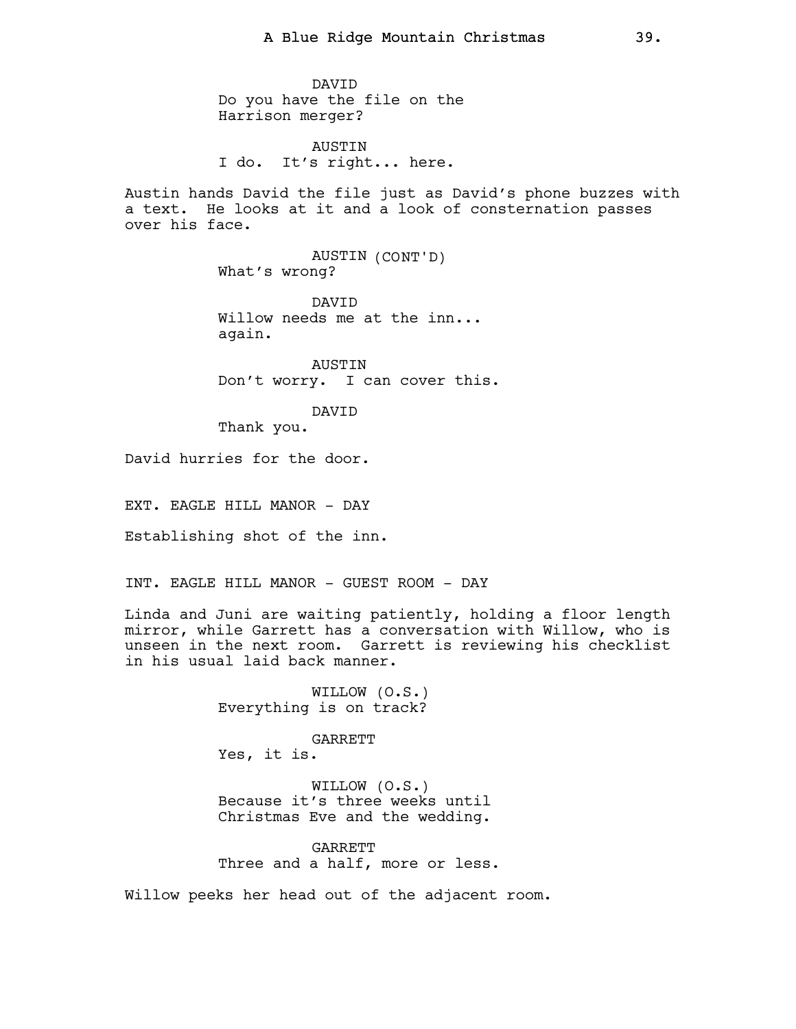DAVID
Do you have the file on the Harrison merger?

AUSTIN
I do. It's right... here.

Austin hands David the file just as David's phone buzzes with a text. He looks at it and a look of consternation passes over his face.

AUSTIN (CONT'D)
What's wrong?

DAVID
Willow needs me at the inn... again.

AUSTIN
Don't worry. I can cover this.

DAVID
Thank you.

David hurries for the door.

EXT. EAGLE HILL MANOR - DAY

Establishing shot of the inn.

INT. EAGLE HILL MANOR - GUEST ROOM - DAY

Linda and Juni are waiting patiently, holding a floor length mirror, while Garrett has a conversation with Willow, who is unseen in the next room. Garrett is reviewing his checklist in his usual laid back manner.

WILLOW (O.S.)
Everything is on track?

GARRETT
Yes, it is.

WILLOW (O.S.)
Because it's three weeks until Christmas Eve and the wedding.

GARRETT
Three and a half, more or less.

Willow peeks her head out of the adjacent room.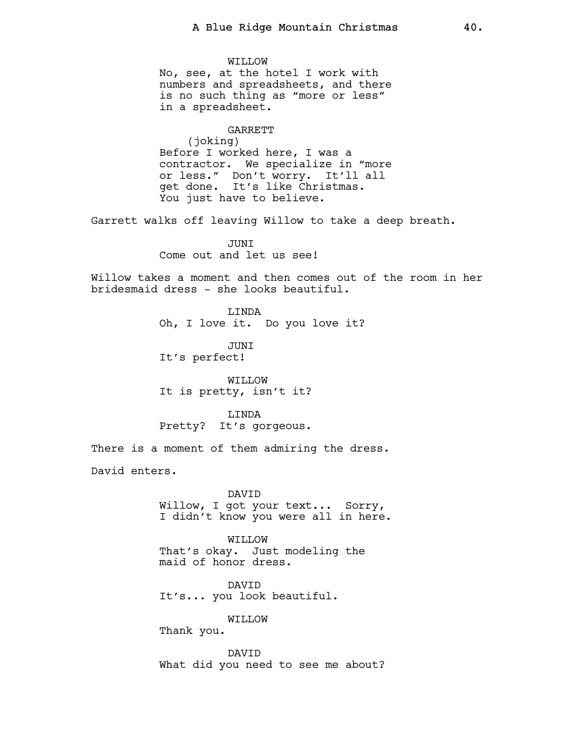WILLOW
No, see, at the hotel I work with numbers and spreadsheets, and there is no such thing as "more or less" in a spreadsheet.

GARRETT
(joking)
Before I worked here, I was a contractor. We specialize in "more or less." Don't worry. It'll all get done. It's like Christmas. You just have to believe.

Garrett walks off leaving Willow to take a deep breath.

JUNI
Come out and let us see!

Willow takes a moment and then comes out of the room in her bridesmaid dress - she looks beautiful.

LINDA
Oh, I love it. Do you love it?

JUNI
It's perfect!

WILLOW
It is pretty, isn't it?

LINDA
Pretty? It's gorgeous.

There is a moment of them admiring the dress.

David enters.

DAVID
Willow, I got your text... Sorry, I didn't know you were all in here.

WILLOW
That's okay. Just modeling the maid of honor dress.

DAVID
It's... you look beautiful.

WILLOW
Thank you.

DAVID
What did you need to see me about?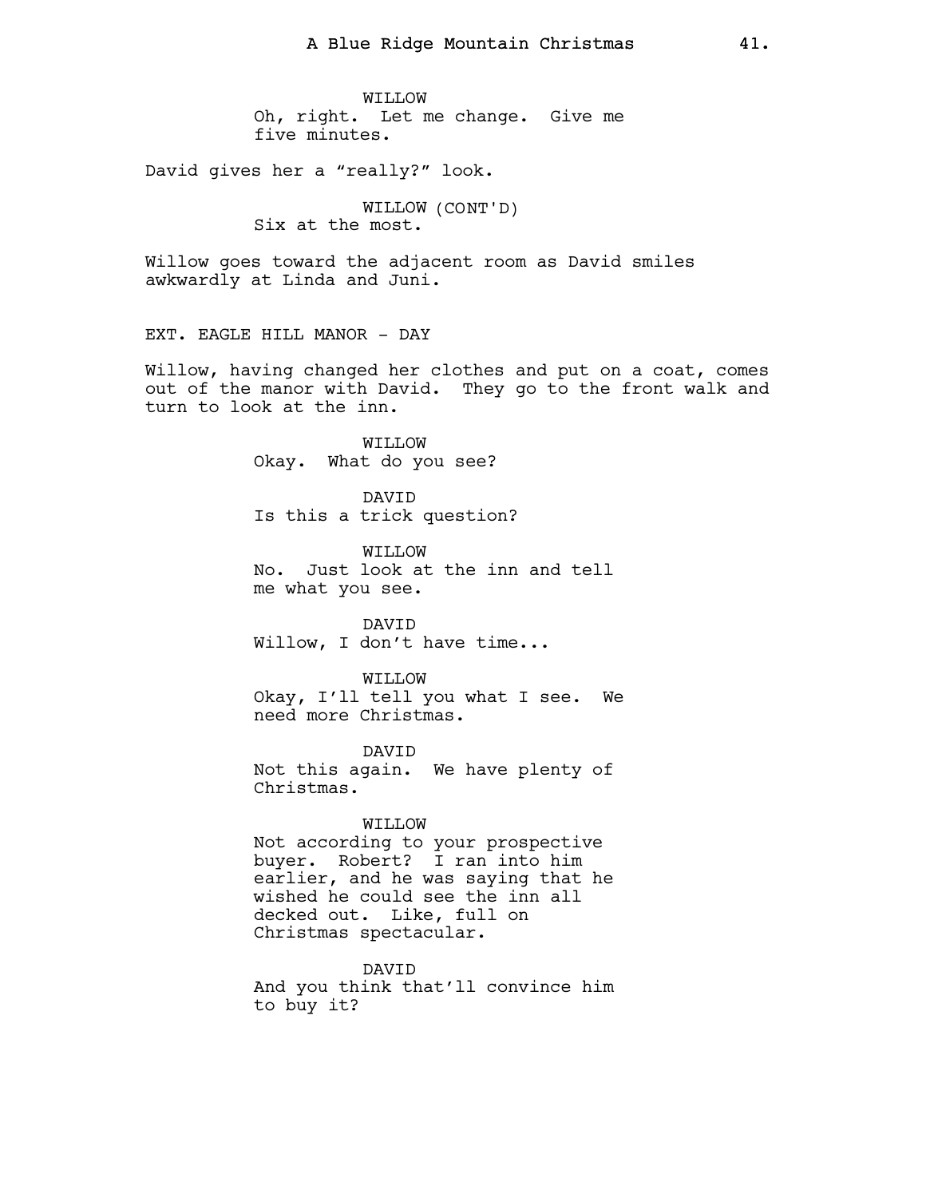WILLOW
Oh, right. Let me change. Give me five minutes.

David gives her a “really?” look.

WILLOW (CONT'D)
Six at the most.

Willow goes toward the adjacent room as David smiles awkwardly at Linda and Juni.

EXT. EAGLE HILL MANOR - DAY

Willow, having changed her clothes and put on a coat, comes out of the manor with David. They go to the front walk and turn to look at the inn.

WILLOW
Okay. What do you see?

DAVID
Is this a trick question?

WILLOW
No. Just look at the inn and tell me what you see.

DAVID
Willow, I don’t have time...

WILLOW
Okay, I’ll tell you what I see. We need more Christmas.

DAVID
Not this again. We have plenty of Christmas.

WILLOW
Not according to your prospective buyer. Robert? I ran into him earlier, and he was saying that he wished he could see the inn all decked out. Like, full on Christmas spectacular.

DAVID
And you think that’ll convince him to buy it?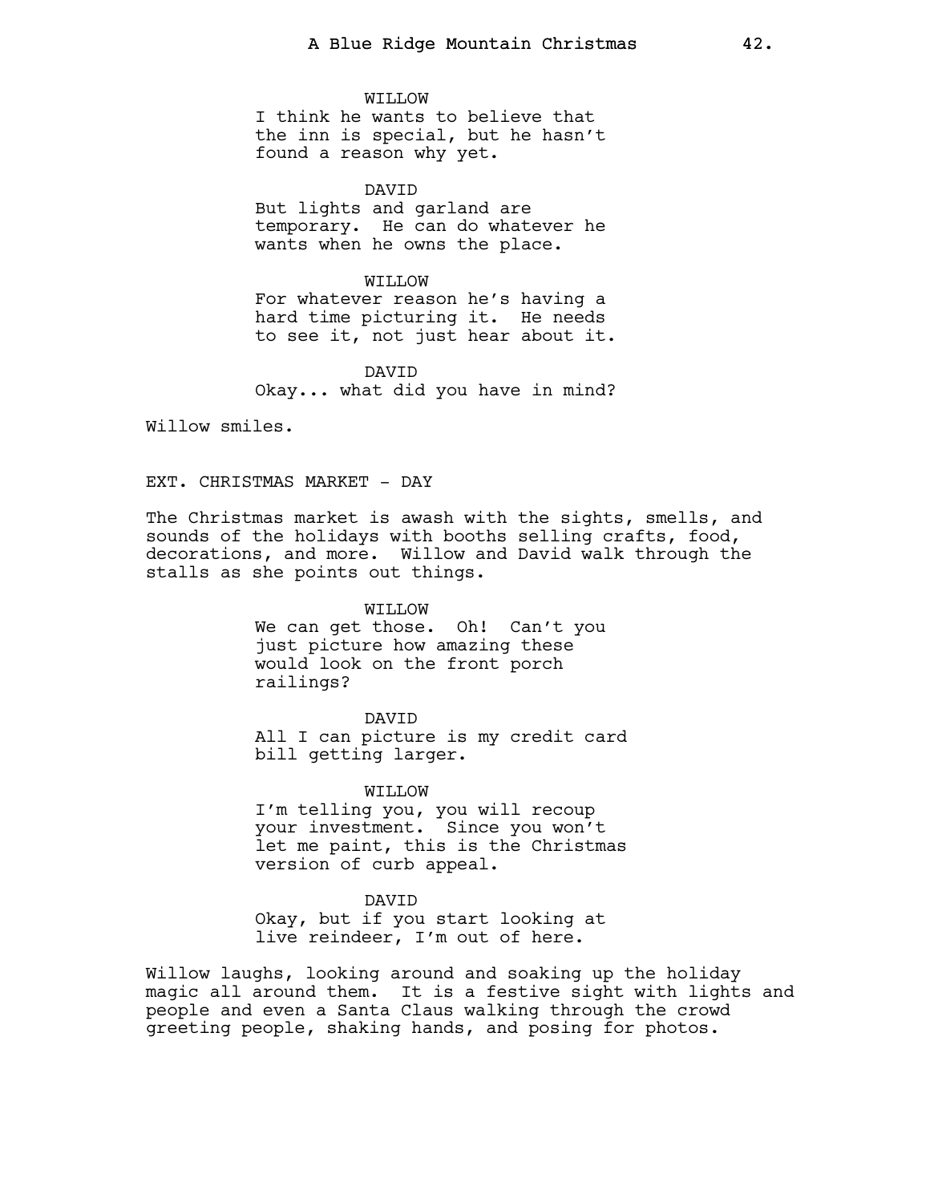WILLOW
I think he wants to believe that the inn is special, but he hasn't found a reason why yet.

DAVID
But lights and garland are temporary. He can do whatever he wants when he owns the place.

WILLOW
For whatever reason he's having a hard time picturing it. He needs to see it, not just hear about it.

DAVID
Okay... what did you have in mind?

Willow smiles.

EXT. CHRISTMAS MARKET - DAY

The Christmas market is awash with the sights, smells, and sounds of the holidays with booths selling crafts, food, decorations, and more. Willow and David walk through the stalls as she points out things.

WILLOW
We can get those. Oh! Can't you just picture how amazing these would look on the front porch railings?

DAVID
All I can picture is my credit card bill getting larger.

WILLOW
I'm telling you, you will recoup your investment. Since you won't let me paint, this is the Christmas version of curb appeal.

DAVID
Okay, but if you start looking at live reindeer, I'm out of here.

Willow laughs, looking around and soaking up the holiday magic all around them. It is a festive sight with lights and people and even a Santa Claus walking through the crowd greeting people, shaking hands, and posing for photos.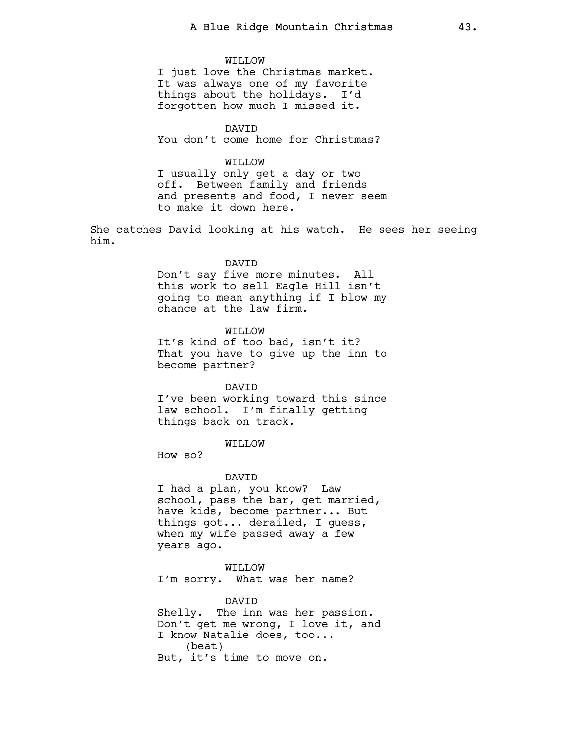WILLOW
I just love the Christmas market. It was always one of my favorite things about the holidays. I'd forgotten how much I missed it.

DAVID
You don't come home for Christmas?

WILLOW
I usually only get a day or two off. Between family and friends and presents and food, I never seem to make it down here.

She catches David looking at his watch. He sees her seeing him.

DAVID
Don't say five more minutes. All this work to sell Eagle Hill isn't going to mean anything if I blow my chance at the law firm.

WILLOW
It's kind of too bad, isn't it? That you have to give up the inn to become partner?

DAVID
I've been working toward this since law school. I'm finally getting things back on track.

WILLOW
How so?

DAVID
I had a plan, you know? Law school, pass the bar, get married, have kids, become partner... But things got... derailed, I guess, when my wife passed away a few years ago.

WILLOW
I'm sorry. What was her name?

DAVID
Shelly. The inn was her passion. Don't get me wrong, I love it, and I know Natalie does, too...
(beat)
But, it's time to move on.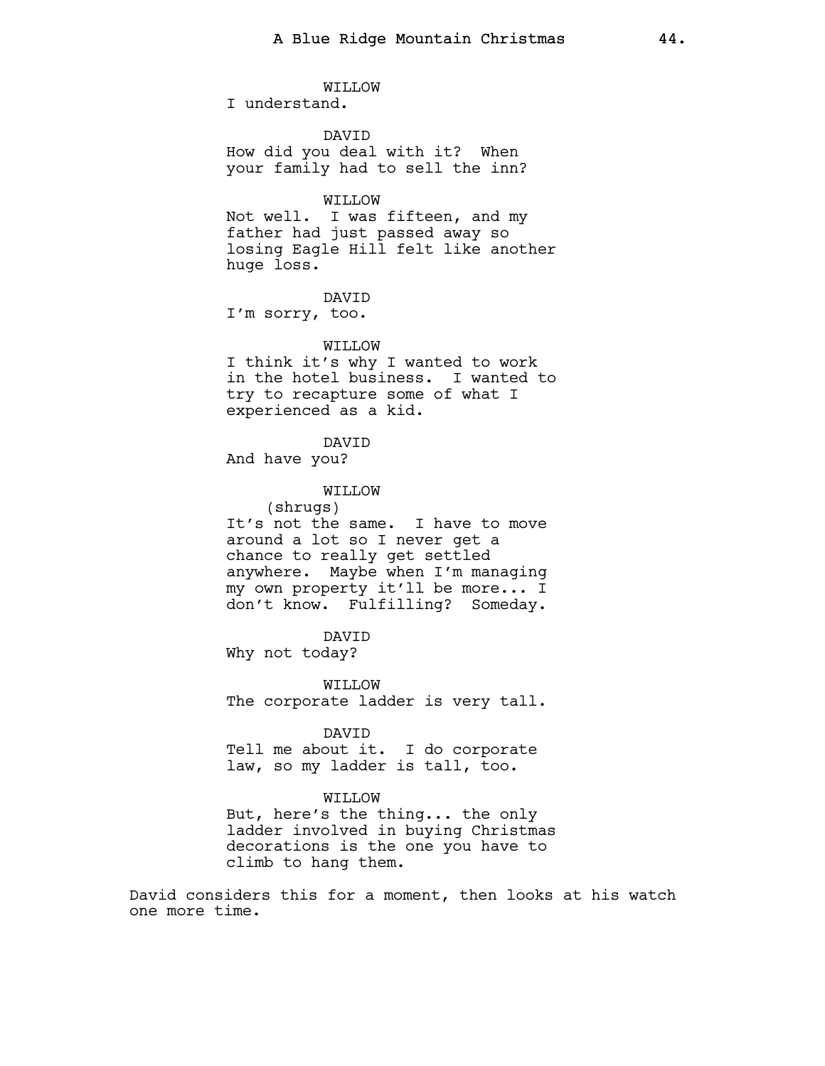WILLOW
I understand.

DAVID
How did you deal with it? When your family had to sell the inn?

WILLOW
Not well. I was fifteen, and my father had just passed away so losing Eagle Hill felt like another huge loss.

DAVID
I'm sorry, too.

WILLOW
I think it's why I wanted to work in the hotel business. I wanted to try to recapture some of what I experienced as a kid.

DAVID
And have you?

WILLOW
(shrugs)
It's not the same. I have to move around a lot so I never get a chance to really get settled anywhere. Maybe when I'm managing my own property it'll be more... I don't know. Fulfilling? Someday.

DAVID
Why not today?

WILLOW
The corporate ladder is very tall.

DAVID
Tell me about it. I do corporate law, so my ladder is tall, too.

WILLOW
But, here's the thing... the only ladder involved in buying Christmas decorations is the one you have to climb to hang them.

David considers this for a moment, then looks at his watch one more time.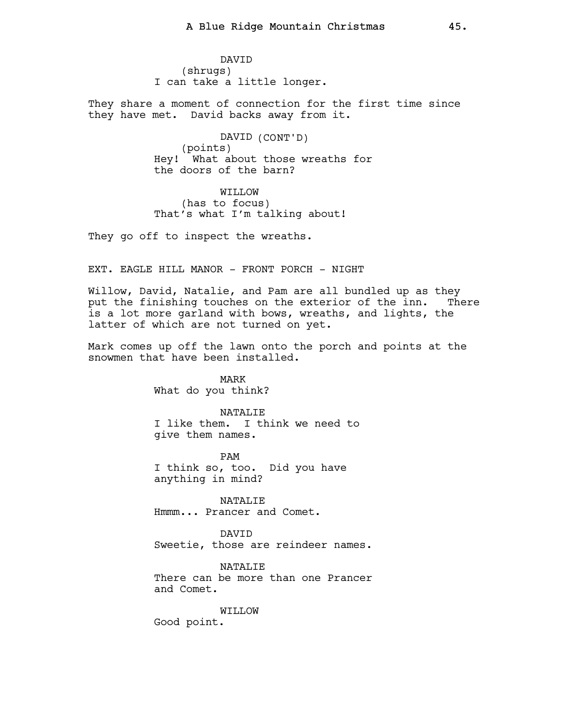DAVID
(shrugs)
I can take a little longer.

They share a moment of connection for the first time since they have met. David backs away from it.

DAVID (CONT'D)
(points)
Hey! What about those wreaths for the doors of the barn?

WILLOW
(has to focus)
That's what I'm talking about!

They go off to inspect the wreaths.

EXT. EAGLE HILL MANOR - FRONT PORCH - NIGHT

Willow, David, Natalie, and Pam are all bundled up as they put the finishing touches on the exterior of the inn. There is a lot more garland with bows, wreaths, and lights, the latter of which are not turned on yet.

Mark comes up off the lawn onto the porch and points at the snowmen that have been installed.

MARK
What do you think?

NATALIE
I like them. I think we need to give them names.

PAM
I think so, too. Did you have anything in mind?

NATALIE
Hmmm... Prancer and Comet.

DAVID
Sweetie, those are reindeer names.

NATALIE
There can be more than one Prancer and Comet.

WILLOW
Good point.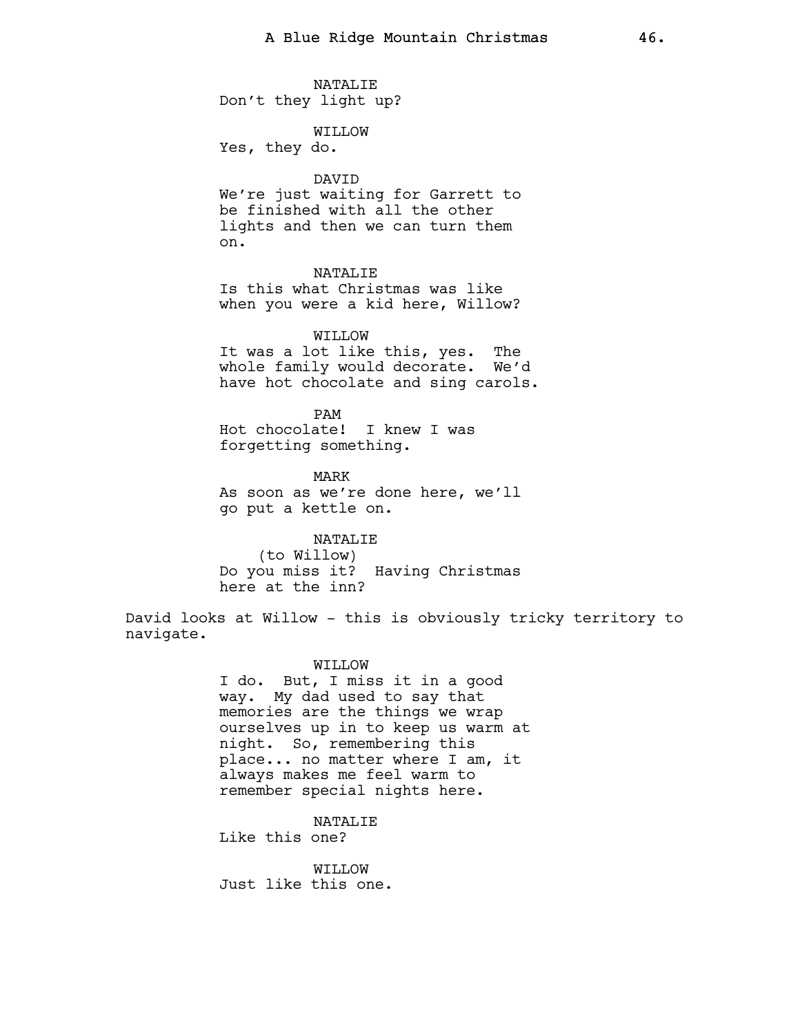NATALIE
Don't they light up?

WILLOW
Yes, they do.

DAVID
We're just waiting for Garrett to be finished with all the other lights and then we can turn them on.

NATALIE
Is this what Christmas was like when you were a kid here, Willow?

WILLOW
It was a lot like this, yes. The whole family would decorate. We'd have hot chocolate and sing carols.

PAM
Hot chocolate! I knew I was forgetting something.

MARK
As soon as we're done here, we'll go put a kettle on.

NATALIE
(to Willow)
Do you miss it? Having Christmas here at the inn?

David looks at Willow - this is obviously tricky territory to navigate.

WILLOW
I do. But, I miss it in a good way. My dad used to say that memories are the things we wrap ourselves up in to keep us warm at night. So, remembering this place... no matter where I am, it always makes me feel warm to remember special nights here.

NATALIE
Like this one?

WILLOW
Just like this one.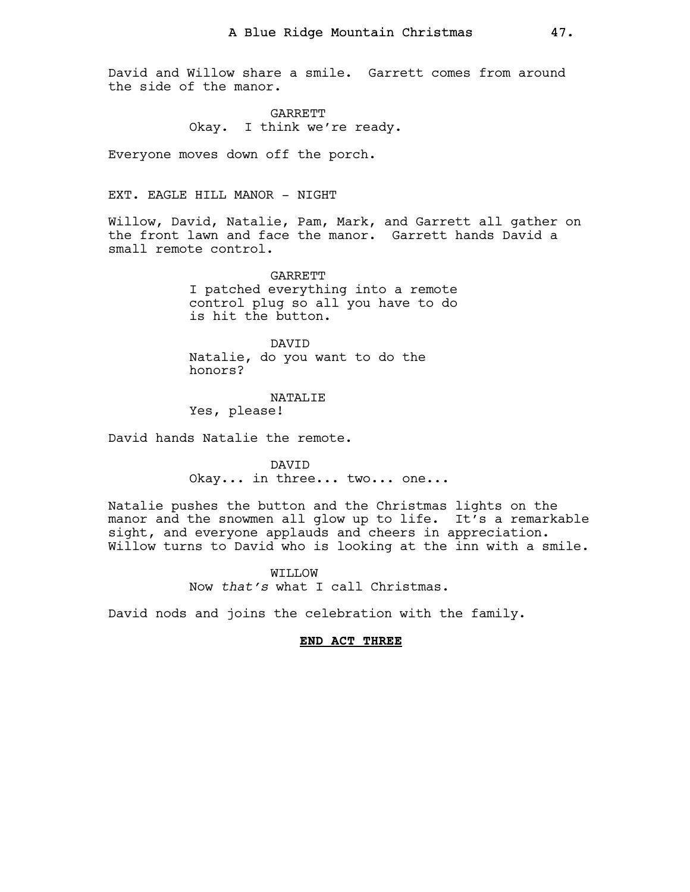David and Willow share a smile. Garrett comes from around the side of the manor.

GARRETT
Okay. I think we're ready.

Everyone moves down off the porch.

EXT. EAGLE HILL MANOR - NIGHT

Willow, David, Natalie, Pam, Mark, and Garrett all gather on the front lawn and face the manor. Garrett hands David a small remote control.

GARRETT
I patched everything into a remote control plug so all you have to do is hit the button.

DAVID
Natalie, do you want to do the honors?

NATALIE
Yes, please!

David hands Natalie the remote.

DAVID
Okay... in three... two... one...

Natalie pushes the button and the Christmas lights on the manor and the snowmen all glow up to life. It's a remarkable sight, and everyone applauds and cheers in appreciation. Willow turns to David who is looking at the inn with a smile.

WILLOW
Now *that's* what I call Christmas.

David nods and joins the celebration with the family.

**END ACT THREE**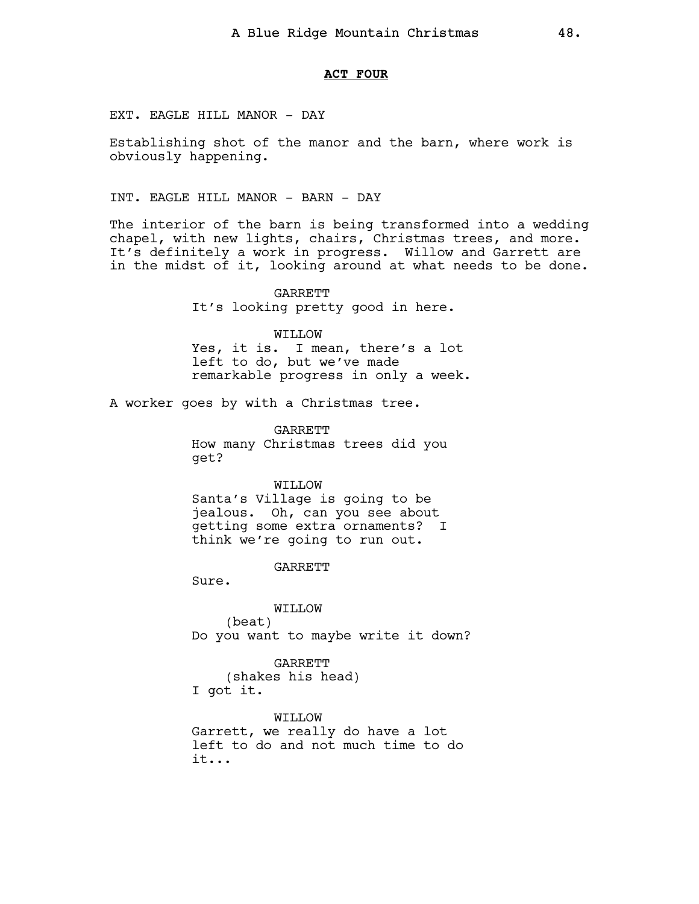**ACT FOUR**

EXT. EAGLE HILL MANOR - DAY

Establishing shot of the manor and the barn, where work is obviously happening.

INT. EAGLE HILL MANOR - BARN - DAY

The interior of the barn is being transformed into a wedding chapel, with new lights, chairs, Christmas trees, and more. It's definitely a work in progress. Willow and Garrett are in the midst of it, looking around at what needs to be done.

GARRETT
It's looking pretty good in here.

WILLOW
Yes, it is. I mean, there's a lot left to do, but we've made remarkable progress in only a week.

A worker goes by with a Christmas tree.

GARRETT
How many Christmas trees did you get?

WILLOW
Santa's Village is going to be jealous. Oh, can you see about getting some extra ornaments? I think we're going to run out.

GARRETT
Sure.

WILLOW
(beat)
Do you want to maybe write it down?

GARRETT
(shakes his head)
I got it.

WILLOW
Garrett, we really do have a lot left to do and not much time to do it...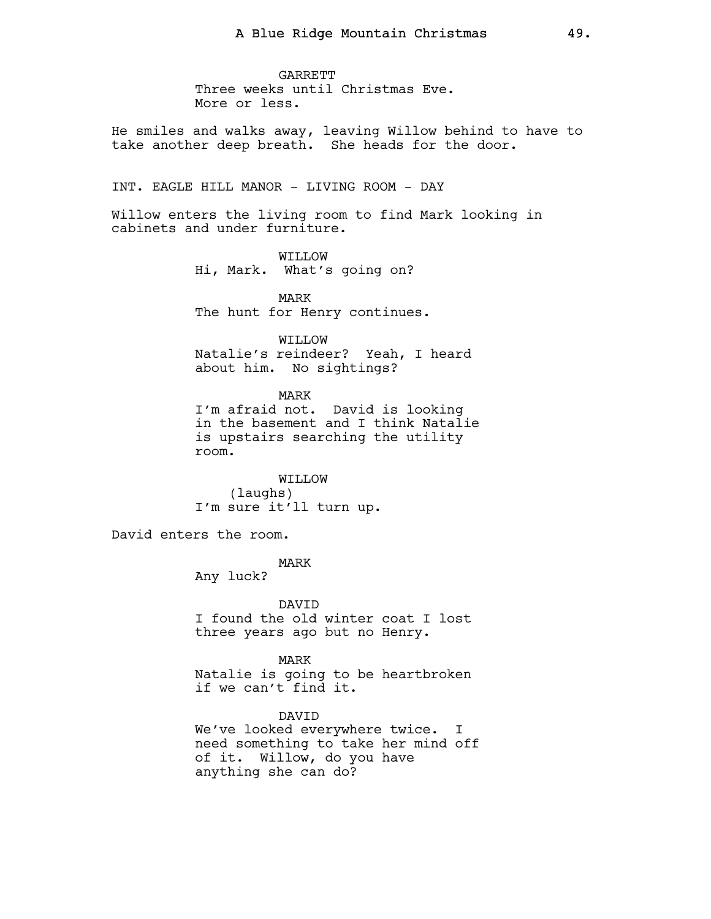GARRETT
Three weeks until Christmas Eve.
More or less.

He smiles and walks away, leaving Willow behind to have to take another deep breath. She heads for the door.

INT. EAGLE HILL MANOR - LIVING ROOM - DAY

Willow enters the living room to find Mark looking in cabinets and under furniture.

WILLOW
Hi, Mark. What's going on?

MARK
The hunt for Henry continues.

WILLOW
Natalie's reindeer? Yeah, I heard about him. No sightings?

MARK
I'm afraid not. David is looking in the basement and I think Natalie is upstairs searching the utility room.

WILLOW
(laughs)
I'm sure it'll turn up.

David enters the room.

MARK
Any luck?

DAVID
I found the old winter coat I lost three years ago but no Henry.

MARK
Natalie is going to be heartbroken if we can't find it.

DAVID
We've looked everywhere twice. I need something to take her mind off of it. Willow, do you have anything she can do?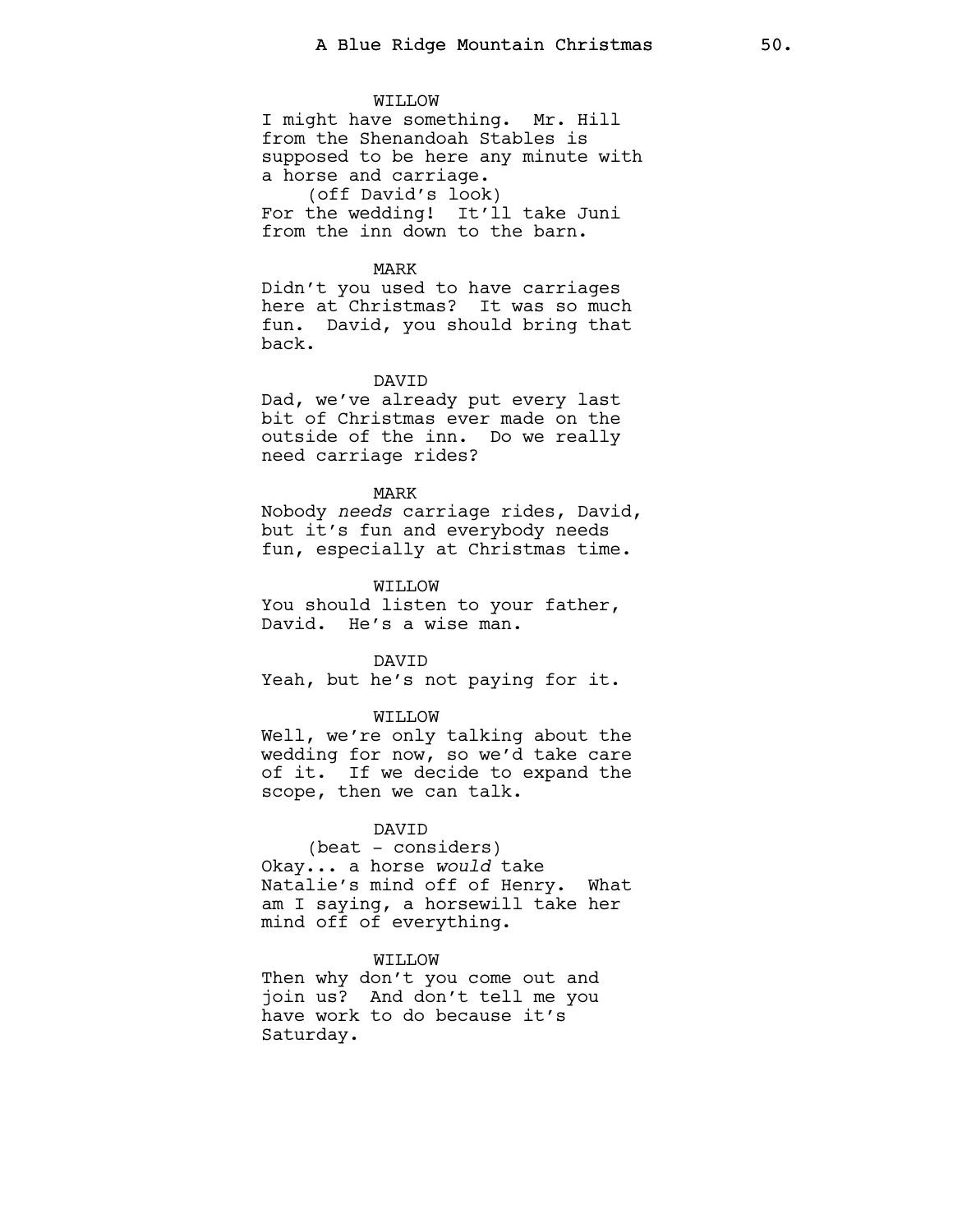WILLOW
I might have something. Mr. Hill from the Shenandoah Stables is supposed to be here any minute with a horse and carriage.
(off David's look)
For the wedding! It'll take Juni from the inn down to the barn.

MARK
Didn't you used to have carriages here at Christmas? It was so much fun. David, you should bring that back.

DAVID
Dad, we've already put every last bit of Christmas ever made on the outside of the inn. Do we really need carriage rides?

MARK
Nobody *needs* carriage rides, David, but it's fun and everybody needs fun, especially at Christmas time.

WILLOW
You should listen to your father, David. He's a wise man.

DAVID
Yeah, but he's not paying for it.

WILLOW
Well, we're only talking about the wedding for now, so we'd take care of it. If we decide to expand the scope, then we can talk.

DAVID
(beat - considers)
Okay... a horse *would* take Natalie's mind off of Henry. What am I saying, a horsewill take her mind off of everything.

WILLOW
Then why don't you come out and join us? And don't tell me you have work to do because it's Saturday.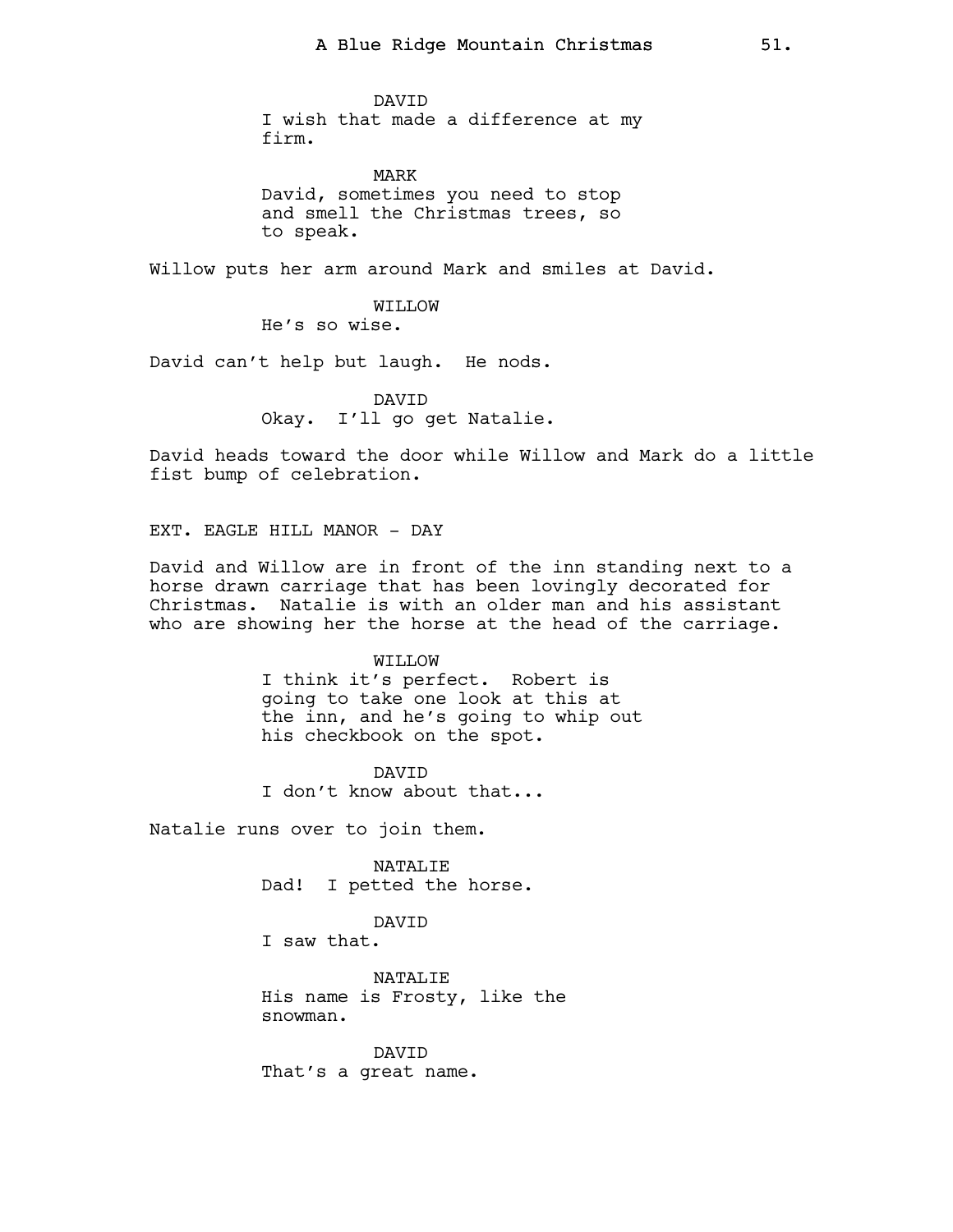DAVID
I wish that made a difference at my firm.

MARK
David, sometimes you need to stop and smell the Christmas trees, so to speak.

Willow puts her arm around Mark and smiles at David.

WILLOW
He's so wise.

David can't help but laugh. He nods.

DAVID
Okay. I'll go get Natalie.

David heads toward the door while Willow and Mark do a little fist bump of celebration.

EXT. EAGLE HILL MANOR - DAY

David and Willow are in front of the inn standing next to a horse drawn carriage that has been lovingly decorated for Christmas. Natalie is with an older man and his assistant who are showing her the horse at the head of the carriage.

WILLOW
I think it's perfect. Robert is going to take one look at this at the inn, and he's going to whip out his checkbook on the spot.

DAVID
I don't know about that...

Natalie runs over to join them.

NATALIE
Dad! I petted the horse.

DAVID
I saw that.

NATALIE
His name is Frosty, like the snowman.

DAVID
That's a great name.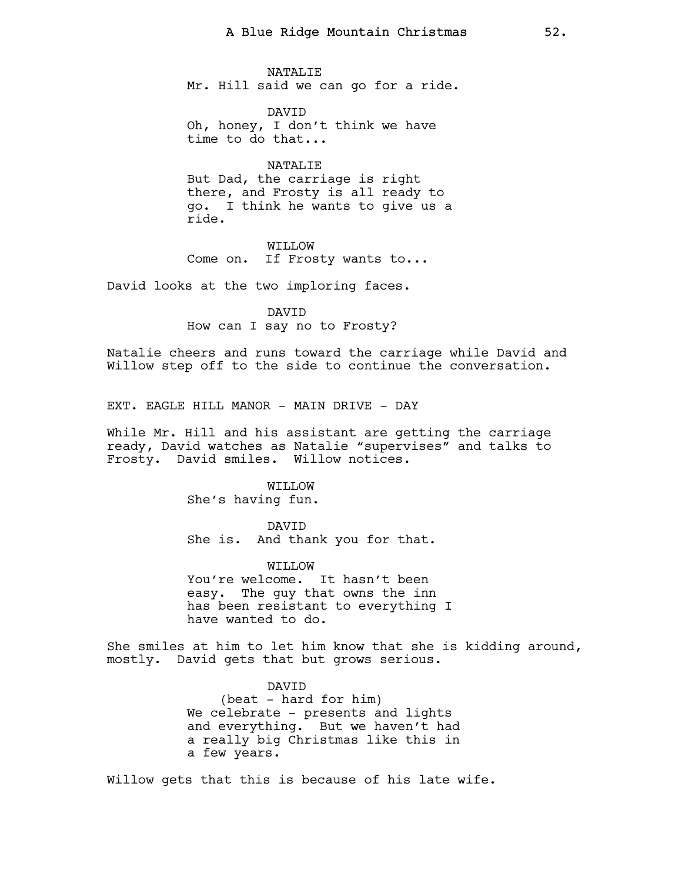NATALIE
Mr. Hill said we can go for a ride.

DAVID
Oh, honey, I don't think we have time to do that...

NATALIE
But Dad, the carriage is right there, and Frosty is all ready to go. I think he wants to give us a ride.

WILLOW
Come on. If Frosty wants to...

David looks at the two imploring faces.

DAVID
How can I say no to Frosty?

Natalie cheers and runs toward the carriage while David and Willow step off to the side to continue the conversation.

EXT. EAGLE HILL MANOR - MAIN DRIVE - DAY

While Mr. Hill and his assistant are getting the carriage ready, David watches as Natalie "supervises" and talks to Frosty. David smiles. Willow notices.

WILLOW
She's having fun.

DAVID
She is. And thank you for that.

WILLOW
You're welcome. It hasn't been easy. The guy that owns the inn has been resistant to everything I have wanted to do.

She smiles at him to let him know that she is kidding around, mostly. David gets that but grows serious.

DAVID
(beat - hard for him)
We celebrate - presents and lights and everything. But we haven't had a really big Christmas like this in a few years.

Willow gets that this is because of his late wife.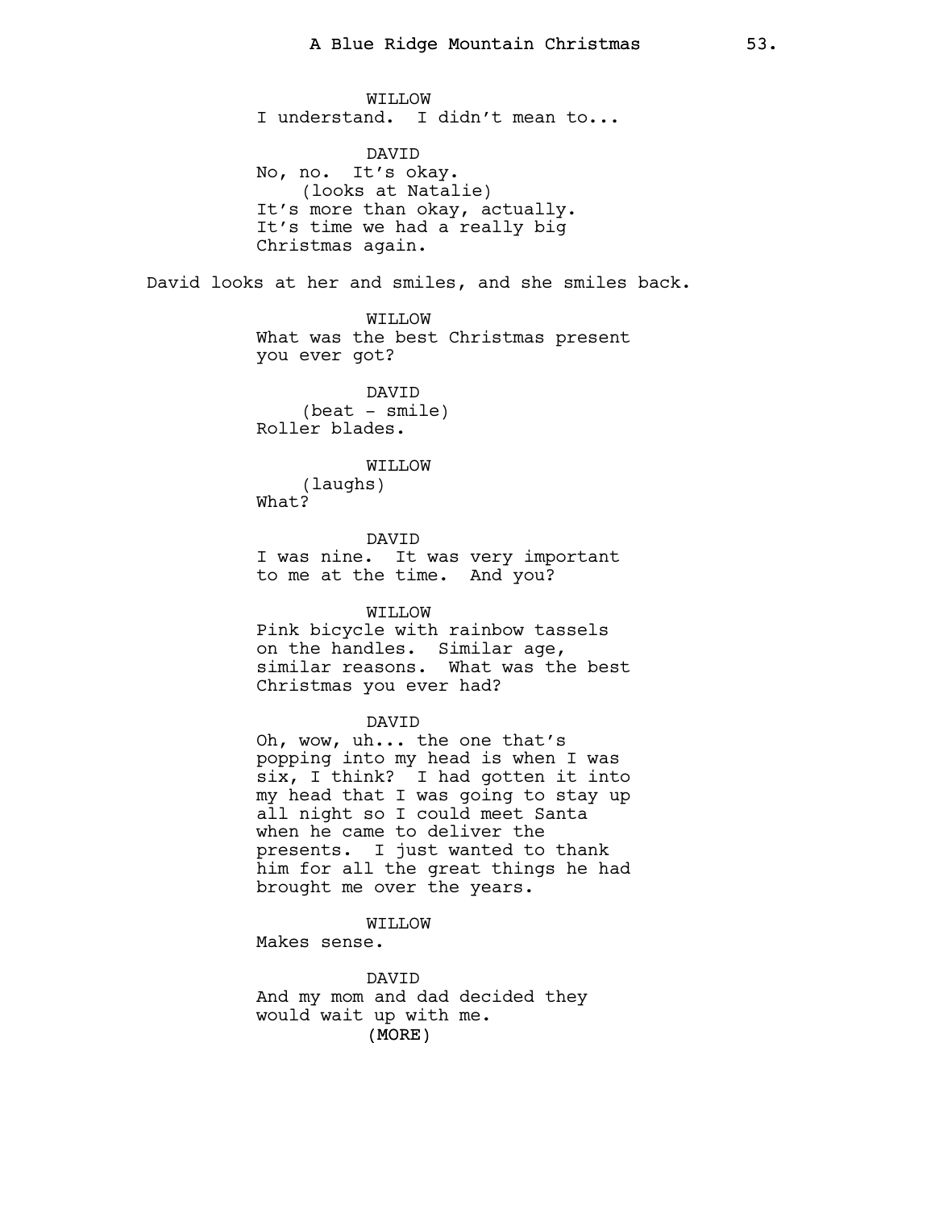WILLOW
I understand. I didn't mean to...

DAVID
No, no. It's okay.
(looks at Natalie)
It's more than okay, actually.
It's time we had a really big
Christmas again.

David looks at her and smiles, and she smiles back.

WILLOW
What was the best Christmas present
you ever got?

DAVID
(beat - smile)
Roller blades.

WILLOW
(laughs)
What?

DAVID
I was nine. It was very important
to me at the time. And you?

WILLOW
Pink bicycle with rainbow tassels
on the handles. Similar age,
similar reasons. What was the best
Christmas you ever had?

DAVID
Oh, wow, uh... the one that's
popping into my head is when I was
six, I think? I had gotten it into
my head that I was going to stay up
all night so I could meet Santa
when he came to deliver the
presents. I just wanted to thank
him for all the great things he had
brought me over the years.

WILLOW
Makes sense.

DAVID
And my mom and dad decided they
would wait up with me.
(MORE)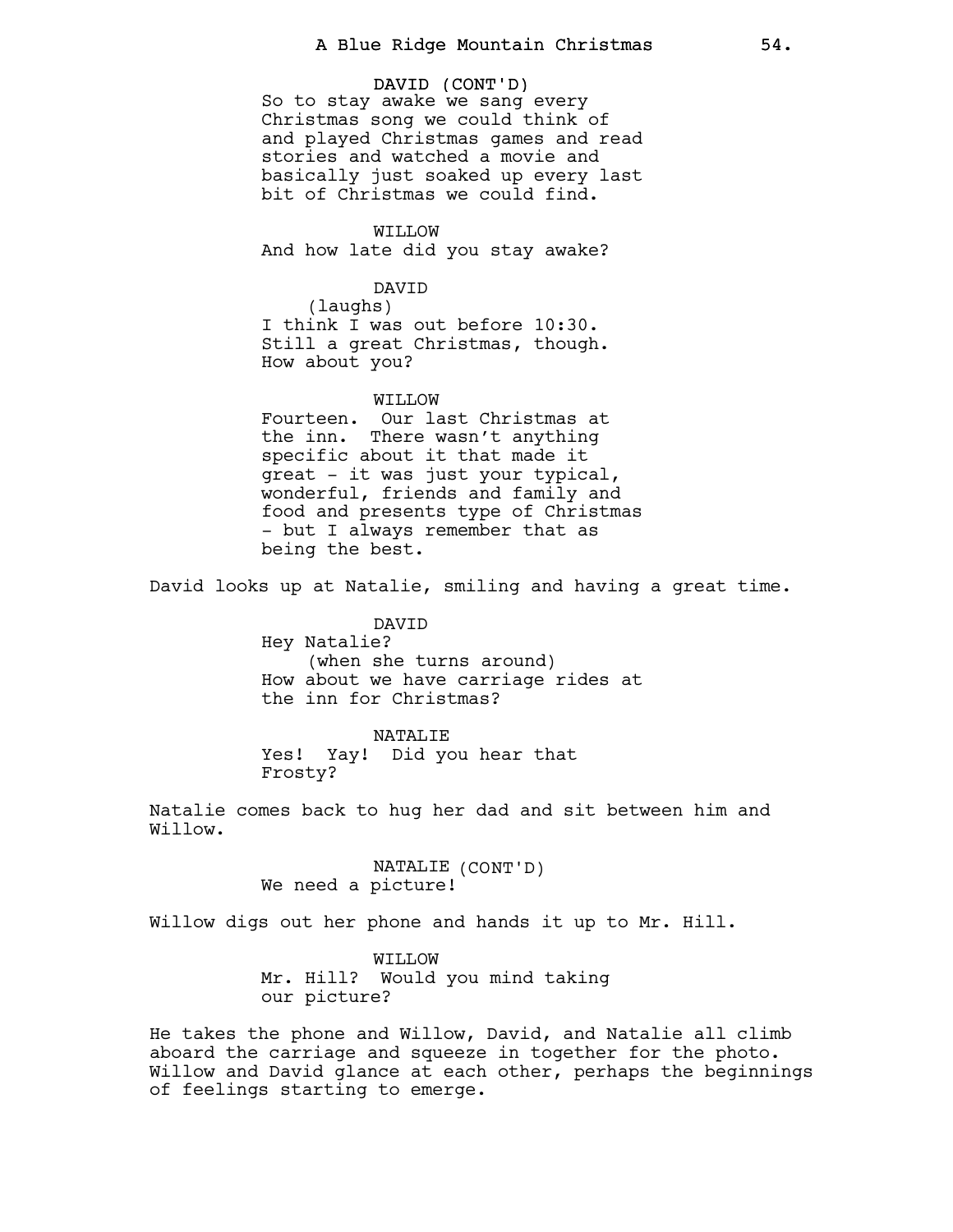DAVID (CONT'D)
So to stay awake we sang every Christmas song we could think of and played Christmas games and read stories and watched a movie and basically just soaked up every last bit of Christmas we could find.

WILLOW
And how late did you stay awake?

DAVID
(laughs)
I think I was out before 10:30. Still a great Christmas, though. How about you?

WILLOW
Fourteen. Our last Christmas at the inn. There wasn't anything specific about it that made it great - it was just your typical, wonderful, friends and family and food and presents type of Christmas - but I always remember that as being the best.

David looks up at Natalie, smiling and having a great time.

DAVID
Hey Natalie?
(when she turns around)
How about we have carriage rides at the inn for Christmas?

NATALIE
Yes! Yay! Did you hear that Frosty?

Natalie comes back to hug her dad and sit between him and Willow.

NATALIE (CONT'D)
We need a picture!

Willow digs out her phone and hands it up to Mr. Hill.

WILLOW
Mr. Hill? Would you mind taking our picture?

He takes the phone and Willow, David, and Natalie all climb aboard the carriage and squeeze in together for the photo. Willow and David glance at each other, perhaps the beginnings of feelings starting to emerge.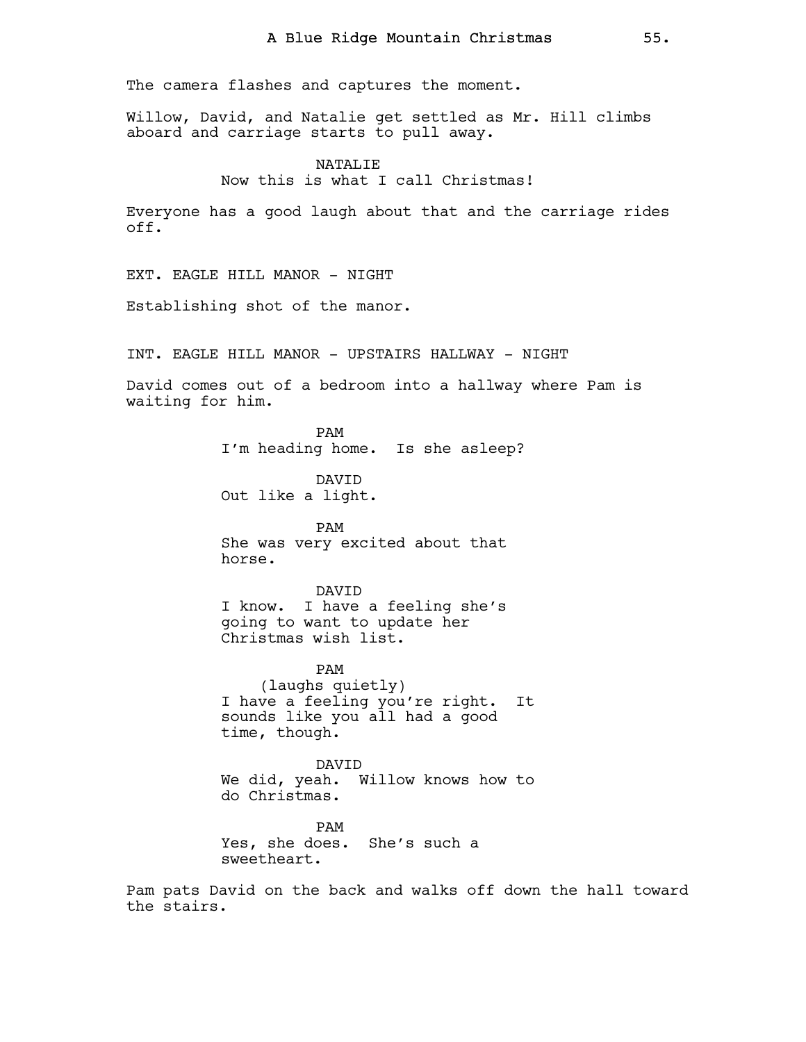The camera flashes and captures the moment.

Willow, David, and Natalie get settled as Mr. Hill climbs aboard and carriage starts to pull away.

NATALIE
Now this is what I call Christmas!

Everyone has a good laugh about that and the carriage rides off.

EXT. EAGLE HILL MANOR - NIGHT

Establishing shot of the manor.

INT. EAGLE HILL MANOR - UPSTAIRS HALLWAY - NIGHT

David comes out of a bedroom into a hallway where Pam is waiting for him.

PAM
I'm heading home. Is she asleep?

DAVID
Out like a light.

PAM
She was very excited about that horse.

DAVID
I know. I have a feeling she's going to want to update her Christmas wish list.

PAM
(laughs quietly)
I have a feeling you're right. It sounds like you all had a good time, though.

DAVID
We did, yeah. Willow knows how to do Christmas.

PAM
Yes, she does. She's such a sweetheart.

Pam pats David on the back and walks off down the hall toward the stairs.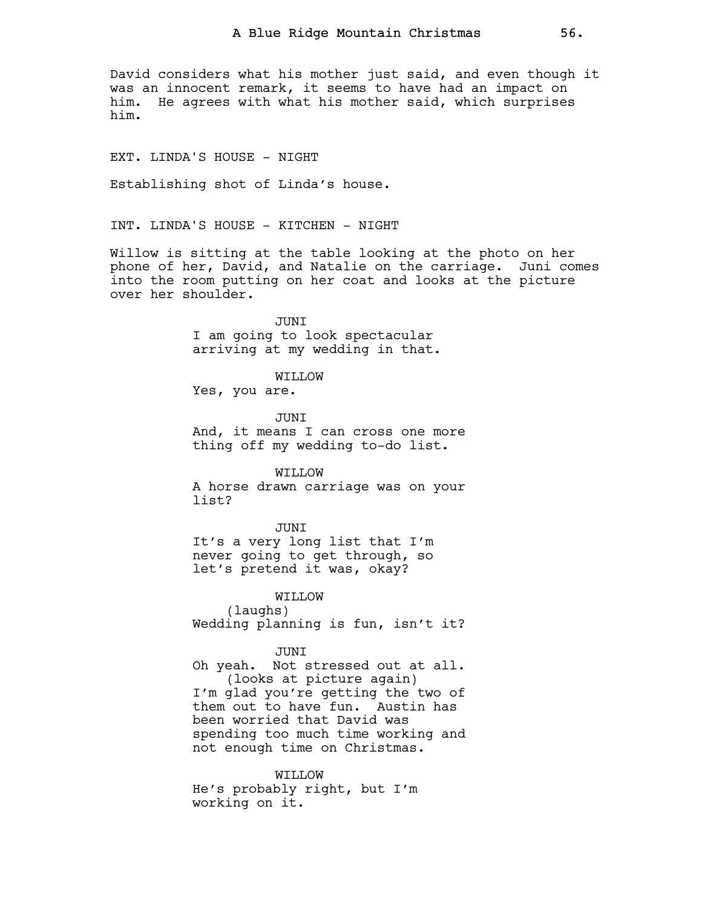David considers what his mother just said, and even though it was an innocent remark, it seems to have had an impact on him. He agrees with what his mother said, which surprises him.

EXT. LINDA'S HOUSE - NIGHT

Establishing shot of Linda's house.

INT. LINDA'S HOUSE - KITCHEN - NIGHT

Willow is sitting at the table looking at the photo on her phone of her, David, and Natalie on the carriage. Juni comes into the room putting on her coat and looks at the picture over her shoulder.

JUNI
I am going to look spectacular arriving at my wedding in that.

WILLOW
Yes, you are.

JUNI
And, it means I can cross one more thing off my wedding to-do list.

WILLOW
A horse drawn carriage was on your list?

JUNI
It's a very long list that I'm never going to get through, so let's pretend it was, okay?

WILLOW
(laughs)
Wedding planning is fun, isn't it?

JUNI
Oh yeah. Not stressed out at all.
(looks at picture again)
I'm glad you're getting the two of them out to have fun. Austin has been worried that David was spending too much time working and not enough time on Christmas.

WILLOW
He's probably right, but I'm working on it.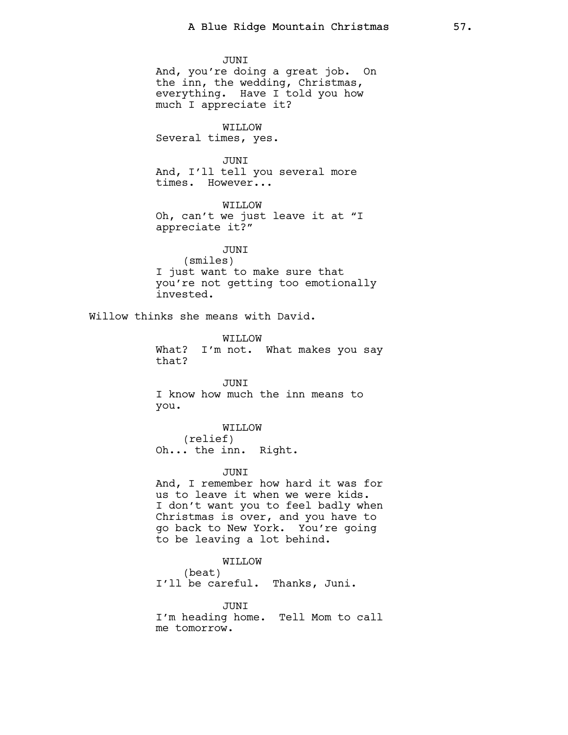JUNI
And, you're doing a great job. On the inn, the wedding, Christmas, everything. Have I told you how much I appreciate it?

WILLOW
Several times, yes.

JUNI
And, I'll tell you several more times. However...

WILLOW
Oh, can't we just leave it at "I appreciate it?"

JUNI
(smiles)
I just want to make sure that you're not getting too emotionally invested.

Willow thinks she means with David.

WILLOW
What? I'm not. What makes you say that?

JUNI
I know how much the inn means to you.

WILLOW
(relief)
Oh... the inn. Right.

JUNI
And, I remember how hard it was for us to leave it when we were kids. I don't want you to feel badly when Christmas is over, and you have to go back to New York. You're going to be leaving a lot behind.

WILLOW
(beat)
I'll be careful. Thanks, Juni.

JUNI
I'm heading home. Tell Mom to call me tomorrow.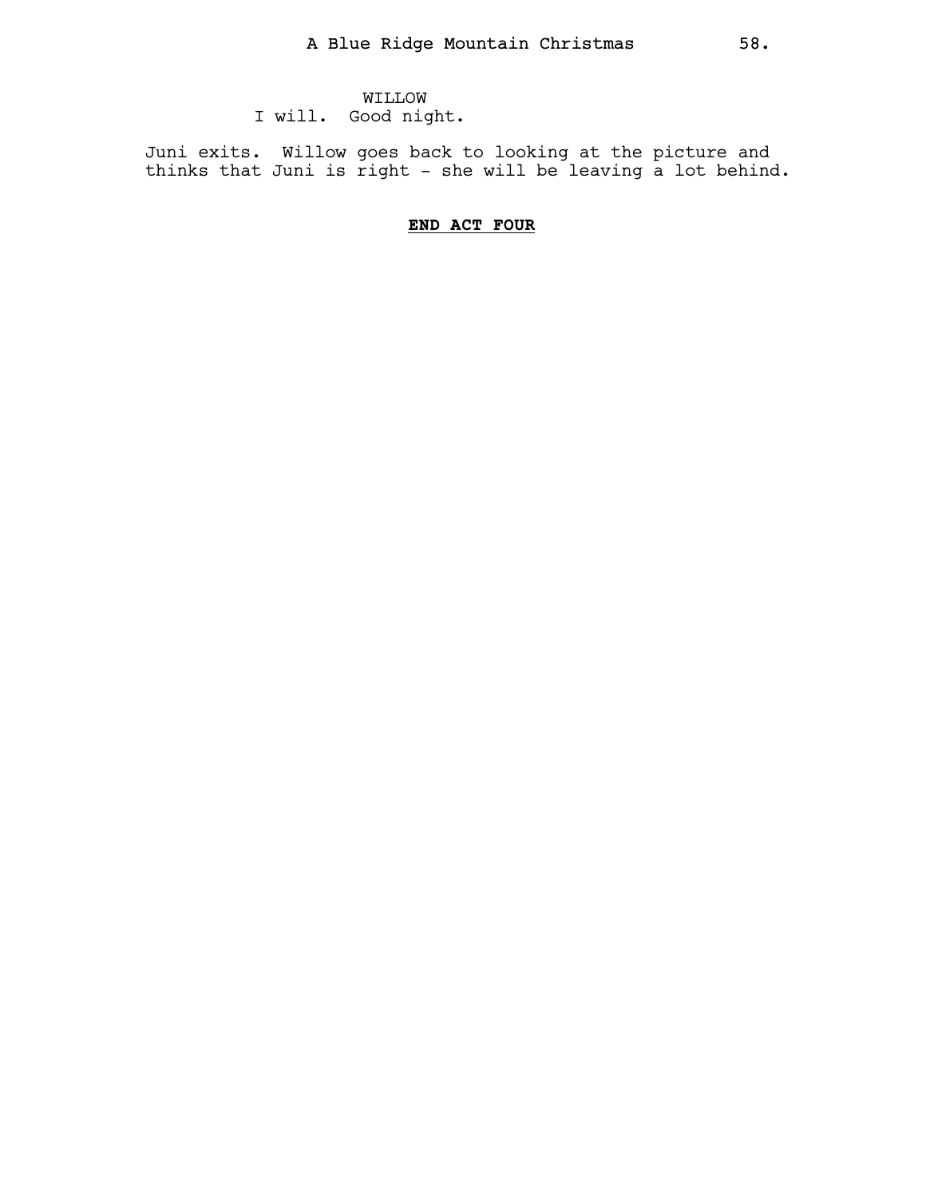WILLOW
I will. Good night.

Juni exits. Willow goes back to looking at the picture and thinks that Juni is right - she will be leaving a lot behind.

**END ACT FOUR**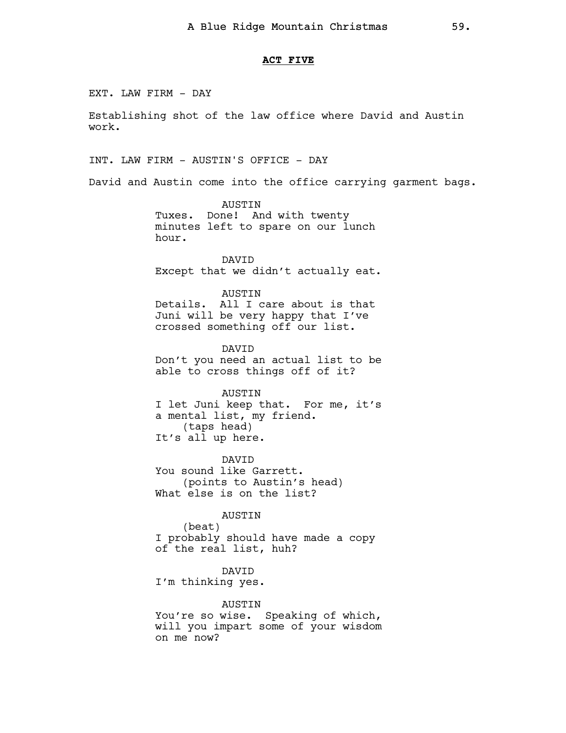**ACT FIVE**

EXT. LAW FIRM - DAY

Establishing shot of the law office where David and Austin work.

INT. LAW FIRM - AUSTIN'S OFFICE - DAY

David and Austin come into the office carrying garment bags.

AUSTIN
Tuxes. Done! And with twenty minutes left to spare on our lunch hour.

DAVID
Except that we didn't actually eat.

AUSTIN
Details. All I care about is that Juni will be very happy that I've crossed something off our list.

DAVID
Don't you need an actual list to be able to cross things off of it?

AUSTIN
I let Juni keep that. For me, it's a mental list, my friend.
(taps head)
It's all up here.

DAVID
You sound like Garrett.
(points to Austin's head)
What else is on the list?

AUSTIN
(beat)
I probably should have made a copy of the real list, huh?

DAVID
I'm thinking yes.

AUSTIN
You're so wise. Speaking of which, will you impart some of your wisdom on me now?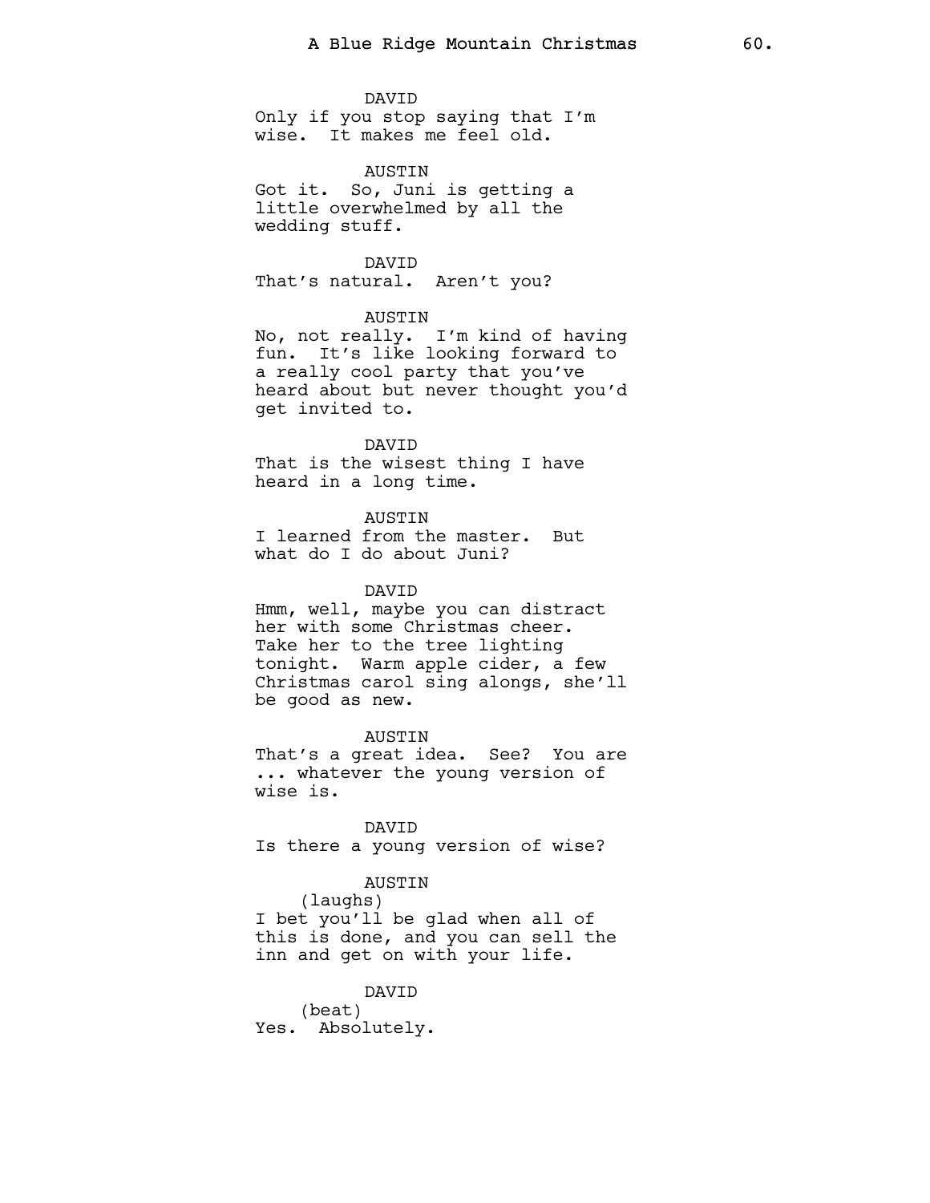DAVID

Only if you stop saying that I'm wise. It makes me feel old.

AUSTIN

Got it. So, Juni is getting a little overwhelmed by all the wedding stuff.

DAVID

That's natural. Aren't you?

AUSTIN

No, not really. I'm kind of having fun. It's like looking forward to a really cool party that you've heard about but never thought you'd get invited to.

DAVID

That is the wisest thing I have heard in a long time.

AUSTIN

I learned from the master. But what do I do about Juni?

DAVID

Hmm, well, maybe you can distract her with some Christmas cheer. Take her to the tree lighting tonight. Warm apple cider, a few Christmas carol sing alongs, she'll be good as new.

AUSTIN

That's a great idea. See? You are ... whatever the young version of wise is.

DAVID

Is there a young version of wise?

AUSTIN

(laughs)

I bet you'll be glad when all of this is done, and you can sell the inn and get on with your life.

DAVID

(beat)

Yes. Absolutely.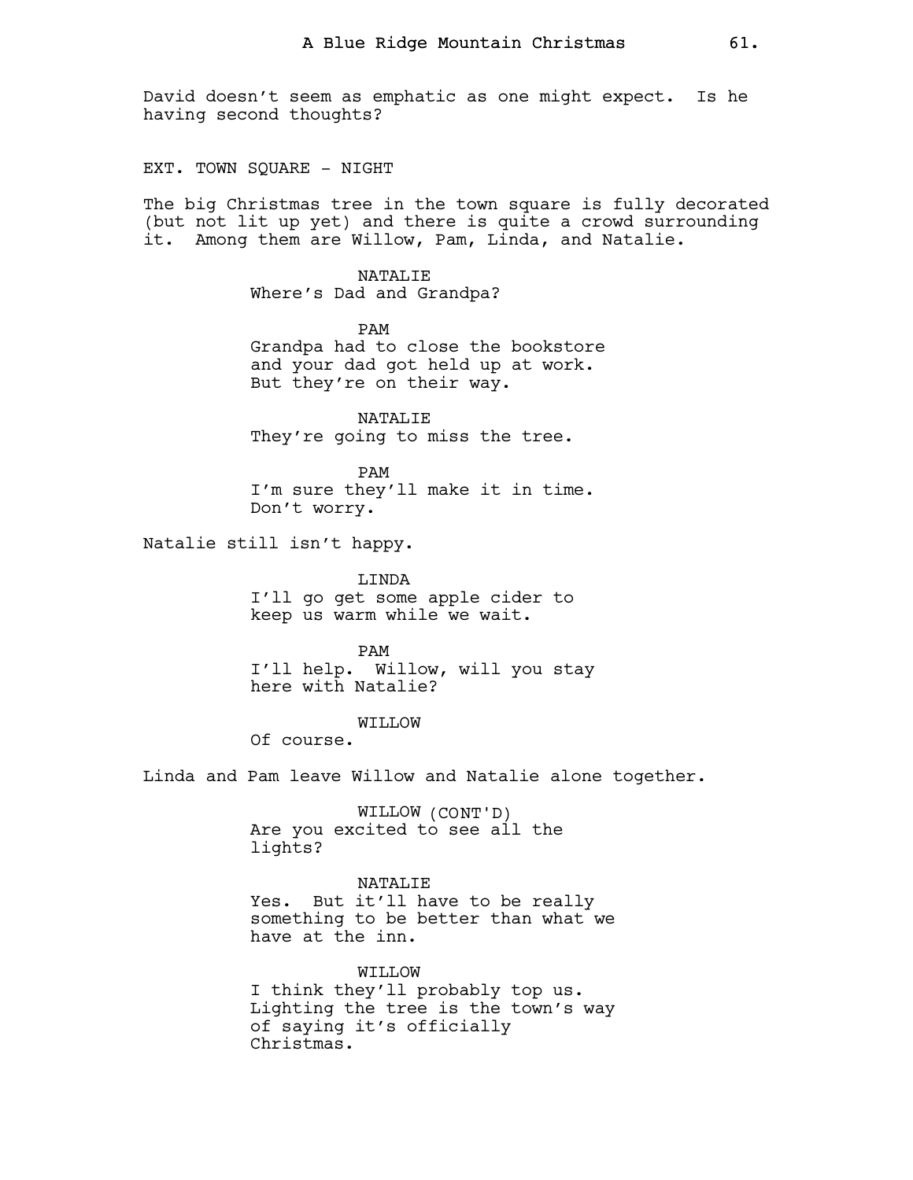David doesn't seem as emphatic as one might expect. Is he having second thoughts?

EXT. TOWN SQUARE - NIGHT

The big Christmas tree in the town square is fully decorated (but not lit up yet) and there is quite a crowd surrounding it. Among them are Willow, Pam, Linda, and Natalie.

NATALIE
Where's Dad and Grandpa?

PAM
Grandpa had to close the bookstore and your dad got held up at work. But they're on their way.

NATALIE
They're going to miss the tree.

PAM
I'm sure they'll make it in time. Don't worry.

Natalie still isn't happy.

LINDA
I'll go get some apple cider to keep us warm while we wait.

PAM
I'll help. Willow, will you stay here with Natalie?

WILLOW
Of course.

Linda and Pam leave Willow and Natalie alone together.

WILLOW (CONT'D)
Are you excited to see all the lights?

NATALIE
Yes. But it'll have to be really something to be better than what we have at the inn.

WILLOW
I think they'll probably top us. Lighting the tree is the town's way of saying it's officially Christmas.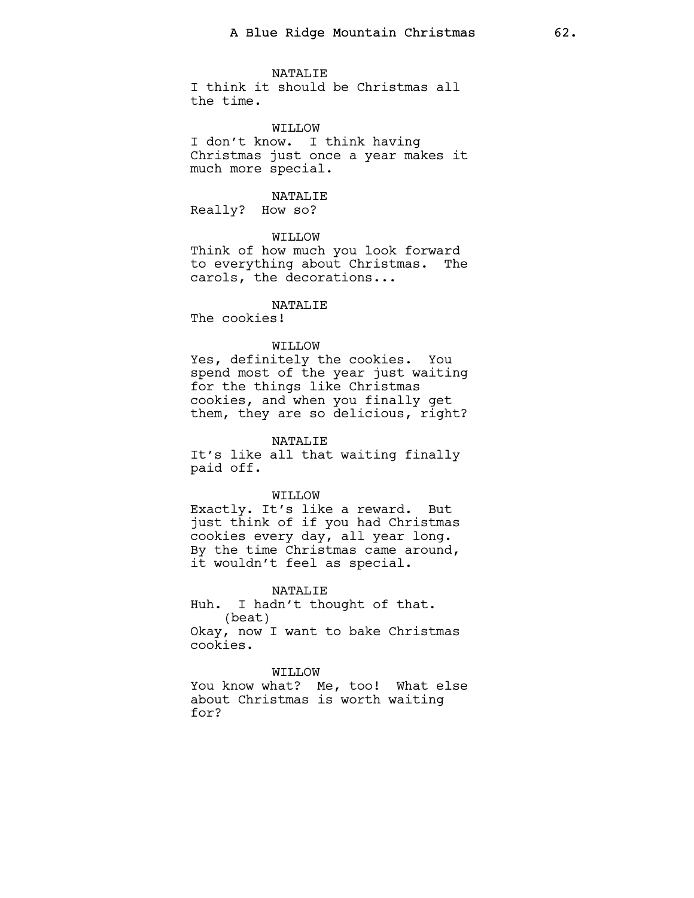NATALIE
I think it should be Christmas all the time.

WILLOW
I don't know. I think having Christmas just once a year makes it much more special.

NATALIE
Really? How so?

WILLOW
Think of how much you look forward to everything about Christmas. The carols, the decorations...

NATALIE
The cookies!

WILLOW
Yes, definitely the cookies. You spend most of the year just waiting for the things like Christmas cookies, and when you finally get them, they are so delicious, right?

NATALIE
It's like all that waiting finally paid off.

WILLOW
Exactly. It's like a reward. But just think of if you had Christmas cookies every day, all year long. By the time Christmas came around, it wouldn't feel as special.

NATALIE
Huh. I hadn't thought of that.
(beat)
Okay, now I want to bake Christmas cookies.

WILLOW
You know what? Me, too! What else about Christmas is worth waiting for?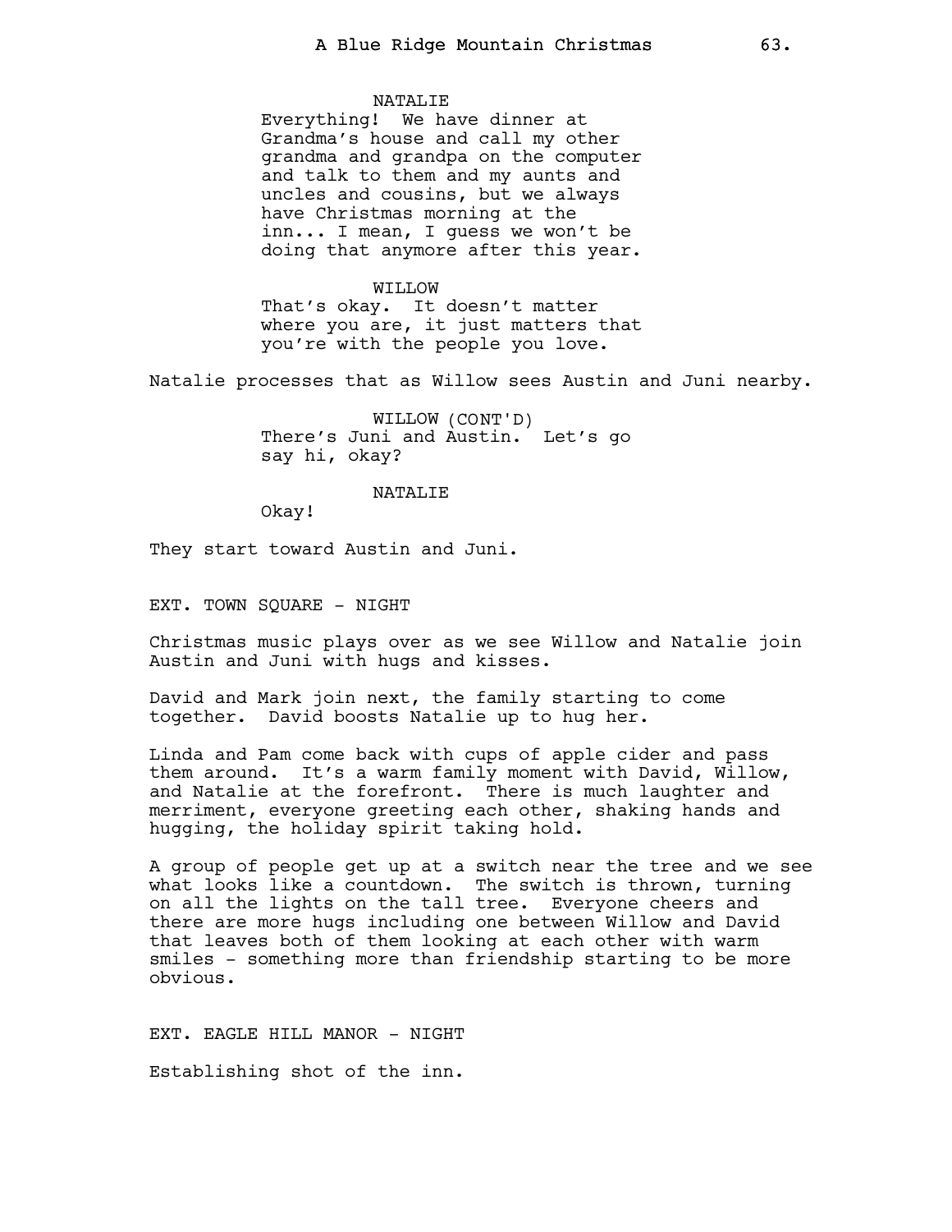NATALIE

Everything! We have dinner at Grandma's house and call my other grandma and grandpa on the computer and talk to them and my aunts and uncles and cousins, but we always have Christmas morning at the inn... I mean, I guess we won't be doing that anymore after this year.

WILLOW

That's okay. It doesn't matter where you are, it just matters that you're with the people you love.

Natalie processes that as Willow sees Austin and Juni nearby.

WILLOW (CONT'D)

There's Juni and Austin. Let's go say hi, okay?

NATALIE

Okay!

They start toward Austin and Juni.

EXT. TOWN SQUARE - NIGHT

Christmas music plays over as we see Willow and Natalie join Austin and Juni with hugs and kisses.

David and Mark join next, the family starting to come together. David boosts Natalie up to hug her.

Linda and Pam come back with cups of apple cider and pass them around. It's a warm family moment with David, Willow, and Natalie at the forefront. There is much laughter and merriment, everyone greeting each other, shaking hands and hugging, the holiday spirit taking hold.

A group of people get up at a switch near the tree and we see what looks like a countdown. The switch is thrown, turning on all the lights on the tall tree. Everyone cheers and there are more hugs including one between Willow and David that leaves both of them looking at each other with warm smiles - something more than friendship starting to be more obvious.

EXT. EAGLE HILL MANOR - NIGHT

Establishing shot of the inn.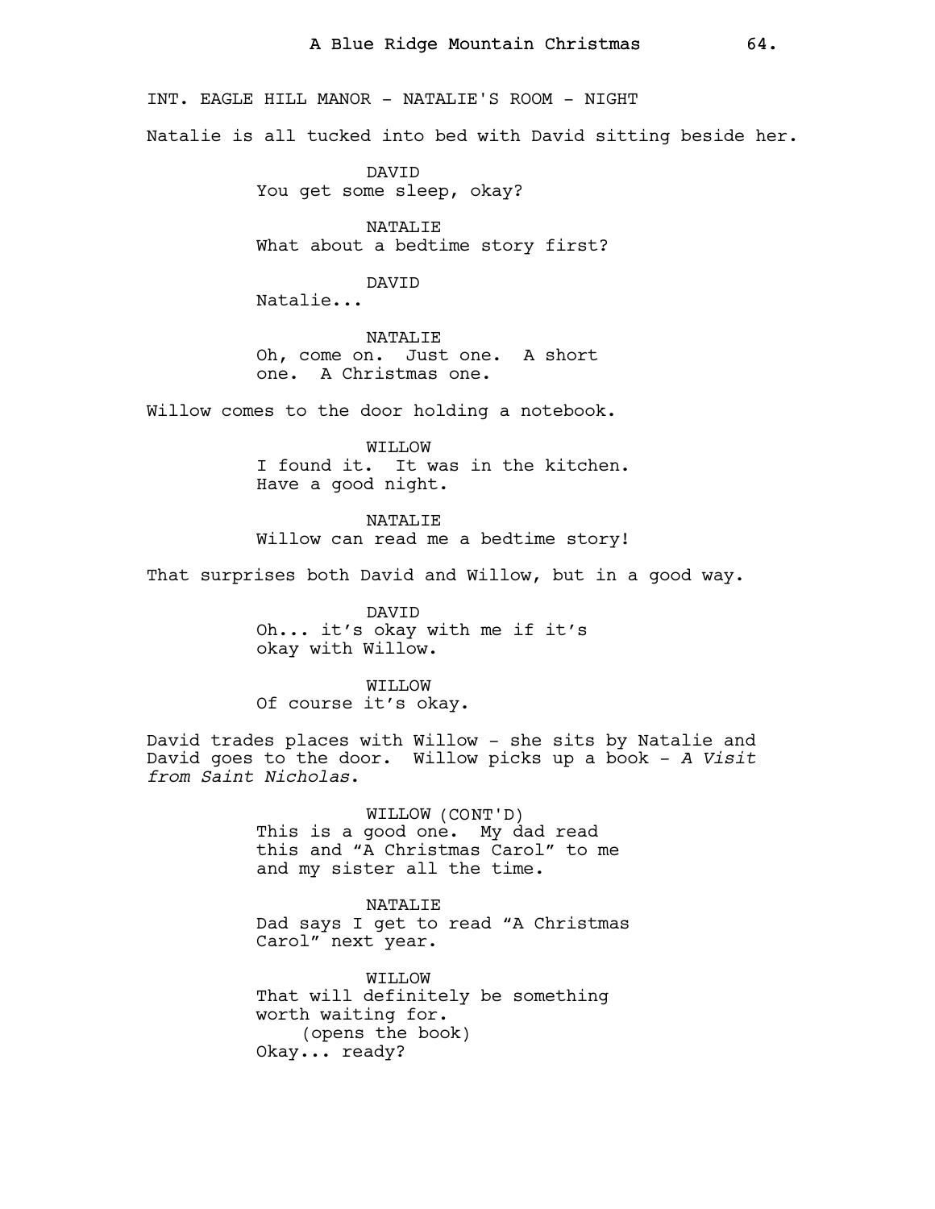INT. EAGLE HILL MANOR - NATALIE'S ROOM - NIGHT

Natalie is all tucked into bed with David sitting beside her.

DAVID
You get some sleep, okay?

NATALIE
What about a bedtime story first?

DAVID
Natalie...

NATALIE
Oh, come on. Just one. A short one. A Christmas one.

Willow comes to the door holding a notebook.

WILLOW
I found it. It was in the kitchen. Have a good night.

NATALIE
Willow can read me a bedtime story!

That surprises both David and Willow, but in a good way.

DAVID
Oh... it's okay with me if it's okay with Willow.

WILLOW
Of course it's okay.

David trades places with Willow - she sits by Natalie and David goes to the door. Willow picks up a book - *A Visit from Saint Nicholas*.

WILLOW (CONT'D)
This is a good one. My dad read this and "A Christmas Carol" to me and my sister all the time.

NATALIE
Dad says I get to read "A Christmas Carol" next year.

WILLOW
That will definitely be something worth waiting for.
(opens the book)
Okay... ready?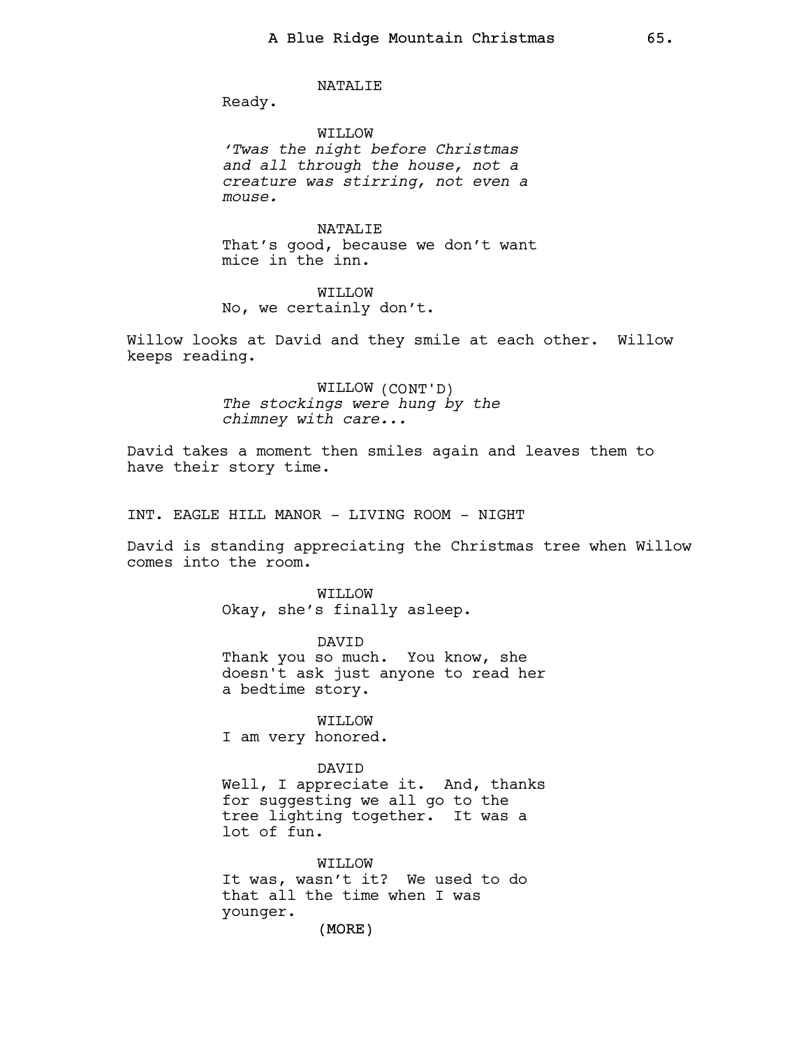NATALIE

Ready.

WILLOW

*'Twas the night before Christmas and all through the house, not a creature was stirring, not even a mouse.*

NATALIE

That's good, because we don't want mice in the inn.

WILLOW

No, we certainly don't.

Willow looks at David and they smile at each other. Willow keeps reading.

WILLOW (CONT'D)

*The stockings were hung by the chimney with care...*

David takes a moment then smiles again and leaves them to have their story time.

INT. EAGLE HILL MANOR - LIVING ROOM - NIGHT

David is standing appreciating the Christmas tree when Willow comes into the room.

WILLOW

Okay, she's finally asleep.

DAVID

Thank you so much. You know, she doesn't ask just anyone to read her a bedtime story.

WILLOW

I am very honored.

DAVID

Well, I appreciate it. And, thanks for suggesting we all go to the tree lighting together. It was a lot of fun.

WILLOW

It was, wasn't it? We used to do that all the time when I was younger.

(MORE)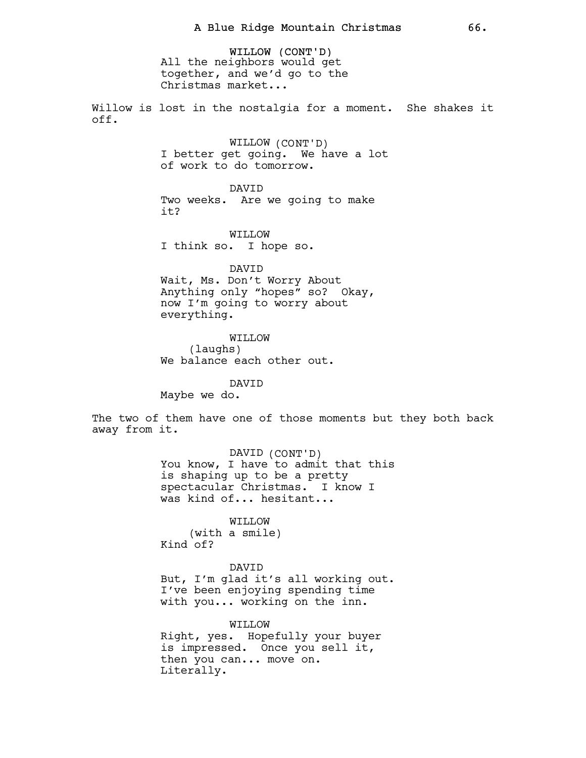WILLOW (CONT'D)
All the neighbors would get together, and we'd go to the Christmas market...

Willow is lost in the nostalgia for a moment. She shakes it off.

WILLOW (CONT'D)
I better get going. We have a lot of work to do tomorrow.

DAVID
Two weeks. Are we going to make it?

WILLOW
I think so. I hope so.

DAVID
Wait, Ms. Don't Worry About Anything only "hopes" so? Okay, now I'm going to worry about everything.

WILLOW
(laughs)
We balance each other out.

DAVID
Maybe we do.

The two of them have one of those moments but they both back away from it.

DAVID (CONT'D)
You know, I have to admit that this is shaping up to be a pretty spectacular Christmas. I know I was kind of... hesitant...

WILLOW
(with a smile)
Kind of?

DAVID
But, I'm glad it's all working out. I've been enjoying spending time with you... working on the inn.

WILLOW
Right, yes. Hopefully your buyer is impressed. Once you sell it, then you can... move on. Literally.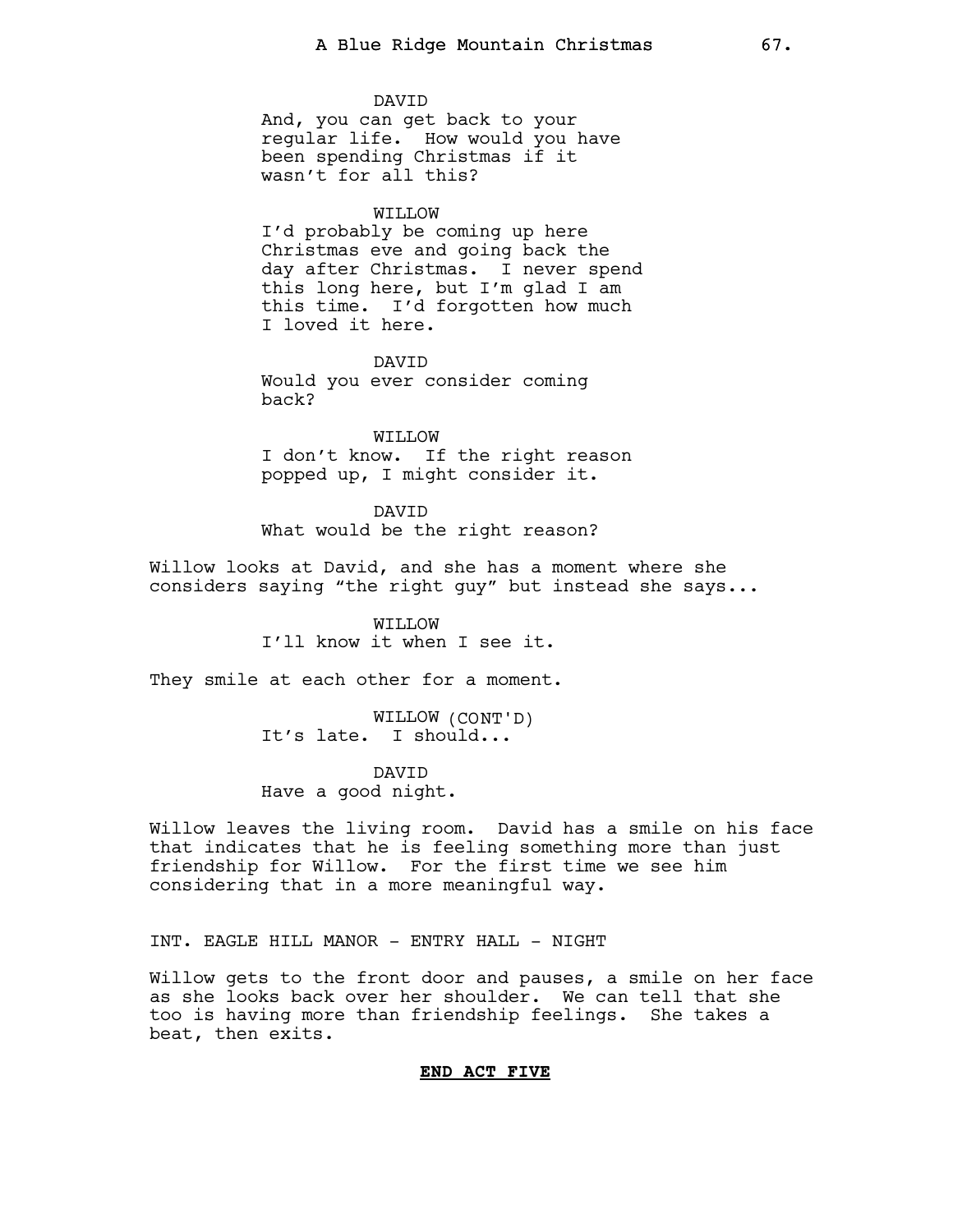DAVID
And, you can get back to your regular life. How would you have been spending Christmas if it wasn't for all this?

WILLOW
I'd probably be coming up here Christmas eve and going back the day after Christmas. I never spend this long here, but I'm glad I am this time. I'd forgotten how much I loved it here.

DAVID
Would you ever consider coming back?

WILLOW
I don't know. If the right reason popped up, I might consider it.

DAVID
What would be the right reason?

Willow looks at David, and she has a moment where she considers saying "the right guy" but instead she says...

WILLOW
I'll know it when I see it.

They smile at each other for a moment.

WILLOW (CONT'D)
It's late. I should...

DAVID
Have a good night.

Willow leaves the living room. David has a smile on his face that indicates that he is feeling something more than just friendship for Willow. For the first time we see him considering that in a more meaningful way.

INT. EAGLE HILL MANOR - ENTRY HALL - NIGHT

Willow gets to the front door and pauses, a smile on her face as she looks back over her shoulder. We can tell that she too is having more than friendship feelings. She takes a beat, then exits.

**END ACT FIVE**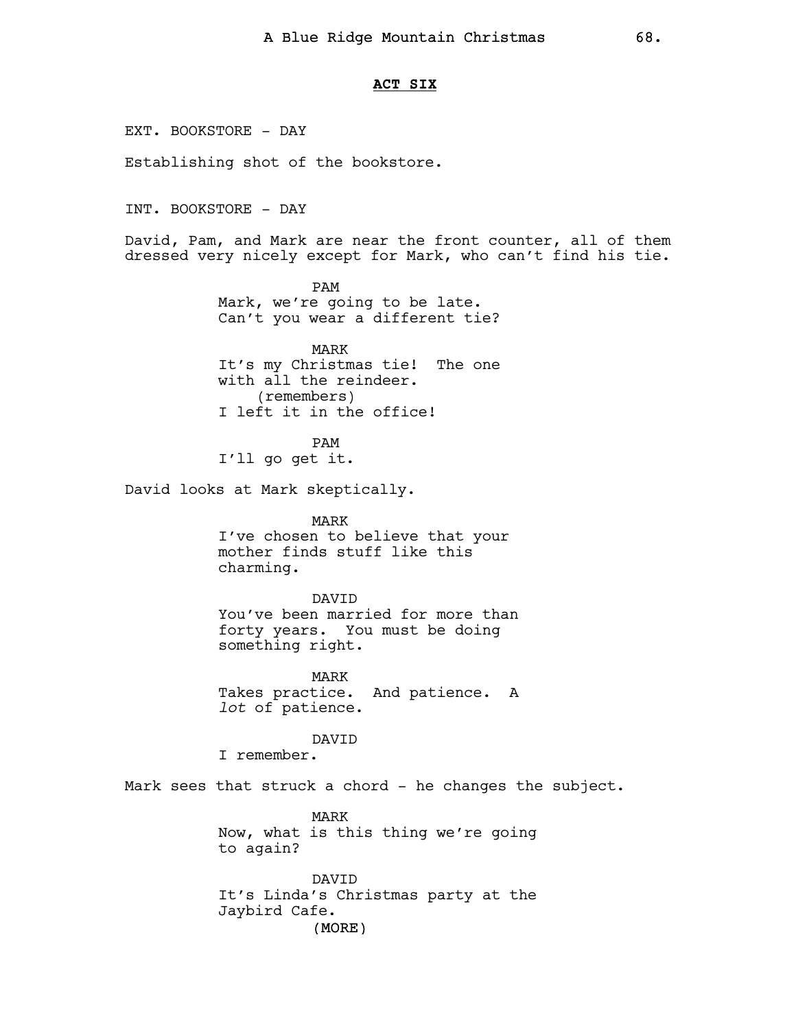**ACT SIX**

EXT. BOOKSTORE - DAY

Establishing shot of the bookstore.

INT. BOOKSTORE - DAY

David, Pam, and Mark are near the front counter, all of them dressed very nicely except for Mark, who can't find his tie.

PAM
Mark, we're going to be late. Can't you wear a different tie?

MARK
It's my Christmas tie! The one with all the reindeer.
(remembers)
I left it in the office!

PAM
I'll go get it.

David looks at Mark skeptically.

MARK
I've chosen to believe that your mother finds stuff like this charming.

DAVID
You've been married for more than forty years. You must be doing something right.

MARK
Takes practice. And patience. A *lot* of patience.

DAVID
I remember.

Mark sees that struck a chord - he changes the subject.

MARK
Now, what is this thing we're going to again?

DAVID
It's Linda's Christmas party at the Jaybird Cafe.
(MORE)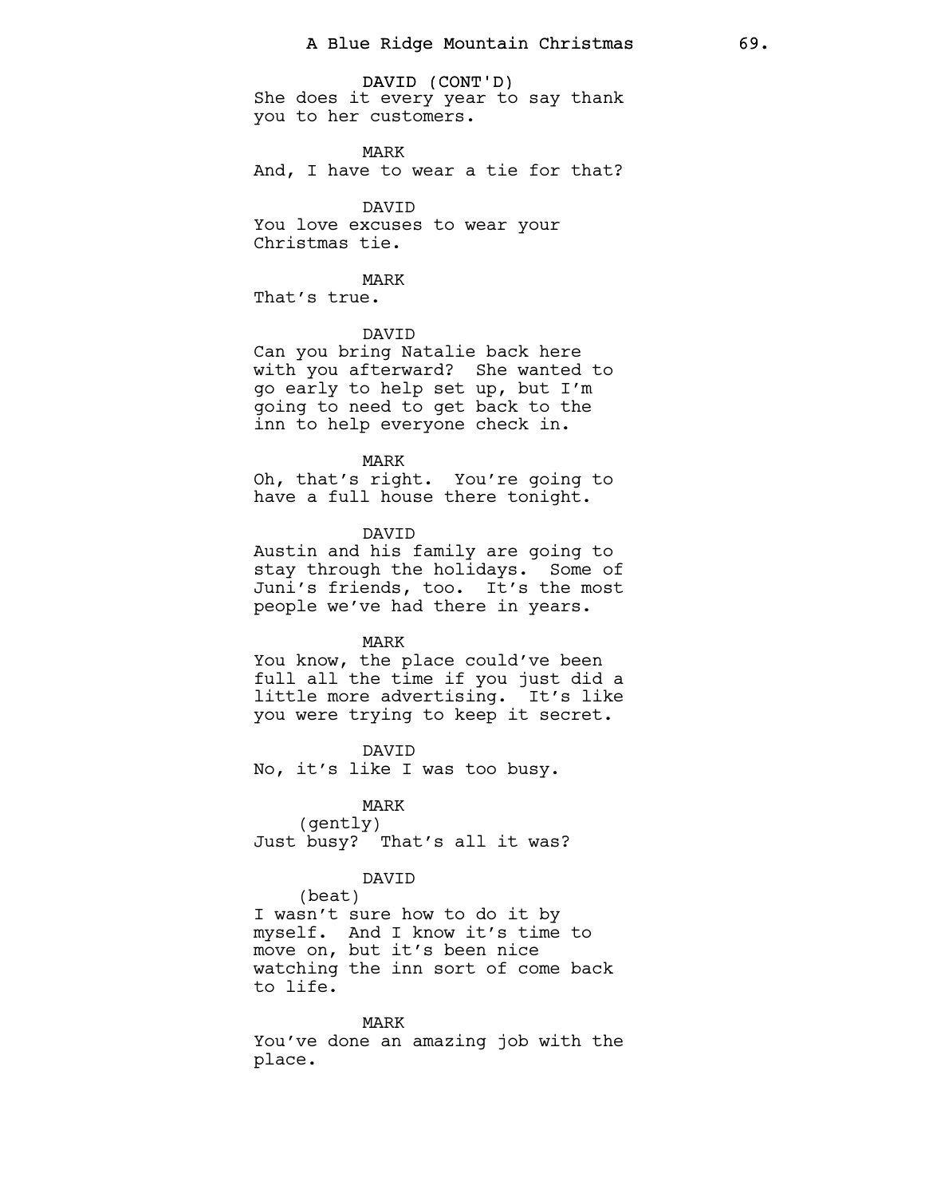DAVID (CONT'D)
She does it every year to say thank you to her customers.

MARK
And, I have to wear a tie for that?

DAVID
You love excuses to wear your Christmas tie.

MARK
That's true.

DAVID
Can you bring Natalie back here with you afterward? She wanted to go early to help set up, but I'm going to need to get back to the inn to help everyone check in.

MARK
Oh, that's right. You're going to have a full house there tonight.

DAVID
Austin and his family are going to stay through the holidays. Some of Juni's friends, too. It's the most people we've had there in years.

MARK
You know, the place could've been full all the time if you just did a little more advertising. It's like you were trying to keep it secret.

DAVID
No, it's like I was too busy.

MARK
(gently)
Just busy? That's all it was?

DAVID
(beat)
I wasn't sure how to do it by myself. And I know it's time to move on, but it's been nice watching the inn sort of come back to life.

MARK
You've done an amazing job with the place.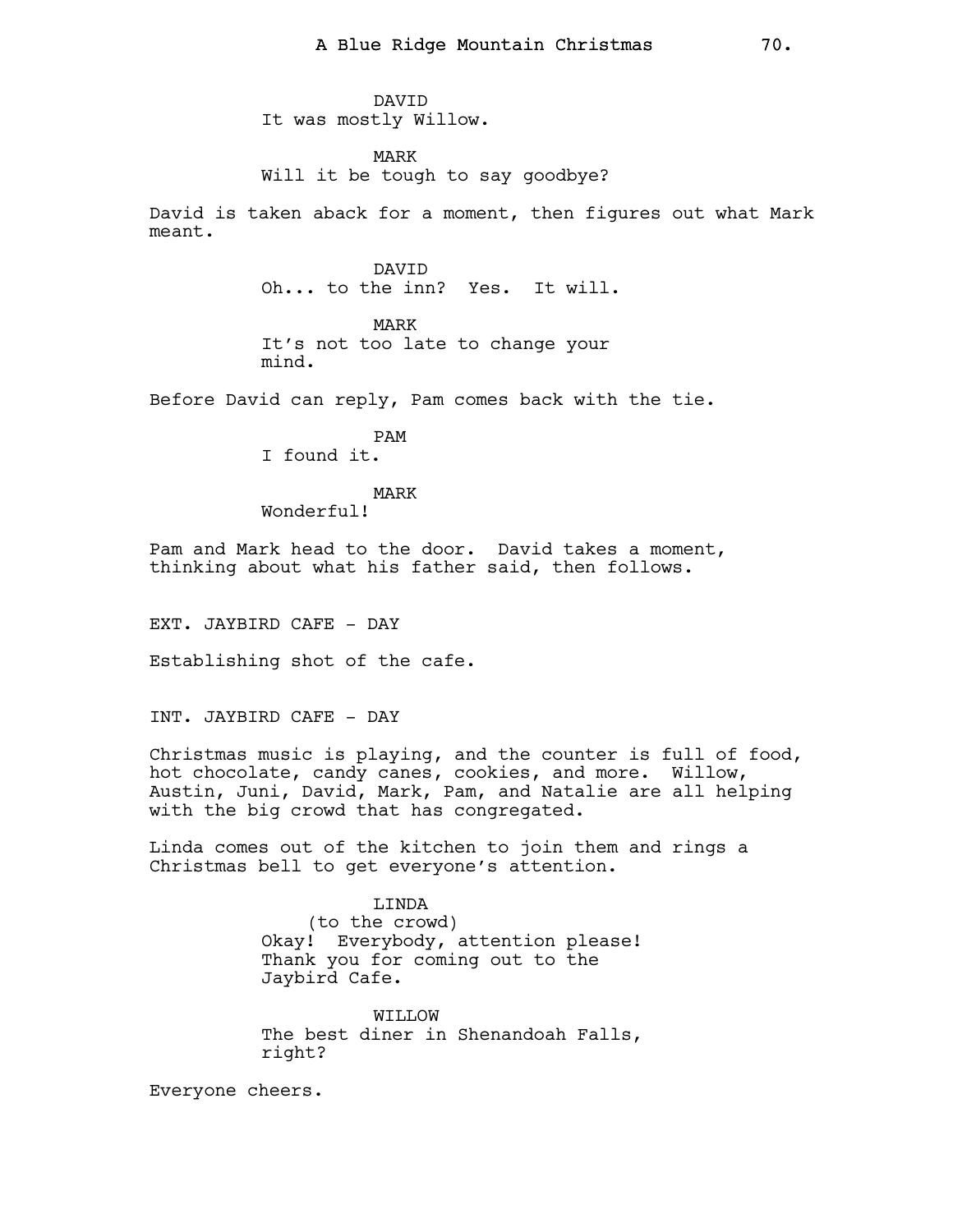DAVID
It was mostly Willow.

MARK
Will it be tough to say goodbye?

David is taken aback for a moment, then figures out what Mark meant.

DAVID
Oh... to the inn? Yes. It will.

MARK
It's not too late to change your mind.

Before David can reply, Pam comes back with the tie.

PAM
I found it.

MARK
Wonderful!

Pam and Mark head to the door. David takes a moment, thinking about what his father said, then follows.

EXT. JAYBIRD CAFE - DAY

Establishing shot of the cafe.

INT. JAYBIRD CAFE - DAY

Christmas music is playing, and the counter is full of food, hot chocolate, candy canes, cookies, and more. Willow, Austin, Juni, David, Mark, Pam, and Natalie are all helping with the big crowd that has congregated.

Linda comes out of the kitchen to join them and rings a Christmas bell to get everyone's attention.

LINDA
(to the crowd)
Okay! Everybody, attention please! Thank you for coming out to the Jaybird Cafe.

WILLOW
The best diner in Shenandoah Falls, right?

Everyone cheers.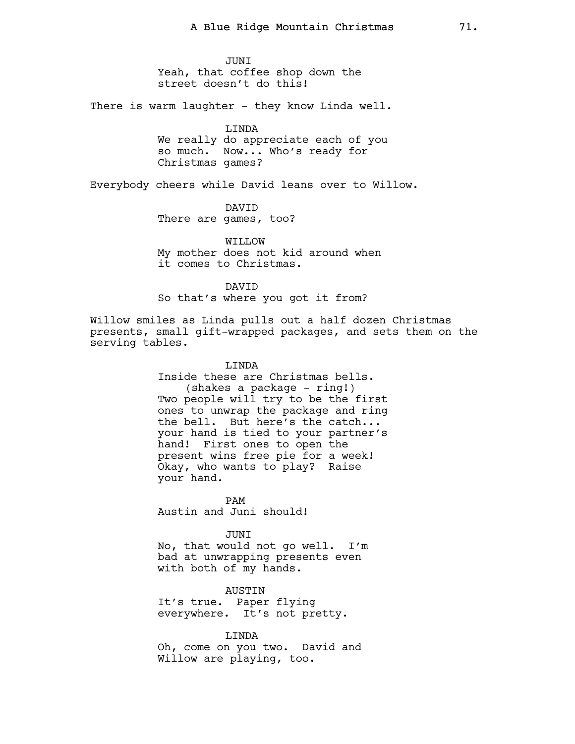JUNI
Yeah, that coffee shop down the street doesn't do this!

There is warm laughter - they know Linda well.

LINDA
We really do appreciate each of you so much. Now... Who's ready for Christmas games?

Everybody cheers while David leans over to Willow.

DAVID
There are games, too?

WILLOW
My mother does not kid around when it comes to Christmas.

DAVID
So that's where you got it from?

Willow smiles as Linda pulls out a half dozen Christmas presents, small gift-wrapped packages, and sets them on the serving tables.

LINDA
Inside these are Christmas bells.
(shakes a package - ring!)
Two people will try to be the first ones to unwrap the package and ring the bell. But here's the catch... your hand is tied to your partner's hand! First ones to open the present wins free pie for a week! Okay, who wants to play? Raise your hand.

PAM
Austin and Juni should!

JUNI
No, that would not go well. I'm bad at unwrapping presents even with both of my hands.

AUSTIN
It's true. Paper flying everywhere. It's not pretty.

LINDA
Oh, come on you two. David and Willow are playing, too.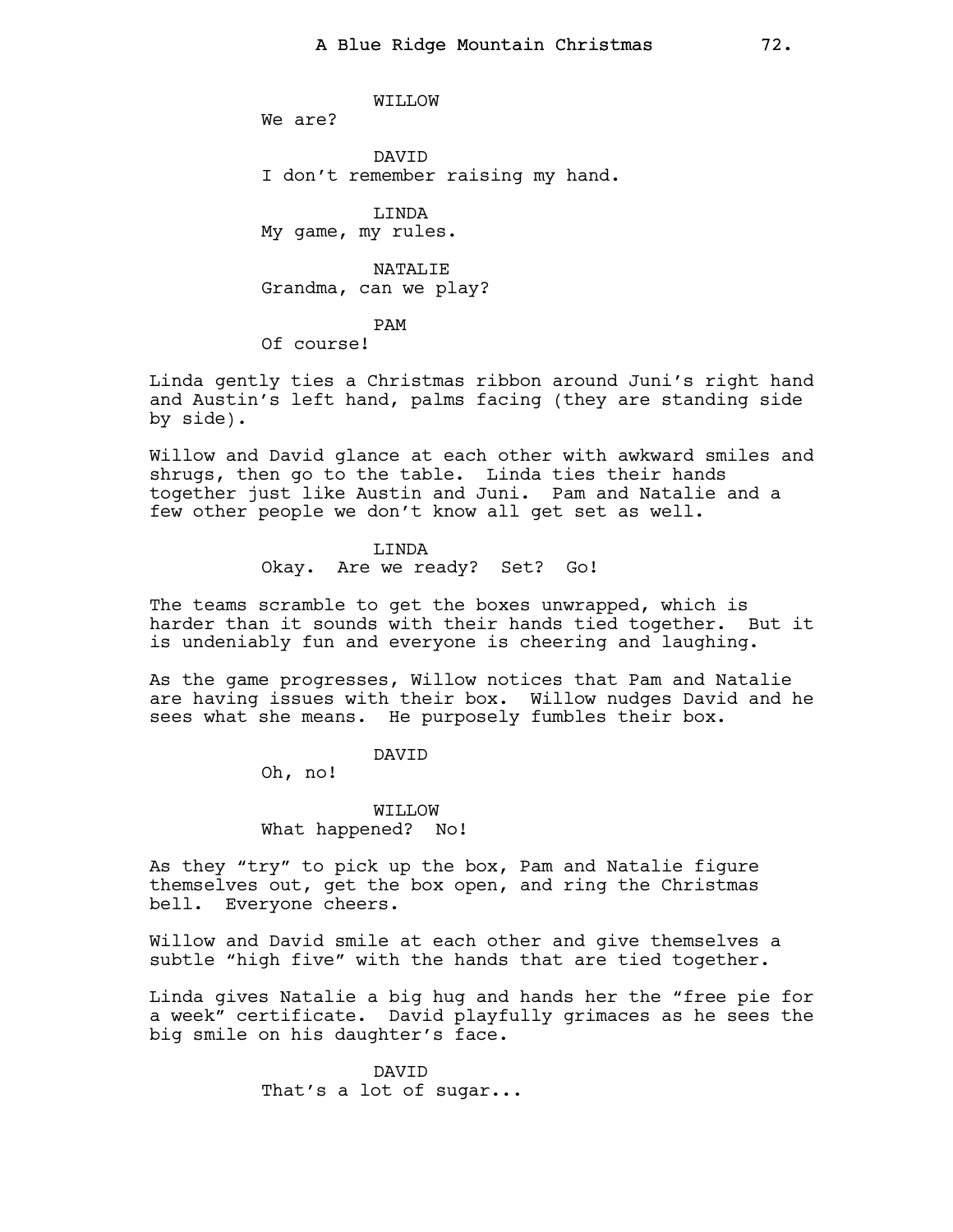WILLOW

We are?

DAVID

I don't remember raising my hand.

LINDA

My game, my rules.

NATALIE

Grandma, can we play?

PAM

Of course!

Linda gently ties a Christmas ribbon around Juni's right hand and Austin's left hand, palms facing (they are standing side by side).

Willow and David glance at each other with awkward smiles and shrugs, then go to the table. Linda ties their hands together just like Austin and Juni. Pam and Natalie and a few other people we don't know all get set as well.

LINDA

Okay. Are we ready? Set? Go!

The teams scramble to get the boxes unwrapped, which is harder than it sounds with their hands tied together. But it is undeniably fun and everyone is cheering and laughing.

As the game progresses, Willow notices that Pam and Natalie are having issues with their box. Willow nudges David and he sees what she means. He purposely fumbles their box.

DAVID

Oh, no!

WILLOW

What happened? No!

As they "try" to pick up the box, Pam and Natalie figure themselves out, get the box open, and ring the Christmas bell. Everyone cheers.

Willow and David smile at each other and give themselves a subtle "high five" with the hands that are tied together.

Linda gives Natalie a big hug and hands her the "free pie for a week" certificate. David playfully grimaces as he sees the big smile on his daughter's face.

DAVID

That's a lot of sugar...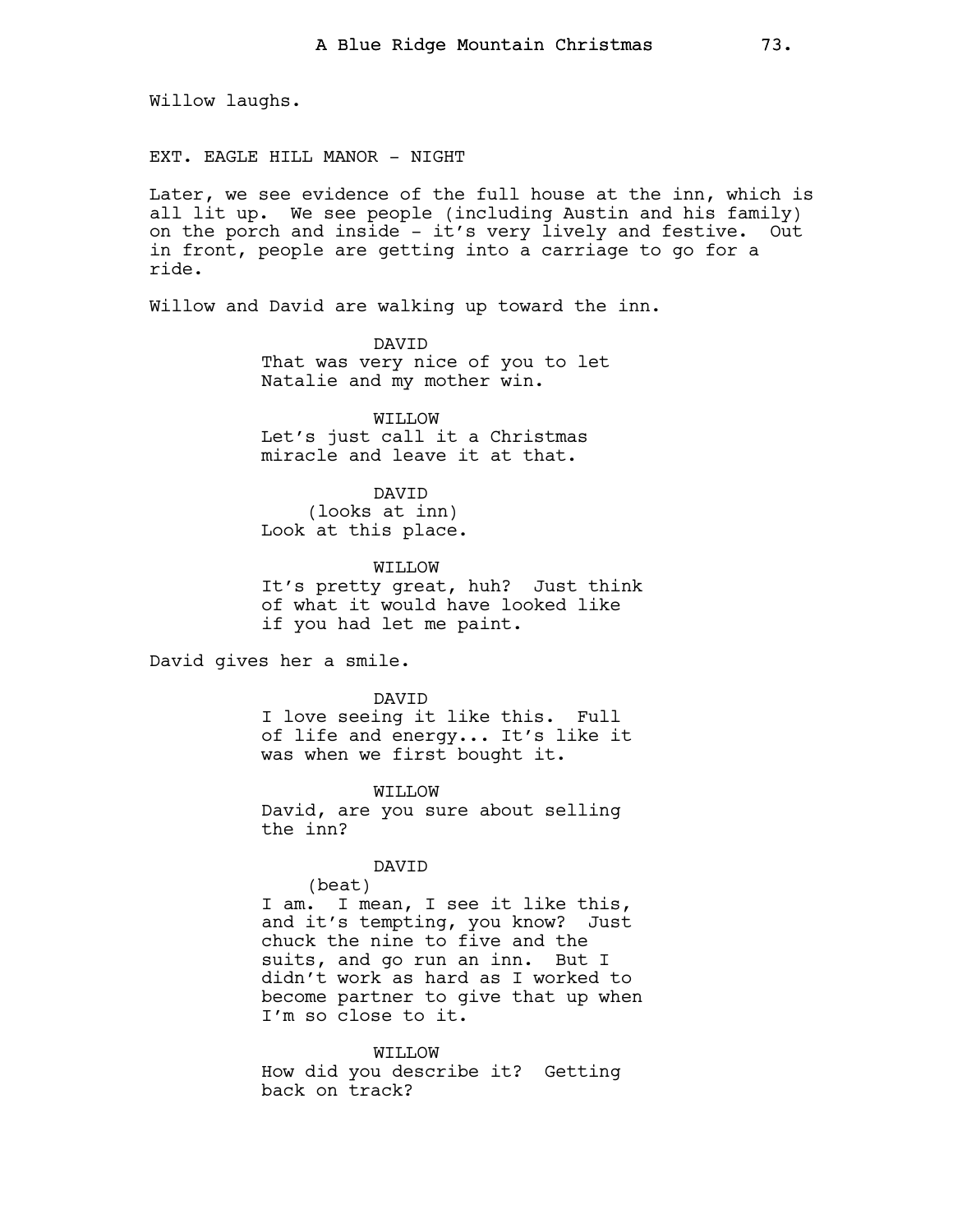Willow laughs.

EXT. EAGLE HILL MANOR - NIGHT

Later, we see evidence of the full house at the inn, which is all lit up. We see people (including Austin and his family) on the porch and inside - it's very lively and festive. Out in front, people are getting into a carriage to go for a ride.

Willow and David are walking up toward the inn.

DAVID
That was very nice of you to let Natalie and my mother win.

WILLOW
Let's just call it a Christmas miracle and leave it at that.

DAVID
(looks at inn)
Look at this place.

WILLOW
It's pretty great, huh? Just think of what it would have looked like if you had let me paint.

David gives her a smile.

DAVID
I love seeing it like this. Full of life and energy... It's like it was when we first bought it.

WILLOW
David, are you sure about selling the inn?

DAVID
(beat)
I am. I mean, I see it like this, and it's tempting, you know? Just chuck the nine to five and the suits, and go run an inn. But I didn't work as hard as I worked to become partner to give that up when I'm so close to it.

WILLOW
How did you describe it? Getting back on track?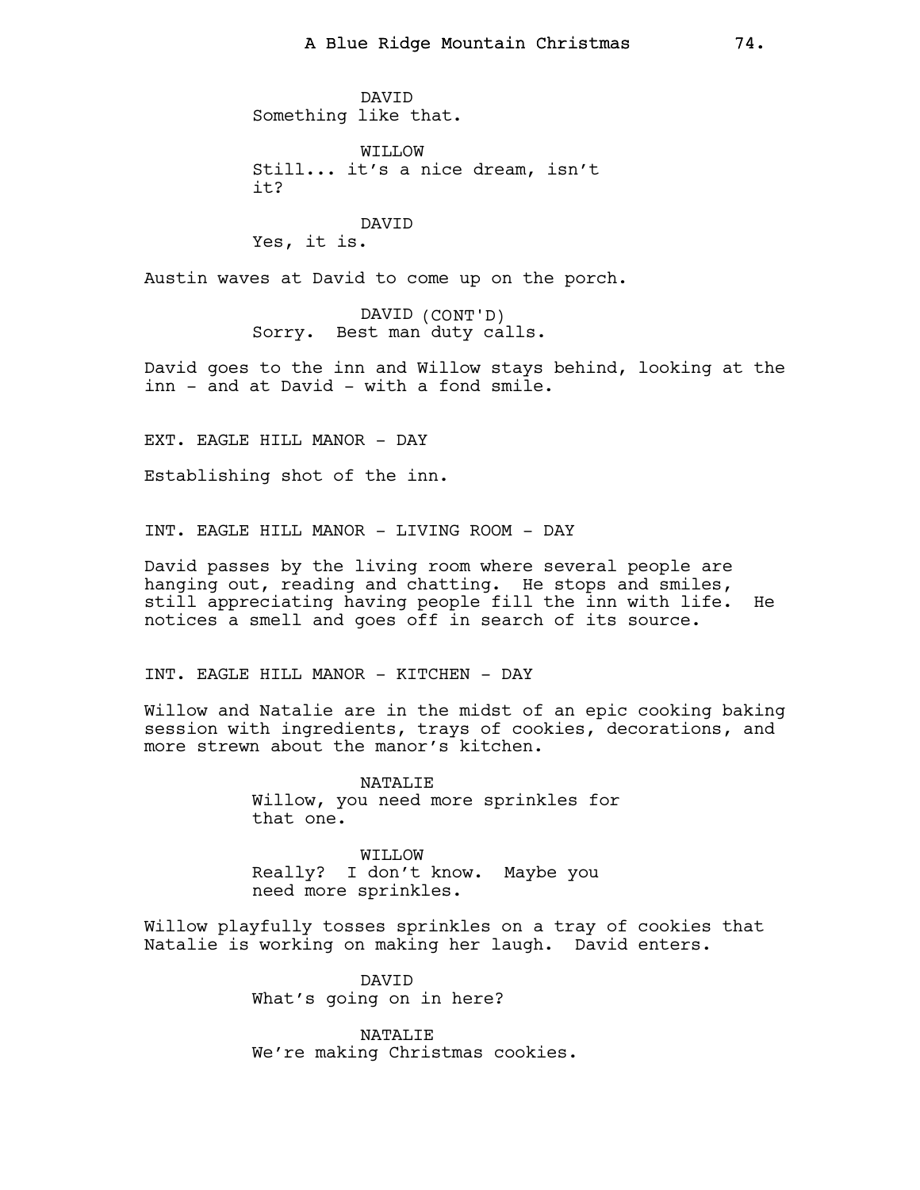DAVID
Something like that.

WILLOW
Still... it's a nice dream, isn't it?

DAVID
Yes, it is.

Austin waves at David to come up on the porch.

DAVID (CONT'D)
Sorry. Best man duty calls.

David goes to the inn and Willow stays behind, looking at the inn - and at David - with a fond smile.

EXT. EAGLE HILL MANOR - DAY

Establishing shot of the inn.

INT. EAGLE HILL MANOR - LIVING ROOM - DAY

David passes by the living room where several people are hanging out, reading and chatting. He stops and smiles, still appreciating having people fill the inn with life. He notices a smell and goes off in search of its source.

INT. EAGLE HILL MANOR - KITCHEN - DAY

Willow and Natalie are in the midst of an epic cooking baking session with ingredients, trays of cookies, decorations, and more strewn about the manor's kitchen.

NATALIE
Willow, you need more sprinkles for that one.

WILLOW
Really? I don't know. Maybe you need more sprinkles.

Willow playfully tosses sprinkles on a tray of cookies that Natalie is working on making her laugh. David enters.

DAVID
What's going on in here?

NATALIE
We're making Christmas cookies.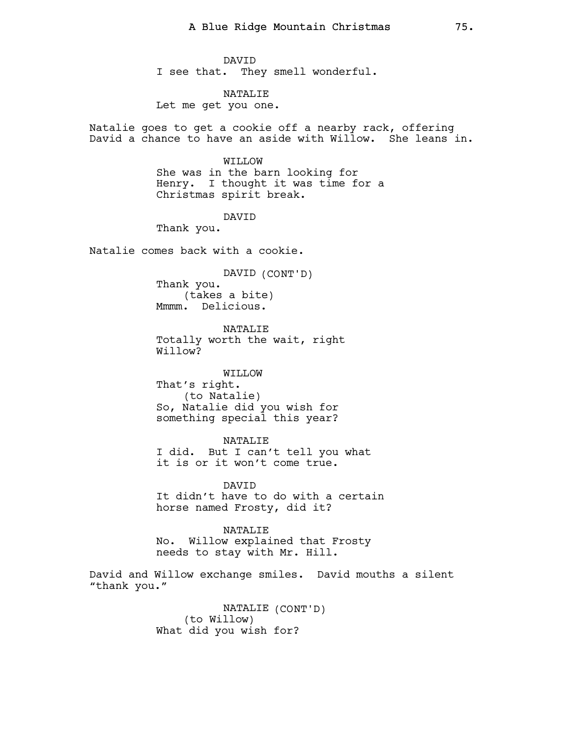DAVID
I see that. They smell wonderful.

NATALIE
Let me get you one.

Natalie goes to get a cookie off a nearby rack, offering David a chance to have an aside with Willow. She leans in.

WILLOW
She was in the barn looking for Henry. I thought it was time for a Christmas spirit break.

DAVID
Thank you.

Natalie comes back with a cookie.

DAVID (CONT'D)
Thank you.
(takes a bite)
Mmmm. Delicious.

NATALIE
Totally worth the wait, right Willow?

WILLOW
That's right.
(to Natalie)
So, Natalie did you wish for something special this year?

NATALIE
I did. But I can't tell you what it is or it won't come true.

DAVID
It didn't have to do with a certain horse named Frosty, did it?

NATALIE
No. Willow explained that Frosty needs to stay with Mr. Hill.

David and Willow exchange smiles. David mouths a silent "thank you."

NATALIE (CONT'D)
(to Willow)
What did you wish for?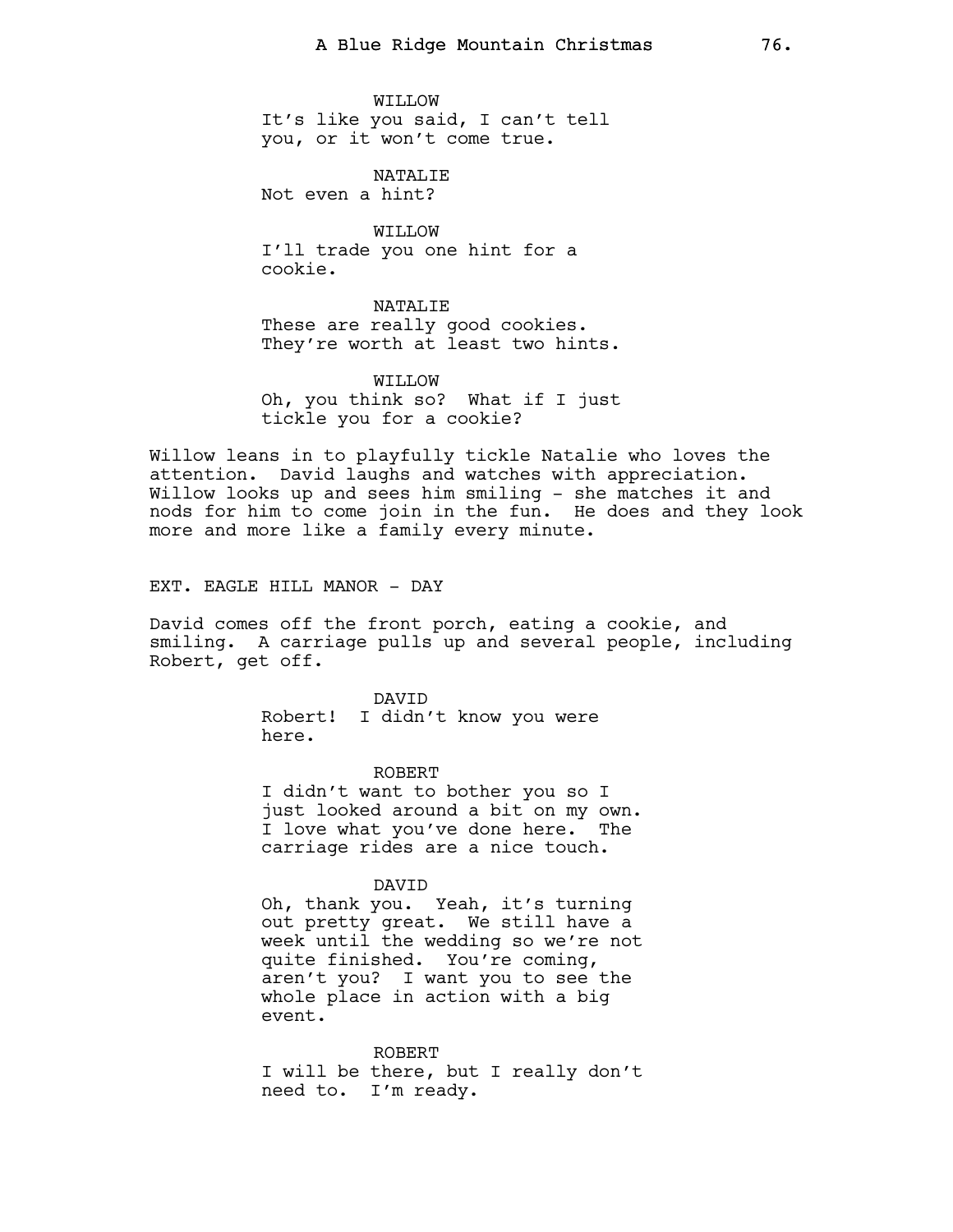WILLOW
It's like you said, I can't tell you, or it won't come true.

NATALIE
Not even a hint?

WILLOW
I'll trade you one hint for a cookie.

NATALIE
These are really good cookies. They're worth at least two hints.

WILLOW
Oh, you think so? What if I just tickle you for a cookie?

Willow leans in to playfully tickle Natalie who loves the attention. David laughs and watches with appreciation. Willow looks up and sees him smiling - she matches it and nods for him to come join in the fun. He does and they look more and more like a family every minute.

EXT. EAGLE HILL MANOR - DAY

David comes off the front porch, eating a cookie, and smiling. A carriage pulls up and several people, including Robert, get off.

DAVID
Robert! I didn't know you were here.

ROBERT
I didn't want to bother you so I just looked around a bit on my own. I love what you've done here. The carriage rides are a nice touch.

DAVID
Oh, thank you. Yeah, it's turning out pretty great. We still have a week until the wedding so we're not quite finished. You're coming, aren't you? I want you to see the whole place in action with a big event.

ROBERT
I will be there, but I really don't need to. I'm ready.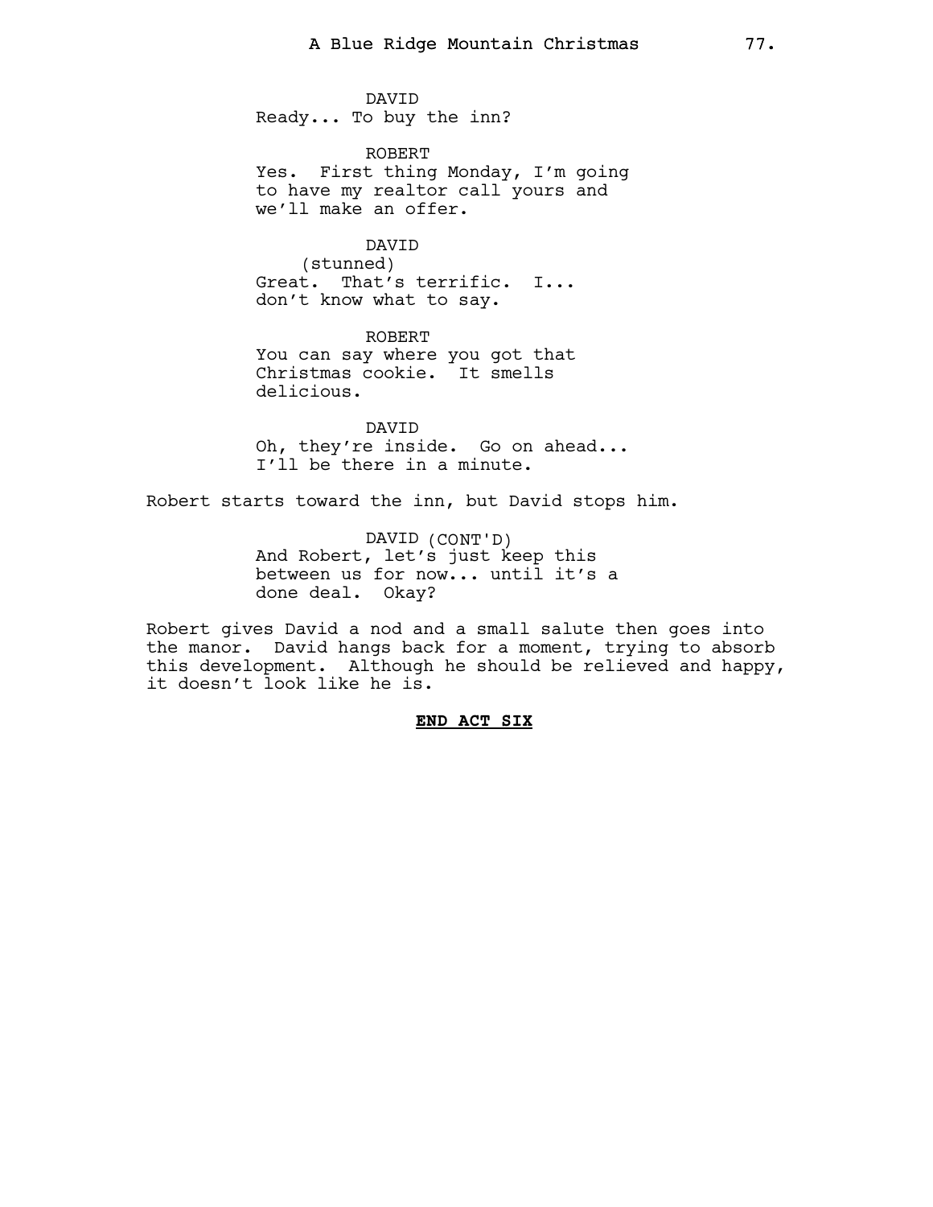DAVID
Ready... To buy the inn?

ROBERT
Yes. First thing Monday, I'm going to have my realtor call yours and we'll make an offer.

DAVID
(stunned)
Great. That's terrific. I... don't know what to say.

ROBERT
You can say where you got that Christmas cookie. It smells delicious.

DAVID
Oh, they're inside. Go on ahead... I'll be there in a minute.

Robert starts toward the inn, but David stops him.

DAVID (CONT'D)
And Robert, let's just keep this between us for now... until it's a done deal. Okay?

Robert gives David a nod and a small salute then goes into the manor. David hangs back for a moment, trying to absorb this development. Although he should be relieved and happy, it doesn't look like he is.

**END ACT SIX**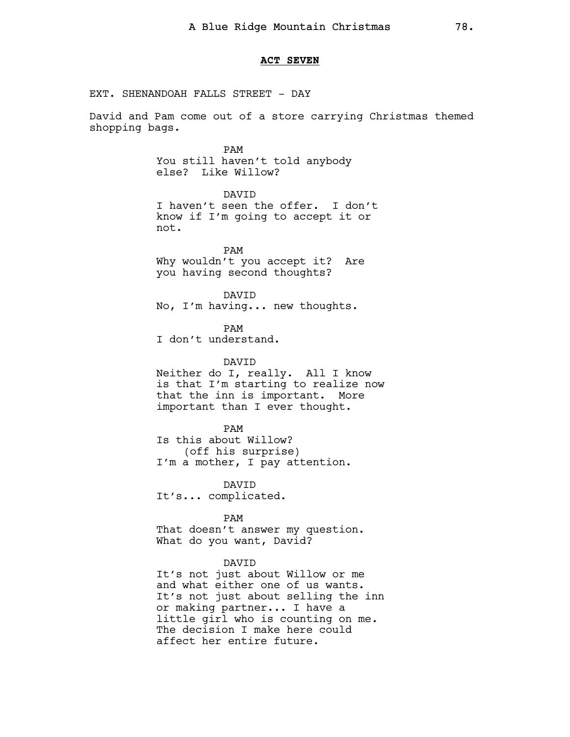**ACT SEVEN**

EXT. SHENANDOAH FALLS STREET - DAY

David and Pam come out of a store carrying Christmas themed shopping bags.

PAM
You still haven't told anybody else? Like Willow?

DAVID
I haven't seen the offer. I don't know if I'm going to accept it or not.

PAM
Why wouldn't you accept it? Are you having second thoughts?

DAVID
No, I'm having... new thoughts.

PAM
I don't understand.

DAVID
Neither do I, really. All I know is that I'm starting to realize now that the inn is important. More important than I ever thought.

PAM
Is this about Willow?
(off his surprise)
I'm a mother, I pay attention.

DAVID
It's... complicated.

PAM
That doesn't answer my question. What do you want, David?

DAVID
It's not just about Willow or me and what either one of us wants. It's not just about selling the inn or making partner... I have a little girl who is counting on me. The decision I make here could affect her entire future.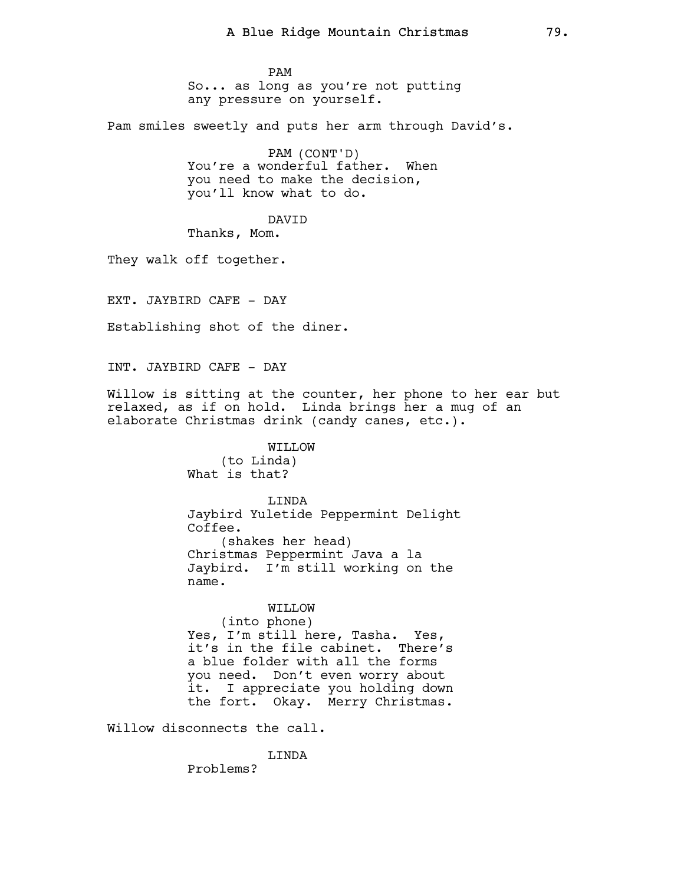PAM
So... as long as you're not putting any pressure on yourself.

Pam smiles sweetly and puts her arm through David's.

PAM (CONT'D)
You're a wonderful father. When you need to make the decision, you'll know what to do.

DAVID
Thanks, Mom.

They walk off together.

EXT. JAYBIRD CAFE - DAY

Establishing shot of the diner.

INT. JAYBIRD CAFE - DAY

Willow is sitting at the counter, her phone to her ear but relaxed, as if on hold. Linda brings her a mug of an elaborate Christmas drink (candy canes, etc.).

WILLOW
(to Linda)
What is that?

LINDA
Jaybird Yuletide Peppermint Delight Coffee.
(shakes her head)
Christmas Peppermint Java a la Jaybird. I'm still working on the name.

WILLOW
(into phone)
Yes, I'm still here, Tasha. Yes, it's in the file cabinet. There's a blue folder with all the forms you need. Don't even worry about it. I appreciate you holding down the fort. Okay. Merry Christmas.

Willow disconnects the call.

LINDA
Problems?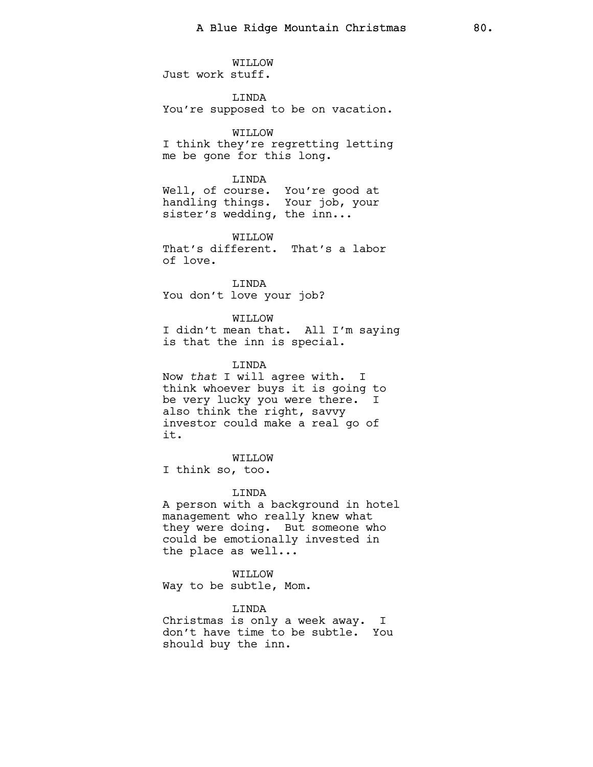WILLOW
Just work stuff.

LINDA
You're supposed to be on vacation.

WILLOW
I think they're regretting letting me be gone for this long.

LINDA
Well, of course. You're good at handling things. Your job, your sister's wedding, the inn...

WILLOW
That's different. That's a labor of love.

LINDA
You don't love your job?

WILLOW
I didn't mean that. All I'm saying is that the inn is special.

LINDA
Now *that* I will agree with. I think whoever buys it is going to be very lucky you were there. I also think the right, savvy investor could make a real go of it.

WILLOW
I think so, too.

LINDA
A person with a background in hotel management who really knew what they were doing. But someone who could be emotionally invested in the place as well...

WILLOW
Way to be subtle, Mom.

LINDA
Christmas is only a week away. I don't have time to be subtle. You should buy the inn.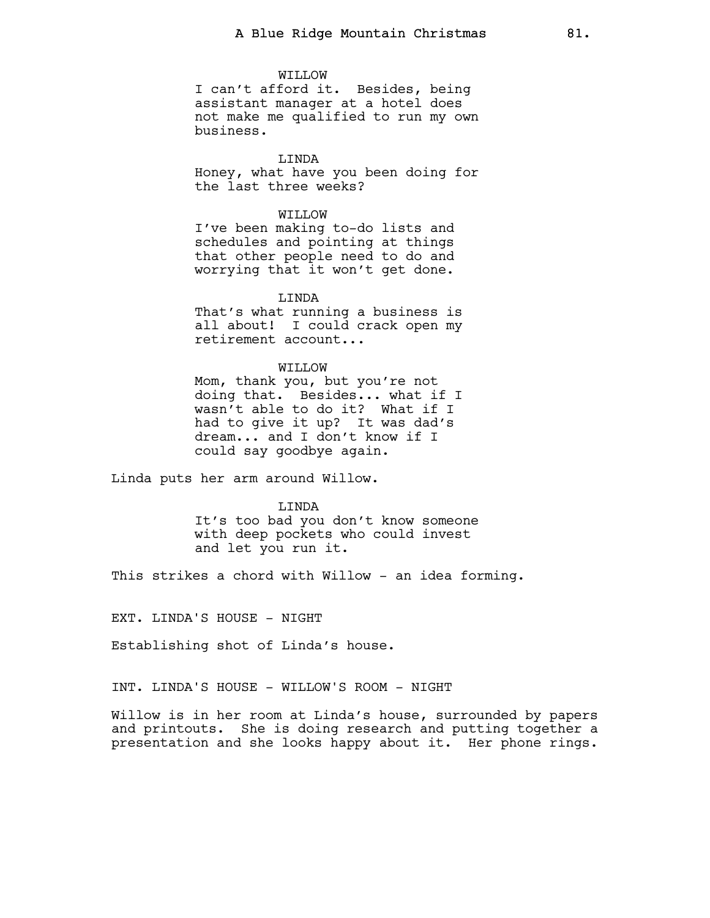WILLOW

I can't afford it. Besides, being assistant manager at a hotel does not make me qualified to run my own business.

LINDA

Honey, what have you been doing for the last three weeks?

WILLOW

I've been making to-do lists and schedules and pointing at things that other people need to do and worrying that it won't get done.

LINDA

That's what running a business is all about! I could crack open my retirement account...

WILLOW

Mom, thank you, but you're not doing that. Besides... what if I wasn't able to do it? What if I had to give it up? It was dad's dream... and I don't know if I could say goodbye again.

Linda puts her arm around Willow.

LINDA

It's too bad you don't know someone with deep pockets who could invest and let you run it.

This strikes a chord with Willow - an idea forming.

EXT. LINDA'S HOUSE - NIGHT

Establishing shot of Linda's house.

INT. LINDA'S HOUSE - WILLOW'S ROOM - NIGHT

Willow is in her room at Linda's house, surrounded by papers and printouts. She is doing research and putting together a presentation and she looks happy about it. Her phone rings.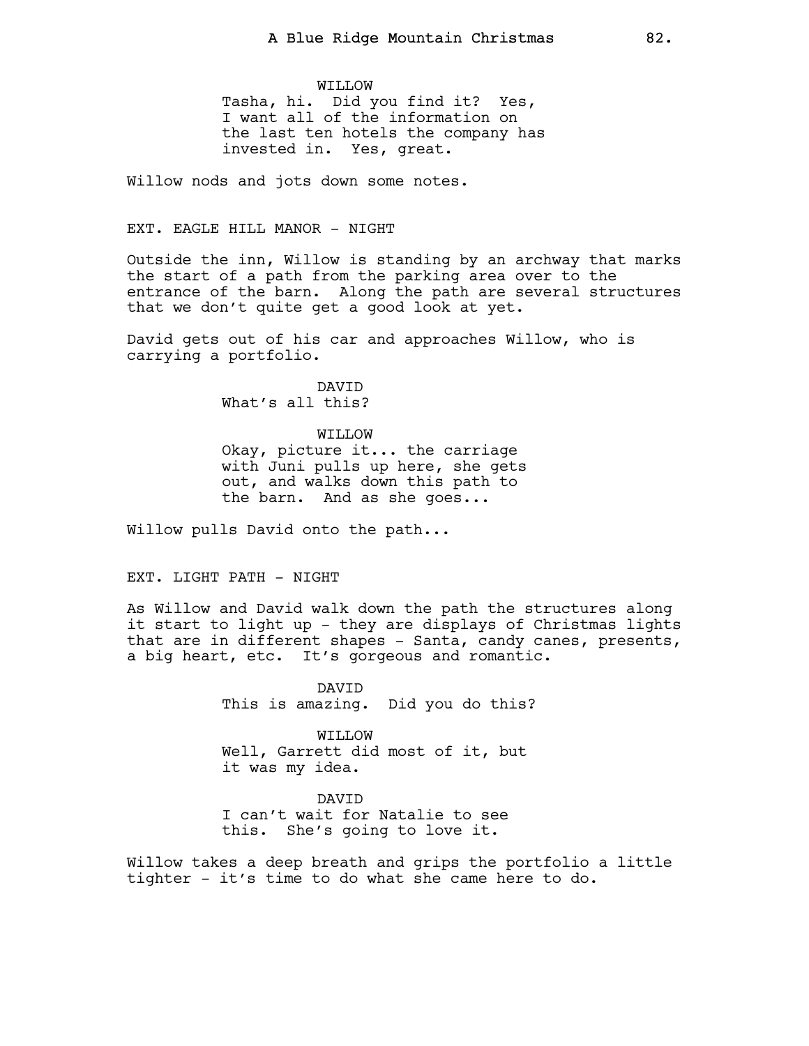WILLOW
Tasha, hi. Did you find it? Yes, I want all of the information on the last ten hotels the company has invested in. Yes, great.

Willow nods and jots down some notes.

EXT. EAGLE HILL MANOR - NIGHT

Outside the inn, Willow is standing by an archway that marks the start of a path from the parking area over to the entrance of the barn. Along the path are several structures that we don't quite get a good look at yet.

David gets out of his car and approaches Willow, who is carrying a portfolio.

DAVID
What's all this?

WILLOW
Okay, picture it... the carriage with Juni pulls up here, she gets out, and walks down this path to the barn. And as she goes...

Willow pulls David onto the path...

EXT. LIGHT PATH - NIGHT

As Willow and David walk down the path the structures along it start to light up - they are displays of Christmas lights that are in different shapes - Santa, candy canes, presents, a big heart, etc. It's gorgeous and romantic.

DAVID
This is amazing. Did you do this?

WILLOW
Well, Garrett did most of it, but it was my idea.

DAVID
I can't wait for Natalie to see this. She's going to love it.

Willow takes a deep breath and grips the portfolio a little tighter - it's time to do what she came here to do.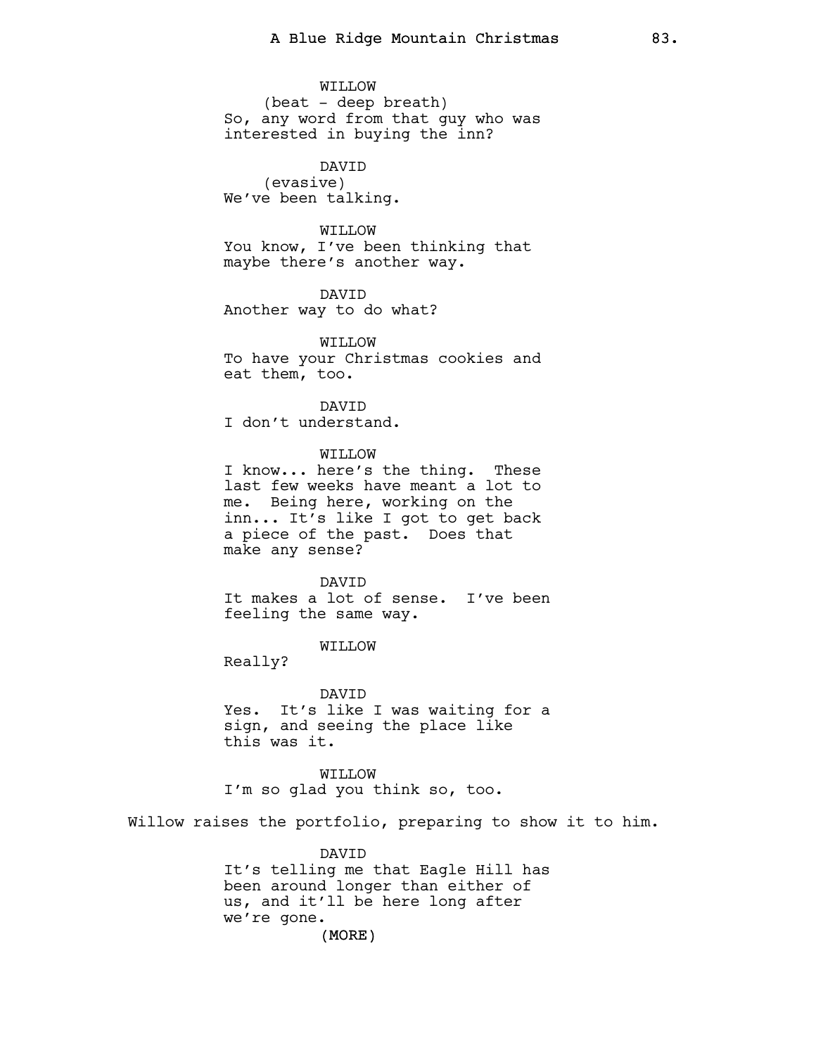WILLOW
(beat - deep breath)
So, any word from that guy who was interested in buying the inn?

DAVID
(evasive)
We've been talking.

WILLOW
You know, I've been thinking that maybe there's another way.

DAVID
Another way to do what?

WILLOW
To have your Christmas cookies and eat them, too.

DAVID
I don't understand.

WILLOW
I know... here's the thing. These last few weeks have meant a lot to me. Being here, working on the inn... It's like I got to get back a piece of the past. Does that make any sense?

DAVID
It makes a lot of sense. I've been feeling the same way.

WILLOW
Really?

DAVID
Yes. It's like I was waiting for a sign, and seeing the place like this was it.

WILLOW
I'm so glad you think so, too.

Willow raises the portfolio, preparing to show it to him.

DAVID
It's telling me that Eagle Hill has been around longer than either of us, and it'll be here long after we're gone.
(MORE)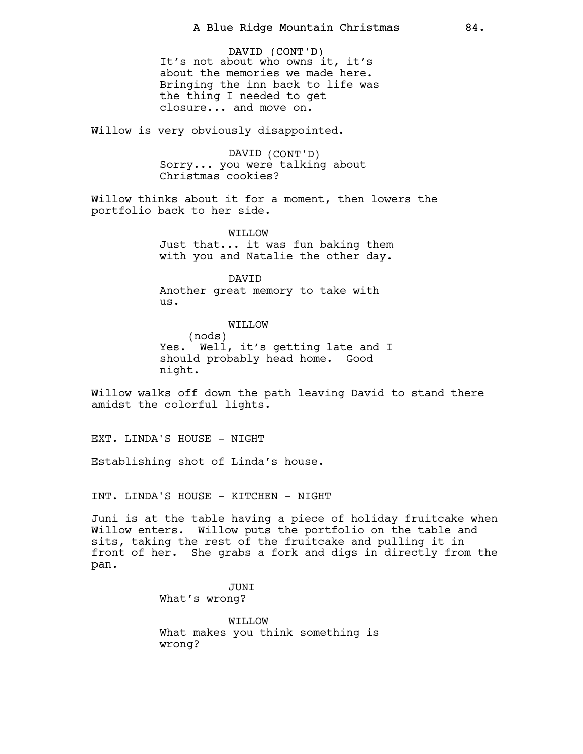DAVID (CONT'D)
It's not about who owns it, it's about the memories we made here. Bringing the inn back to life was the thing I needed to get closure... and move on.

Willow is very obviously disappointed.

DAVID (CONT'D)
Sorry... you were talking about Christmas cookies?

Willow thinks about it for a moment, then lowers the portfolio back to her side.

WILLOW
Just that... it was fun baking them with you and Natalie the other day.

DAVID
Another great memory to take with us.

WILLOW
(nods)
Yes. Well, it's getting late and I should probably head home. Good night.

Willow walks off down the path leaving David to stand there amidst the colorful lights.

EXT. LINDA'S HOUSE - NIGHT

Establishing shot of Linda's house.

INT. LINDA'S HOUSE - KITCHEN - NIGHT

Juni is at the table having a piece of holiday fruitcake when Willow enters. Willow puts the portfolio on the table and sits, taking the rest of the fruitcake and pulling it in front of her. She grabs a fork and digs in directly from the pan.

JUNI
What's wrong?

WILLOW
What makes you think something is wrong?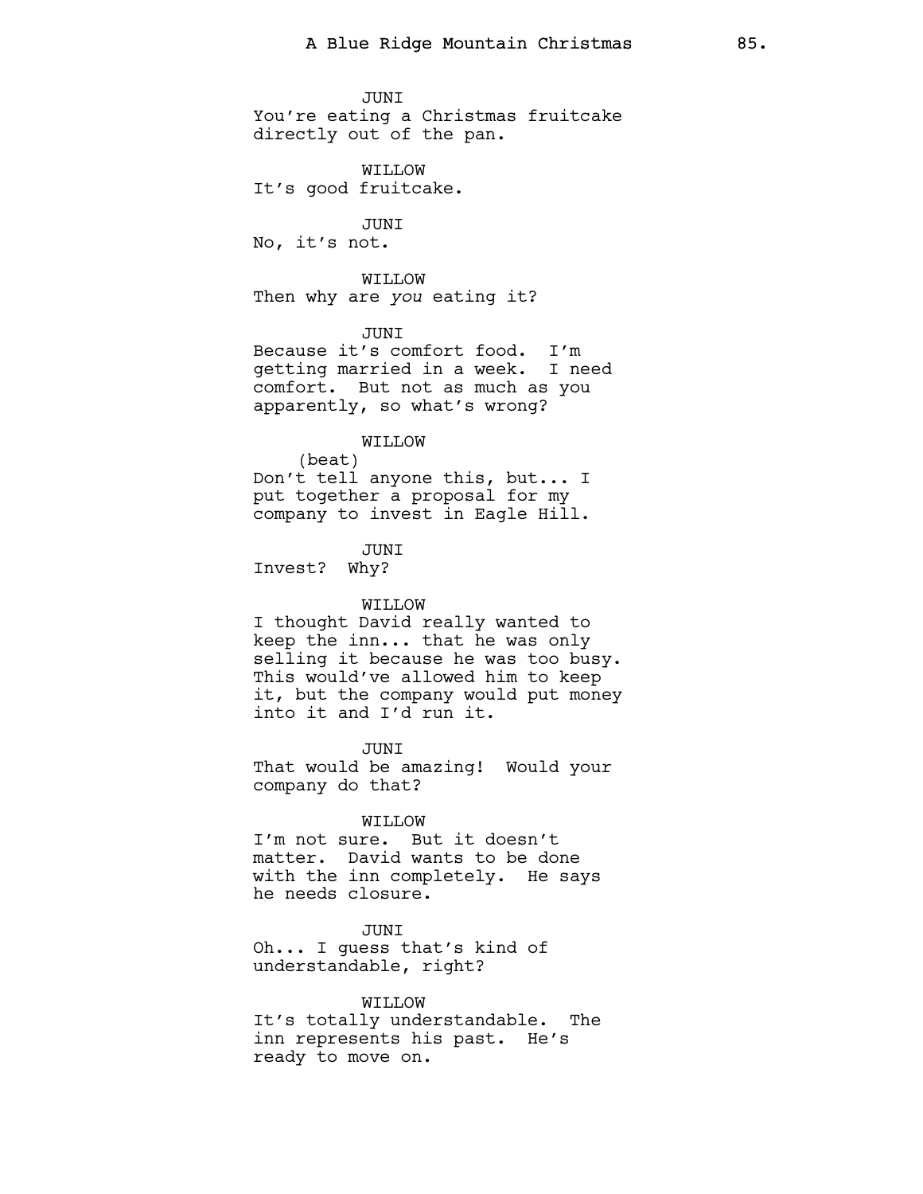JUNI
You're eating a Christmas fruitcake directly out of the pan.

WILLOW
It's good fruitcake.

JUNI
No, it's not.

WILLOW
Then why are *you* eating it?

JUNI
Because it's comfort food. I'm getting married in a week. I need comfort. But not as much as you apparently, so what's wrong?

WILLOW
(beat)
Don't tell anyone this, but... I put together a proposal for my company to invest in Eagle Hill.

JUNI
Invest? Why?

WILLOW
I thought David really wanted to keep the inn... that he was only selling it because he was too busy. This would've allowed him to keep it, but the company would put money into it and I'd run it.

JUNI
That would be amazing! Would your company do that?

WILLOW
I'm not sure. But it doesn't matter. David wants to be done with the inn completely. He says he needs closure.

JUNI
Oh... I guess that's kind of understandable, right?

WILLOW
It's totally understandable. The inn represents his past. He's ready to move on.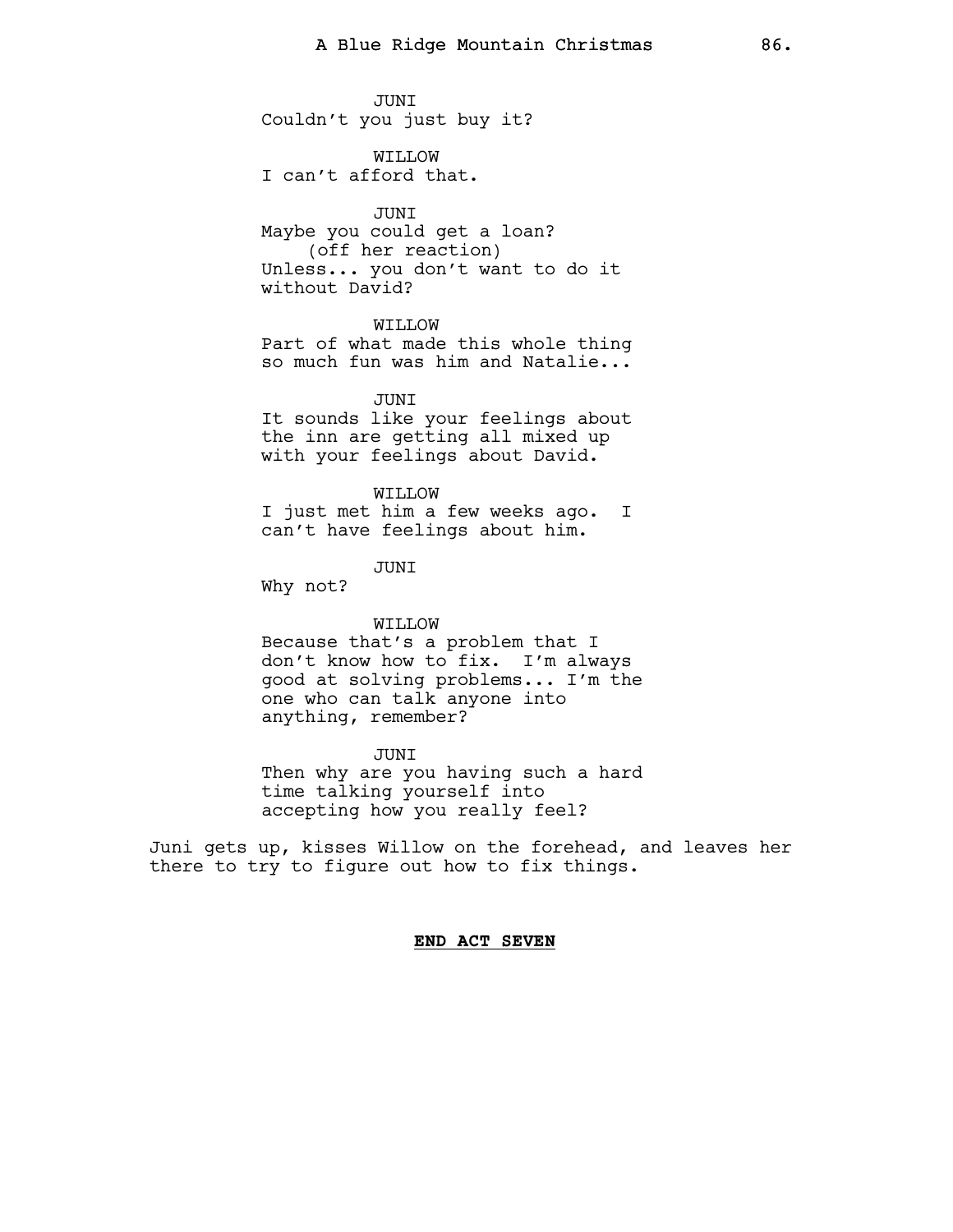JUNI
Couldn't you just buy it?

WILLOW
I can't afford that.

JUNI
Maybe you could get a loan?
(off her reaction)
Unless... you don't want to do it without David?

WILLOW
Part of what made this whole thing so much fun was him and Natalie...

JUNI
It sounds like your feelings about the inn are getting all mixed up with your feelings about David.

WILLOW
I just met him a few weeks ago. I can't have feelings about him.

JUNI
Why not?

WILLOW
Because that's a problem that I don't know how to fix. I'm always good at solving problems... I'm the one who can talk anyone into anything, remember?

JUNI
Then why are you having such a hard time talking yourself into accepting how you really feel?

Juni gets up, kisses Willow on the forehead, and leaves her there to try to figure out how to fix things.

**END ACT SEVEN**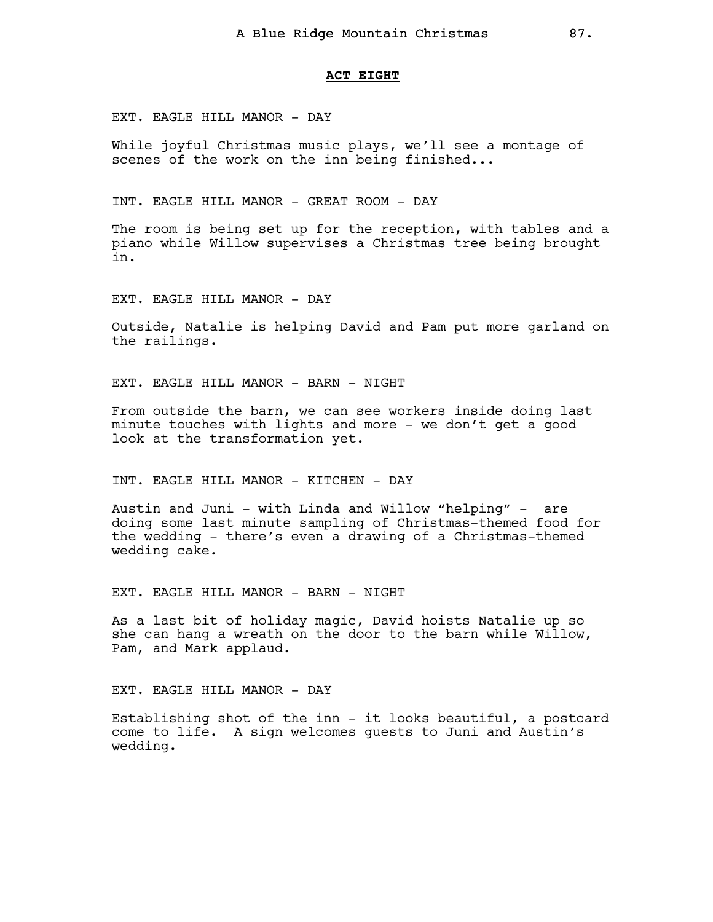**ACT EIGHT**

EXT. EAGLE HILL MANOR - DAY

While joyful Christmas music plays, we'll see a montage of scenes of the work on the inn being finished...

INT. EAGLE HILL MANOR - GREAT ROOM - DAY

The room is being set up for the reception, with tables and a piano while Willow supervises a Christmas tree being brought in.

EXT. EAGLE HILL MANOR - DAY

Outside, Natalie is helping David and Pam put more garland on the railings.

EXT. EAGLE HILL MANOR - BARN - NIGHT

From outside the barn, we can see workers inside doing last minute touches with lights and more - we don't get a good look at the transformation yet.

INT. EAGLE HILL MANOR - KITCHEN - DAY

Austin and Juni - with Linda and Willow "helping" - are doing some last minute sampling of Christmas-themed food for the wedding - there's even a drawing of a Christmas-themed wedding cake.

EXT. EAGLE HILL MANOR - BARN - NIGHT

As a last bit of holiday magic, David hoists Natalie up so she can hang a wreath on the door to the barn while Willow, Pam, and Mark applaud.

EXT. EAGLE HILL MANOR - DAY

Establishing shot of the inn - it looks beautiful, a postcard come to life. A sign welcomes guests to Juni and Austin's wedding.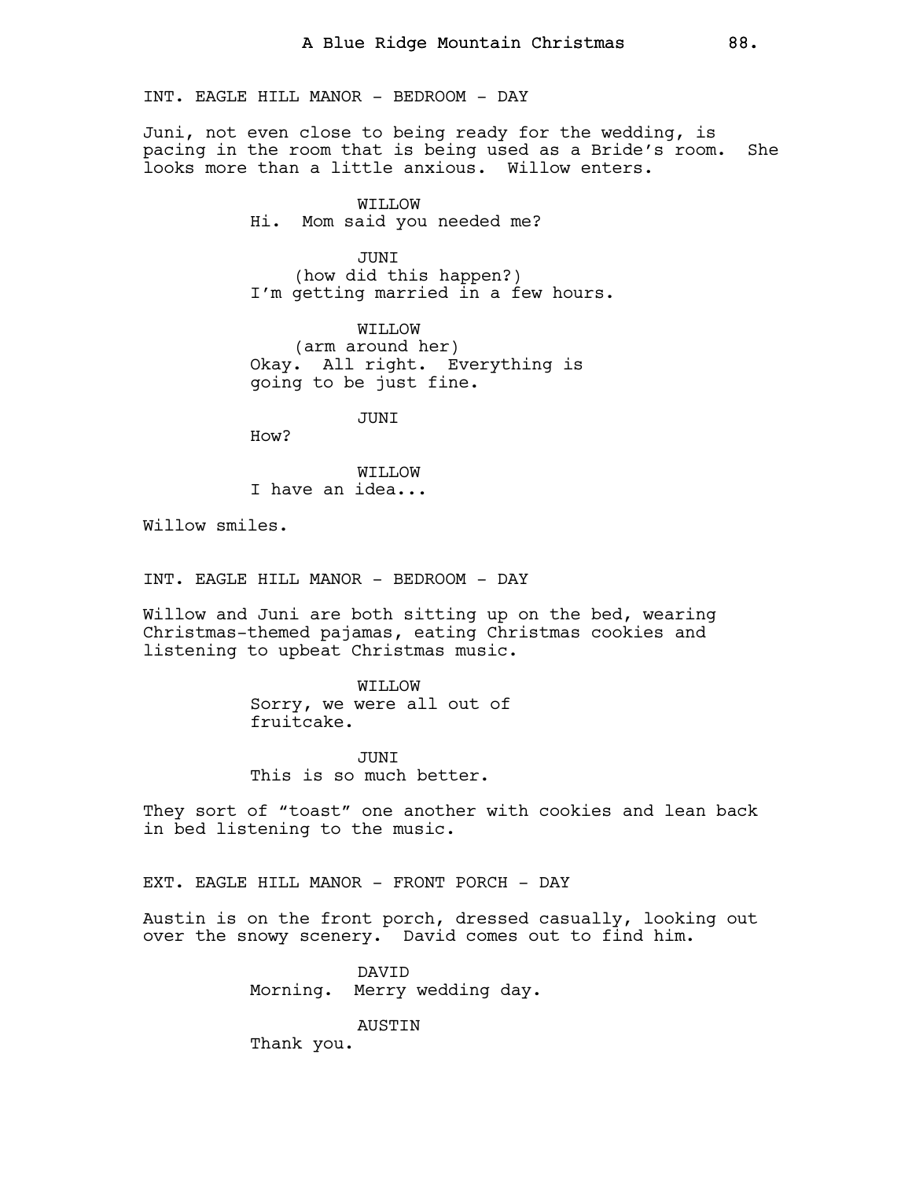INT. EAGLE HILL MANOR - BEDROOM - DAY

Juni, not even close to being ready for the wedding, is pacing in the room that is being used as a Bride's room. She looks more than a little anxious. Willow enters.

WILLOW
Hi. Mom said you needed me?

JUNI
(how did this happen?)
I'm getting married in a few hours.

WILLOW
(arm around her)
Okay. All right. Everything is going to be just fine.

JUNI
How?

WILLOW
I have an idea...

Willow smiles.

INT. EAGLE HILL MANOR - BEDROOM - DAY

Willow and Juni are both sitting up on the bed, wearing Christmas-themed pajamas, eating Christmas cookies and listening to upbeat Christmas music.

WILLOW
Sorry, we were all out of fruitcake.

JUNI
This is so much better.

They sort of "toast" one another with cookies and lean back in bed listening to the music.

EXT. EAGLE HILL MANOR - FRONT PORCH - DAY

Austin is on the front porch, dressed casually, looking out over the snowy scenery. David comes out to find him.

DAVID
Morning. Merry wedding day.

AUSTIN
Thank you.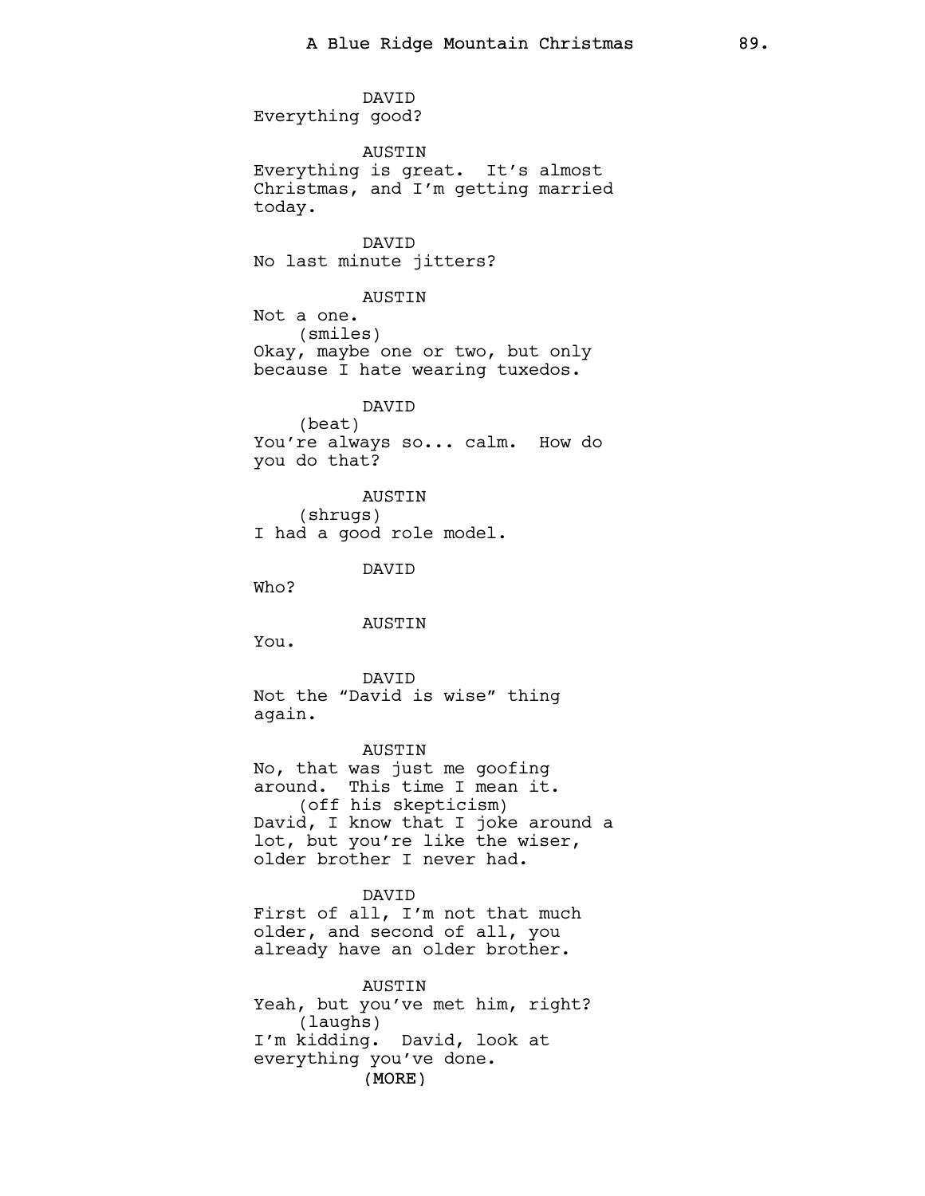DAVID
Everything good?

AUSTIN
Everything is great. It's almost Christmas, and I'm getting married today.

DAVID
No last minute jitters?

AUSTIN
Not a one.
(smiles)
Okay, maybe one or two, but only because I hate wearing tuxedos.

DAVID
(beat)
You're always so... calm. How do you do that?

AUSTIN
(shrugs)
I had a good role model.

DAVID
Who?

AUSTIN
You.

DAVID
Not the "David is wise" thing again.

AUSTIN
No, that was just me goofing around. This time I mean it.
(off his skepticism)
David, I know that I joke around a lot, but you're like the wiser, older brother I never had.

DAVID
First of all, I'm not that much older, and second of all, you already have an older brother.

AUSTIN
Yeah, but you've met him, right?
(laughs)
I'm kidding. David, look at everything you've done.
(MORE)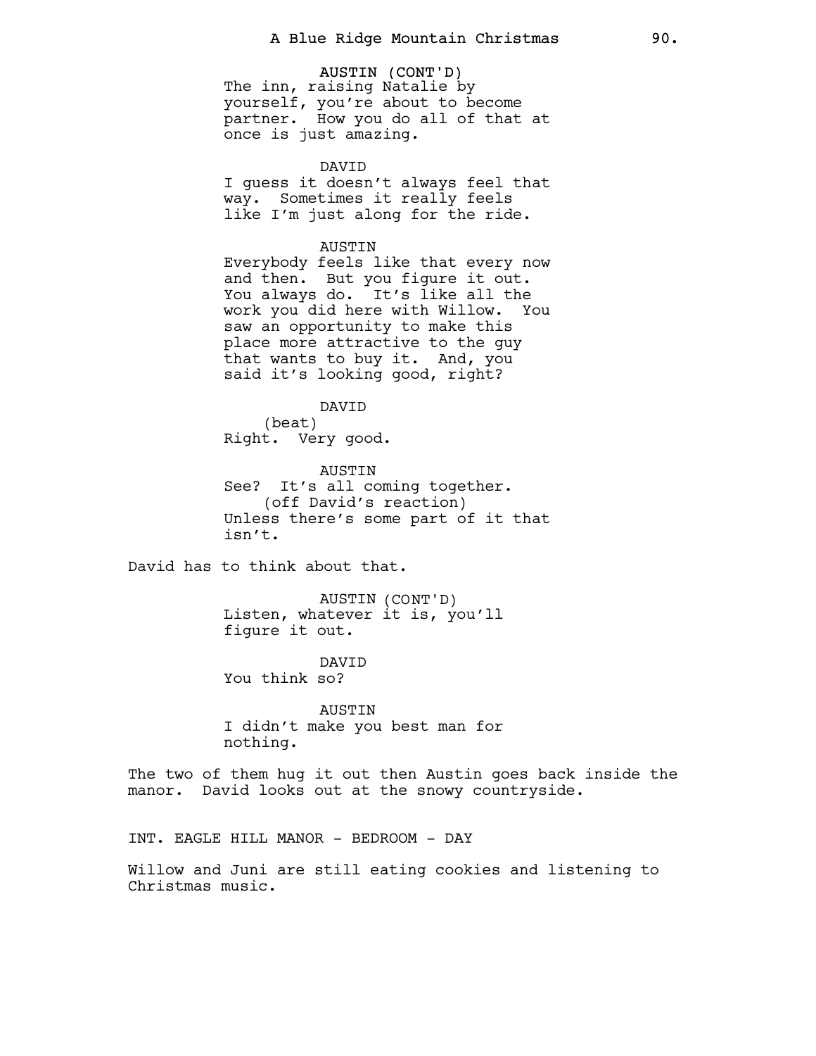AUSTIN (CONT'D)
The inn, raising Natalie by yourself, you're about to become partner. How you do all of that at once is just amazing.

DAVID
I guess it doesn't always feel that way. Sometimes it really feels like I'm just along for the ride.

AUSTIN
Everybody feels like that every now and then. But you figure it out. You always do. It's like all the work you did here with Willow. You saw an opportunity to make this place more attractive to the guy that wants to buy it. And, you said it's looking good, right?

DAVID
(beat)
Right. Very good.

AUSTIN
See? It's all coming together.
(off David's reaction)
Unless there's some part of it that isn't.

David has to think about that.

AUSTIN (CONT'D)
Listen, whatever it is, you'll figure it out.

DAVID
You think so?

AUSTIN
I didn't make you best man for nothing.

The two of them hug it out then Austin goes back inside the manor. David looks out at the snowy countryside.

INT. EAGLE HILL MANOR - BEDROOM - DAY

Willow and Juni are still eating cookies and listening to Christmas music.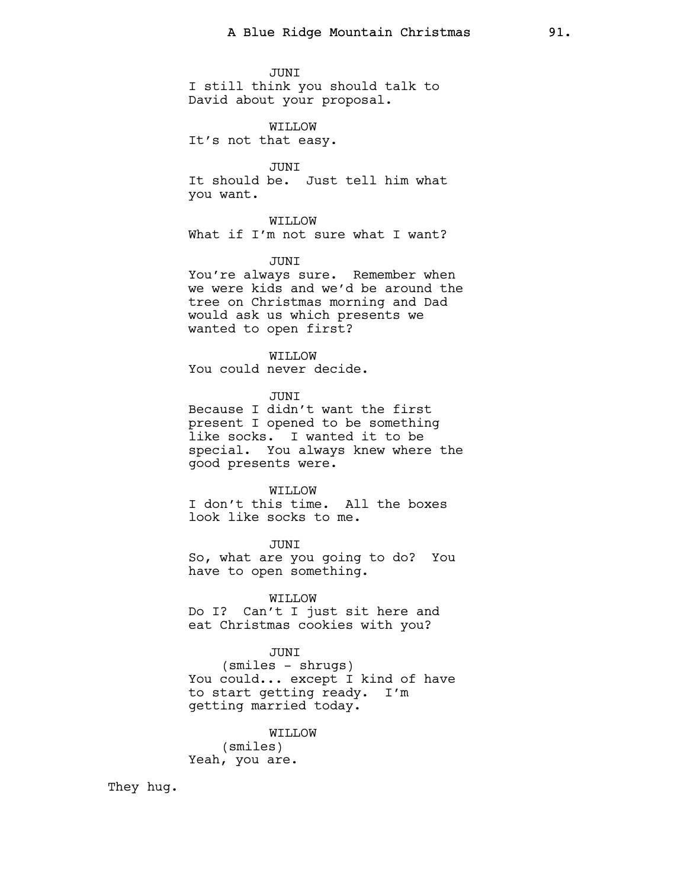JUNI
I still think you should talk to David about your proposal.

WILLOW
It's not that easy.

JUNI
It should be. Just tell him what you want.

WILLOW
What if I'm not sure what I want?

JUNI
You're always sure. Remember when we were kids and we'd be around the tree on Christmas morning and Dad would ask us which presents we wanted to open first?

WILLOW
You could never decide.

JUNI
Because I didn't want the first present I opened to be something like socks. I wanted it to be special. You always knew where the good presents were.

WILLOW
I don't this time. All the boxes look like socks to me.

JUNI
So, what are you going to do? You have to open something.

WILLOW
Do I? Can't I just sit here and eat Christmas cookies with you?

JUNI
(smiles - shrugs)
You could... except I kind of have to start getting ready. I'm getting married today.

WILLOW
(smiles)
Yeah, you are.

They hug.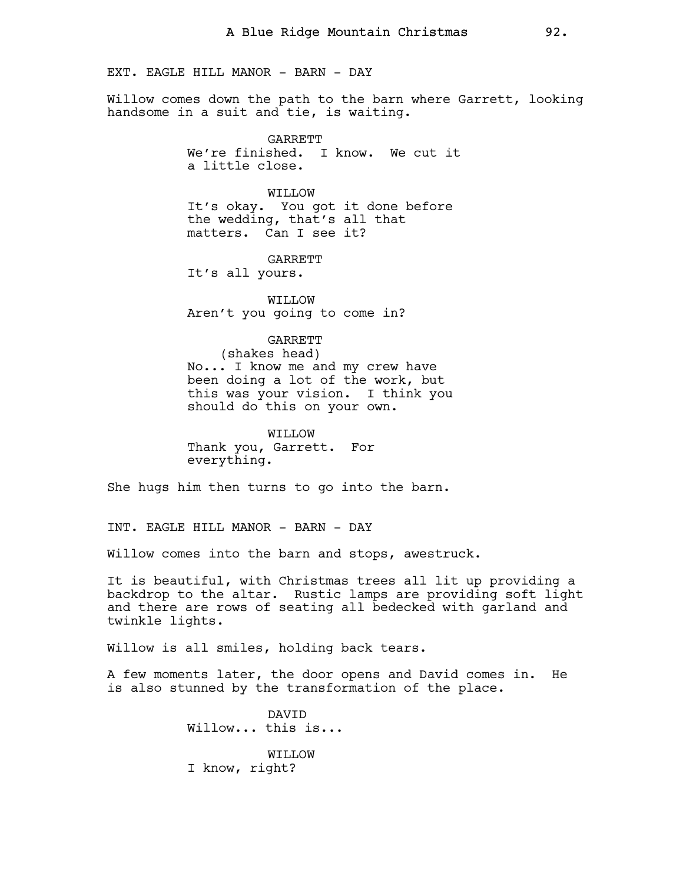EXT. EAGLE HILL MANOR - BARN - DAY

Willow comes down the path to the barn where Garrett, looking handsome in a suit and tie, is waiting.

GARRETT
We're finished. I know. We cut it a little close.

WILLOW
It's okay. You got it done before the wedding, that's all that matters. Can I see it?

GARRETT
It's all yours.

WILLOW
Aren't you going to come in?

GARRETT
(shakes head)
No... I know me and my crew have been doing a lot of the work, but this was your vision. I think you should do this on your own.

WILLOW
Thank you, Garrett. For everything.

She hugs him then turns to go into the barn.

INT. EAGLE HILL MANOR - BARN - DAY

Willow comes into the barn and stops, awestruck.

It is beautiful, with Christmas trees all lit up providing a backdrop to the altar. Rustic lamps are providing soft light and there are rows of seating all bedecked with garland and twinkle lights.

Willow is all smiles, holding back tears.

A few moments later, the door opens and David comes in. He is also stunned by the transformation of the place.

DAVID
Willow... this is...

WILLOW
I know, right?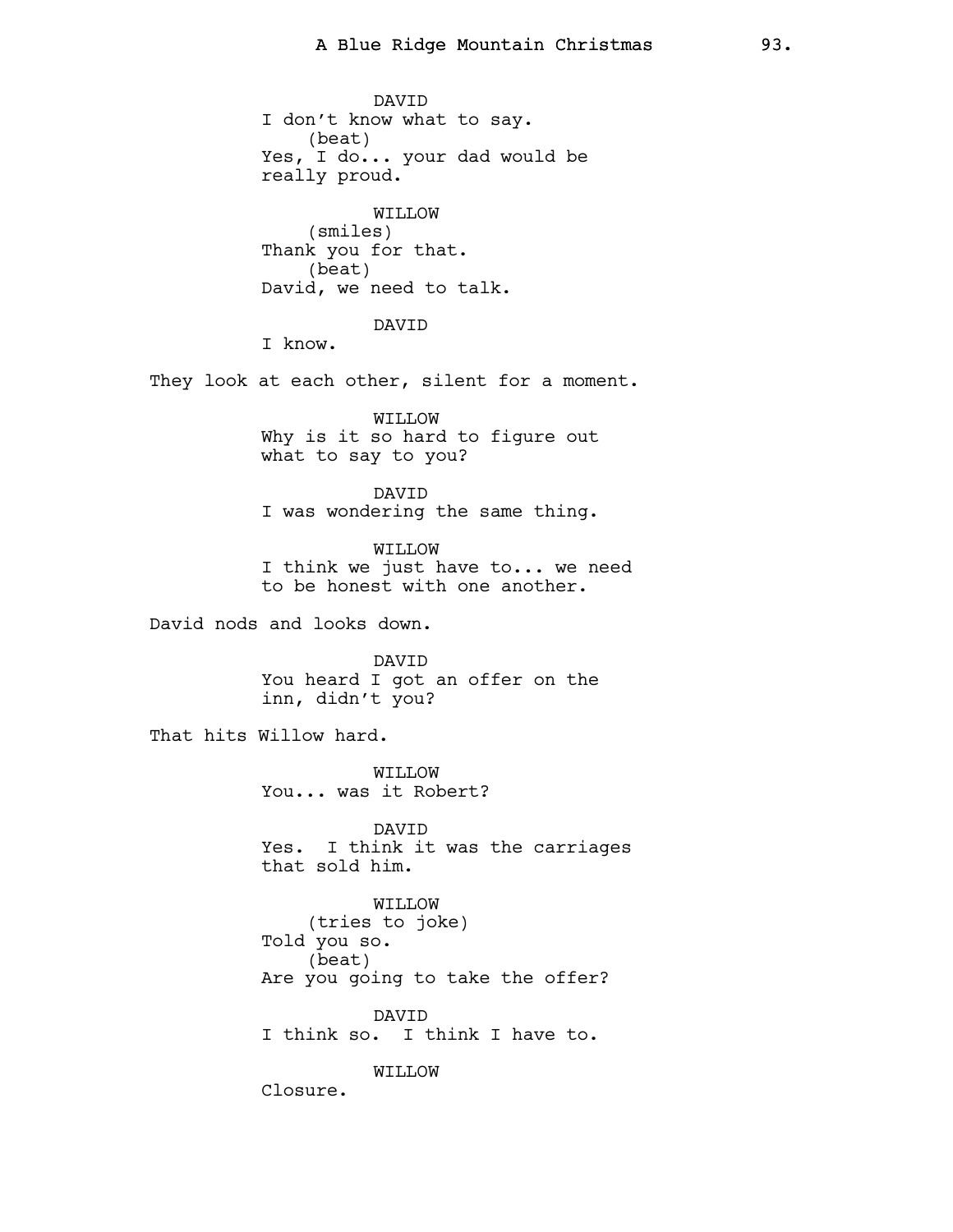DAVID
I don't know what to say.
(beat)
Yes, I do... your dad would be really proud.

WILLOW
(smiles)
Thank you for that.
(beat)
David, we need to talk.

DAVID
I know.

They look at each other, silent for a moment.

WILLOW
Why is it so hard to figure out what to say to you?

DAVID
I was wondering the same thing.

WILLOW
I think we just have to... we need to be honest with one another.

David nods and looks down.

DAVID
You heard I got an offer on the inn, didn't you?

That hits Willow hard.

WILLOW
You... was it Robert?

DAVID
Yes. I think it was the carriages that sold him.

WILLOW
(tries to joke)
Told you so.
(beat)
Are you going to take the offer?

DAVID
I think so. I think I have to.

WILLOW
Closure.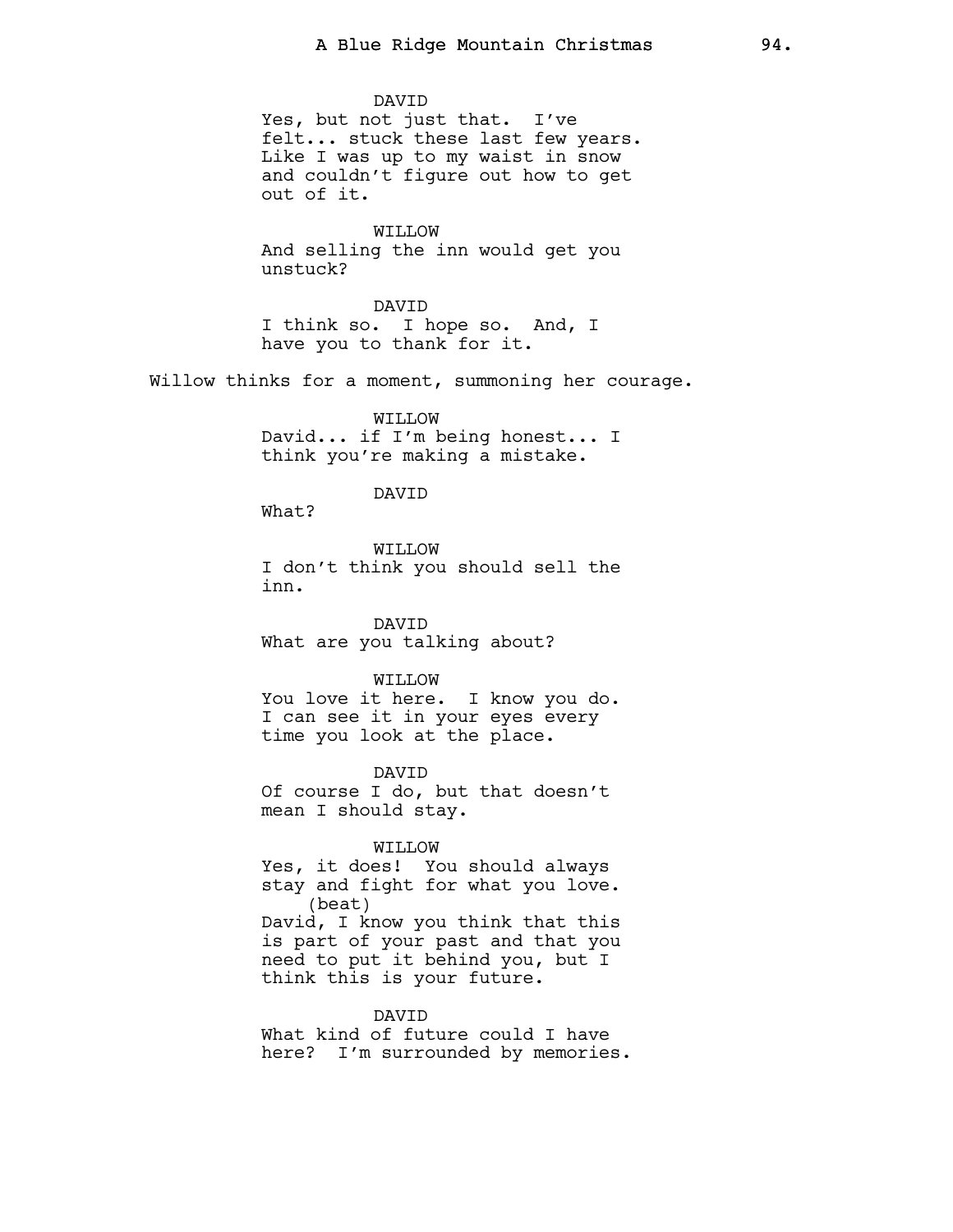DAVID

Yes, but not just that. I've felt... stuck these last few years. Like I was up to my waist in snow and couldn't figure out how to get out of it.

WILLOW

And selling the inn would get you unstuck?

DAVID

I think so. I hope so. And, I have you to thank for it.

Willow thinks for a moment, summoning her courage.

WILLOW

David... if I'm being honest... I think you're making a mistake.

DAVID

What?

WILLOW

I don't think you should sell the inn.

DAVID

What are you talking about?

WILLOW

You love it here. I know you do. I can see it in your eyes every time you look at the place.

DAVID

Of course I do, but that doesn't mean I should stay.

WILLOW

Yes, it does! You should always stay and fight for what you love.

(beat)

David, I know you think that this is part of your past and that you need to put it behind you, but I think this is your future.

DAVID

What kind of future could I have here? I'm surrounded by memories.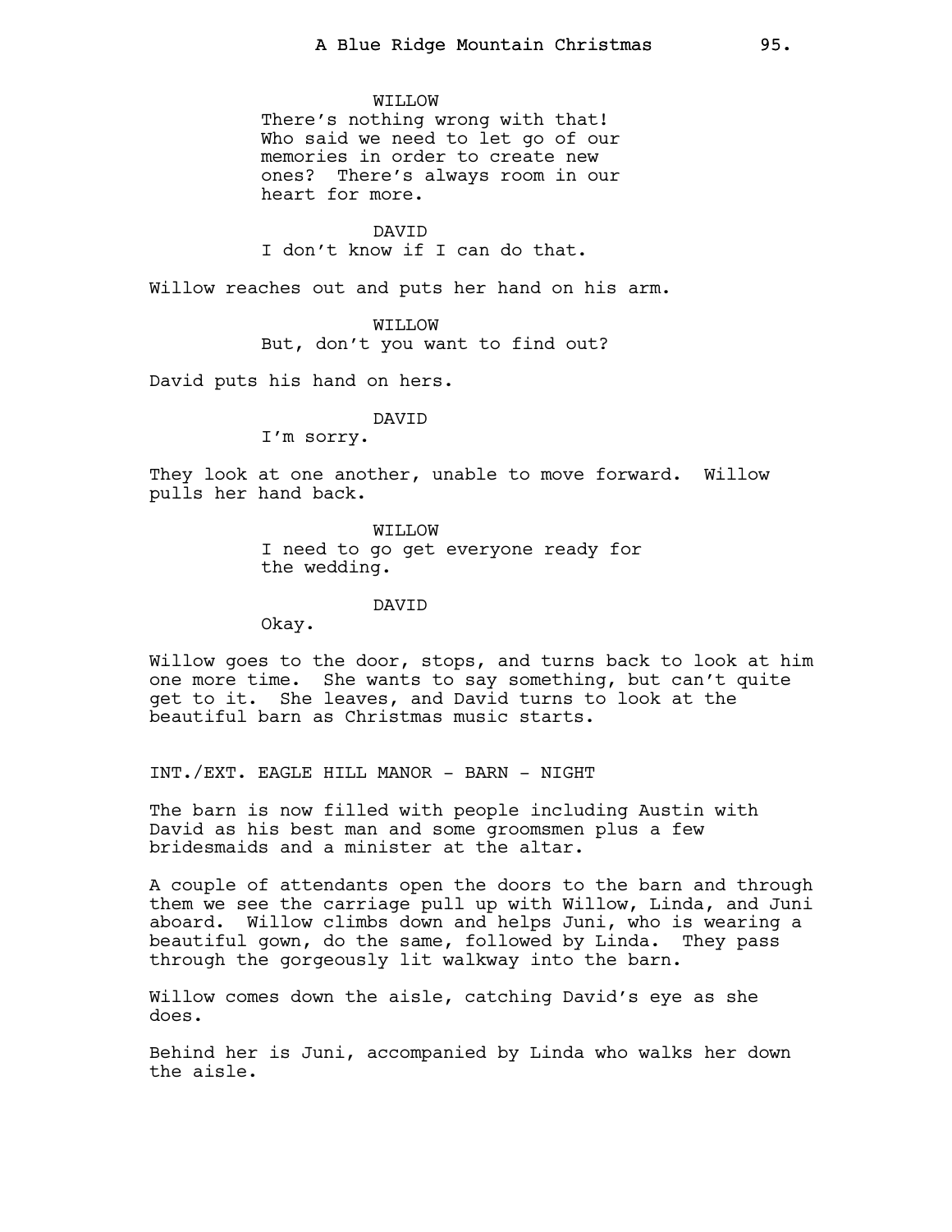WILLOW

There's nothing wrong with that! Who said we need to let go of our memories in order to create new ones? There's always room in our heart for more.

DAVID

I don't know if I can do that.

Willow reaches out and puts her hand on his arm.

WILLOW

But, don't you want to find out?

David puts his hand on hers.

DAVID

I'm sorry.

They look at one another, unable to move forward. Willow pulls her hand back.

WILLOW

I need to go get everyone ready for the wedding.

DAVID

Okay.

Willow goes to the door, stops, and turns back to look at him one more time. She wants to say something, but can't quite get to it. She leaves, and David turns to look at the beautiful barn as Christmas music starts.

INT./EXT. EAGLE HILL MANOR - BARN - NIGHT

The barn is now filled with people including Austin with David as his best man and some groomsmen plus a few bridesmaids and a minister at the altar.

A couple of attendants open the doors to the barn and through them we see the carriage pull up with Willow, Linda, and Juni aboard. Willow climbs down and helps Juni, who is wearing a beautiful gown, do the same, followed by Linda. They pass through the gorgeously lit walkway into the barn.

Willow comes down the aisle, catching David's eye as she does.

Behind her is Juni, accompanied by Linda who walks her down the aisle.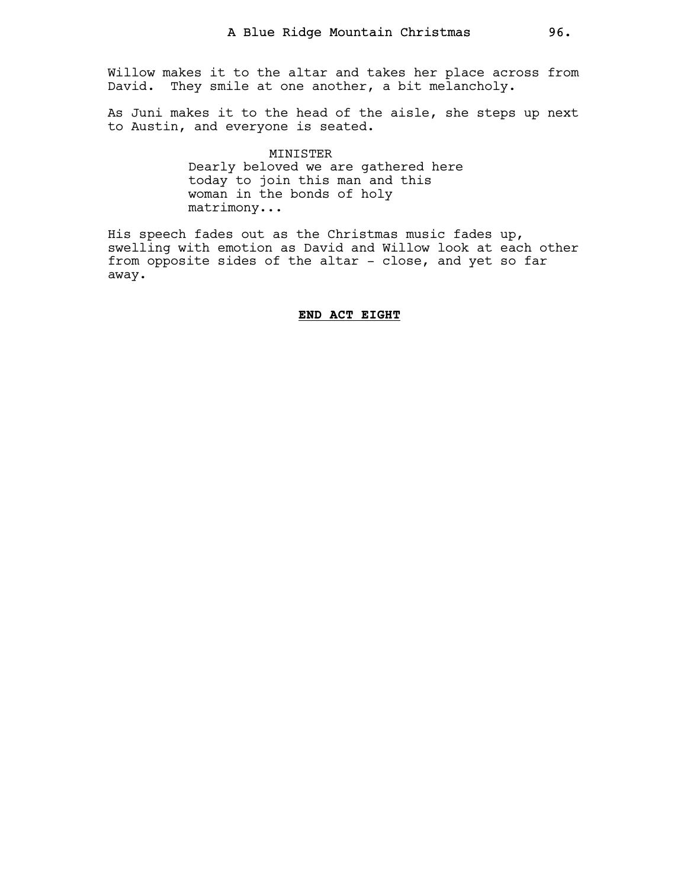Willow makes it to the altar and takes her place across from David. They smile at one another, a bit melancholy.

As Juni makes it to the head of the aisle, she steps up next to Austin, and everyone is seated.

MINISTER
Dearly beloved we are gathered here today to join this man and this woman in the bonds of holy matrimony...

His speech fades out as the Christmas music fades up, swelling with emotion as David and Willow look at each other from opposite sides of the altar - close, and yet so far away.

**END ACT EIGHT**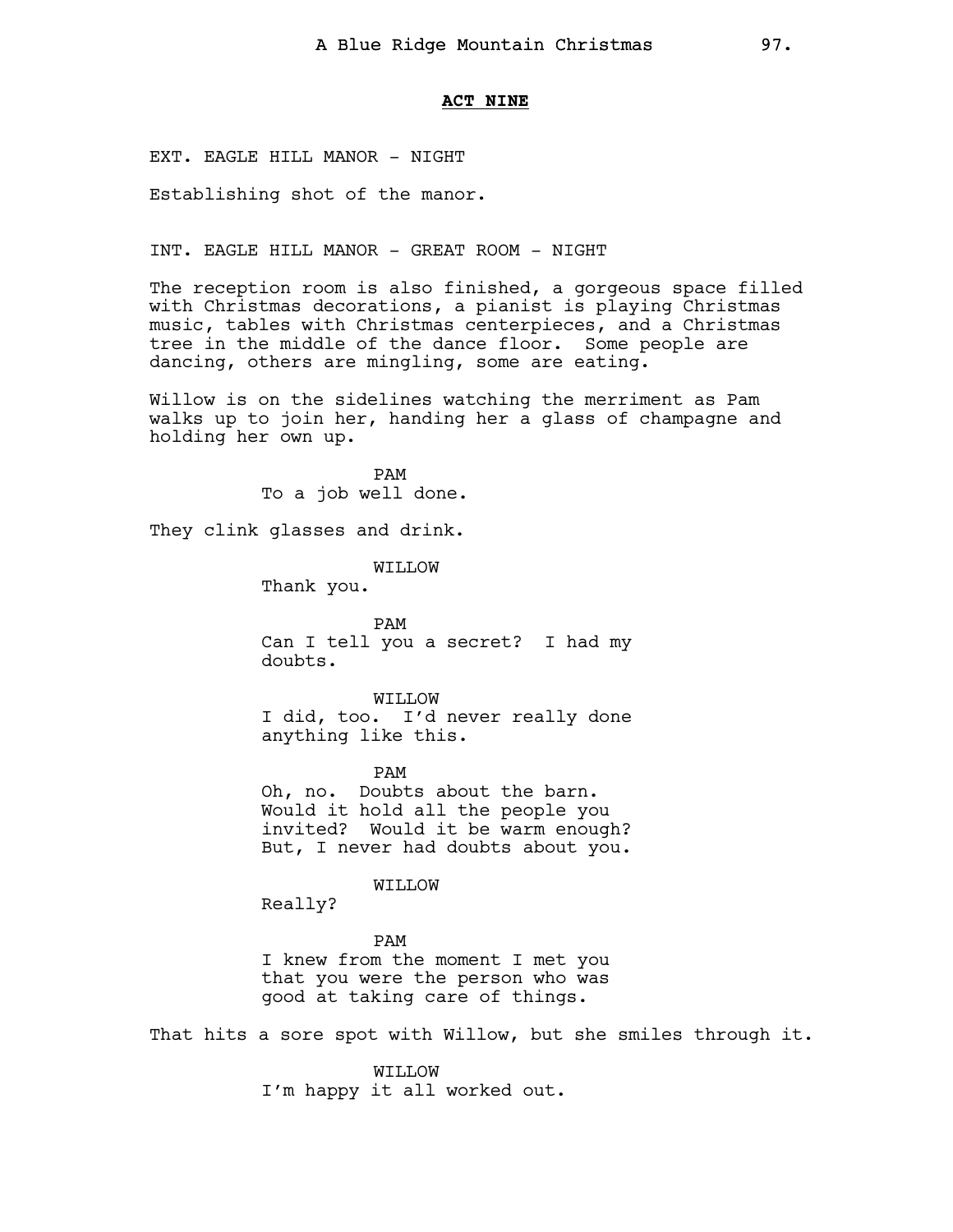**ACT NINE**

EXT. EAGLE HILL MANOR - NIGHT

Establishing shot of the manor.

INT. EAGLE HILL MANOR - GREAT ROOM - NIGHT

The reception room is also finished, a gorgeous space filled with Christmas decorations, a pianist is playing Christmas music, tables with Christmas centerpieces, and a Christmas tree in the middle of the dance floor. Some people are dancing, others are mingling, some are eating.

Willow is on the sidelines watching the merriment as Pam walks up to join her, handing her a glass of champagne and holding her own up.

PAM
To a job well done.

They clink glasses and drink.

WILLOW
Thank you.

PAM
Can I tell you a secret? I had my doubts.

WILLOW
I did, too. I'd never really done anything like this.

PAM
Oh, no. Doubts about the barn. Would it hold all the people you invited? Would it be warm enough? But, I never had doubts about you.

WILLOW
Really?

PAM
I knew from the moment I met you that you were the person who was good at taking care of things.

That hits a sore spot with Willow, but she smiles through it.

WILLOW
I'm happy it all worked out.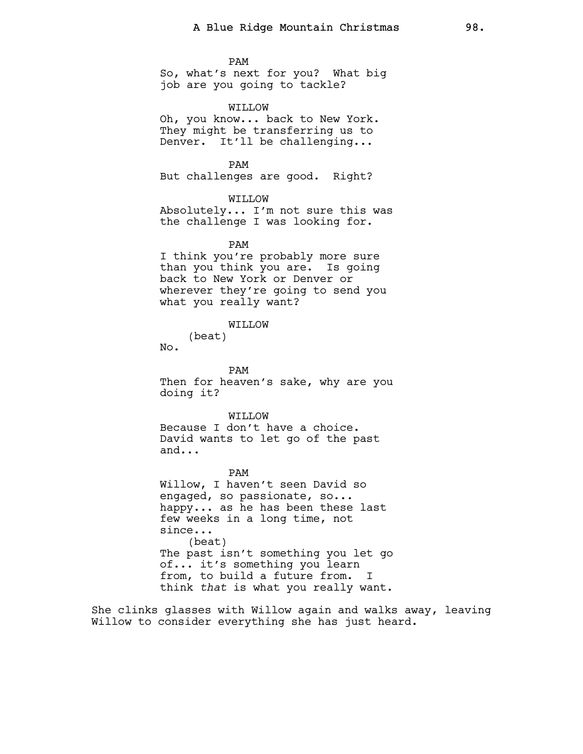PAM
So, what's next for you? What big job are you going to tackle?

WILLOW
Oh, you know... back to New York. They might be transferring us to Denver. It'll be challenging...

PAM
But challenges are good. Right?

WILLOW
Absolutely... I'm not sure this was the challenge I was looking for.

PAM
I think you're probably more sure than you think you are. Is going back to New York or Denver or wherever they're going to send you what you really want?

WILLOW
(beat)
No.

PAM
Then for heaven's sake, why are you doing it?

WILLOW
Because I don't have a choice. David wants to let go of the past and...

PAM
Willow, I haven't seen David so engaged, so passionate, so... happy... as he has been these last few weeks in a long time, not since...
(beat)
The past isn't something you let go of... it's something you learn from, to build a future from. I think *that* is what you really want.

She clinks glasses with Willow again and walks away, leaving Willow to consider everything she has just heard.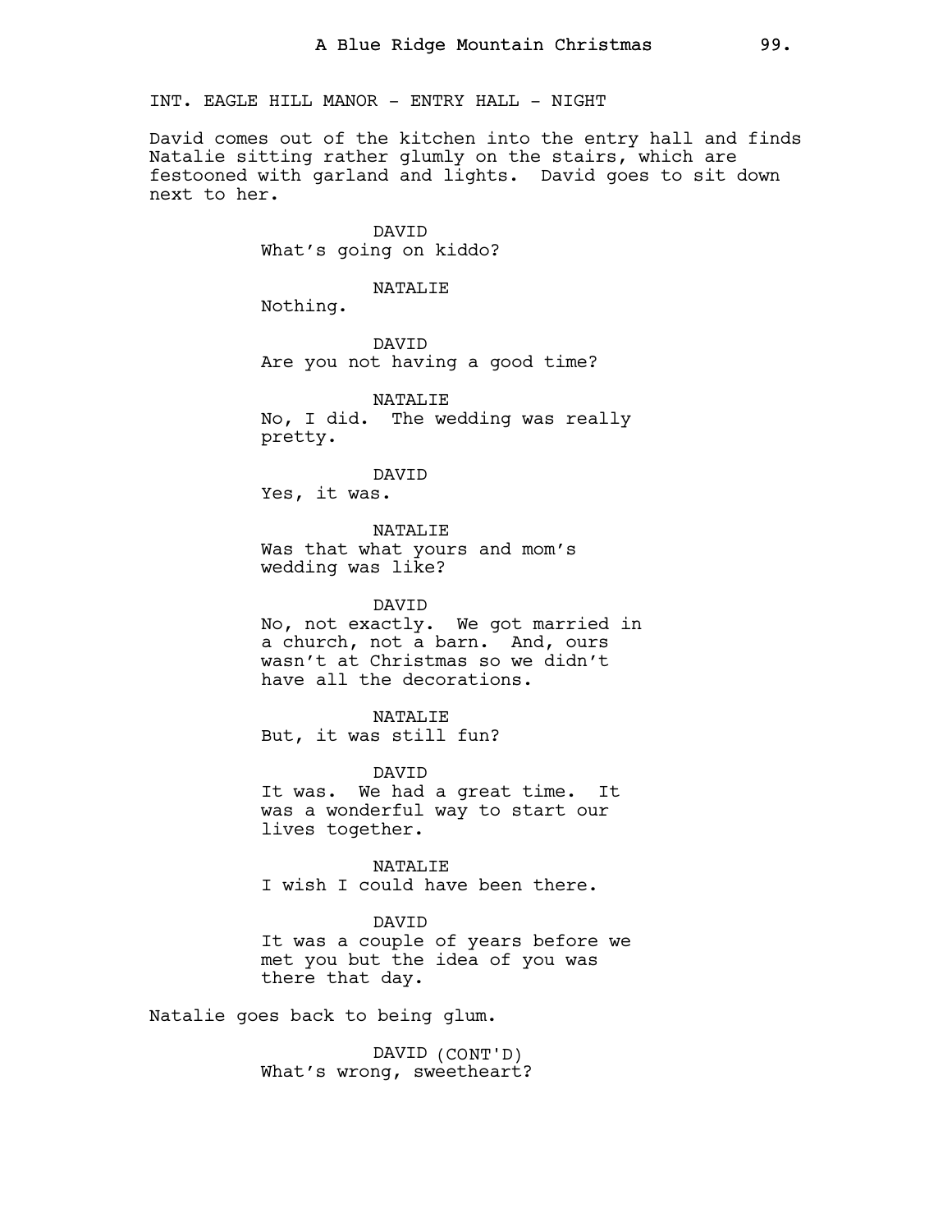INT. EAGLE HILL MANOR - ENTRY HALL - NIGHT

David comes out of the kitchen into the entry hall and finds Natalie sitting rather glumly on the stairs, which are festooned with garland and lights. David goes to sit down next to her.

DAVID
What's going on kiddo?

NATALIE
Nothing.

DAVID
Are you not having a good time?

NATALIE
No, I did. The wedding was really pretty.

DAVID
Yes, it was.

NATALIE
Was that what yours and mom's wedding was like?

DAVID
No, not exactly. We got married in a church, not a barn. And, ours wasn't at Christmas so we didn't have all the decorations.

NATALIE
But, it was still fun?

DAVID
It was. We had a great time. It was a wonderful way to start our lives together.

NATALIE
I wish I could have been there.

DAVID
It was a couple of years before we met you but the idea of you was there that day.

Natalie goes back to being glum.

DAVID (CONT'D)
What's wrong, sweetheart?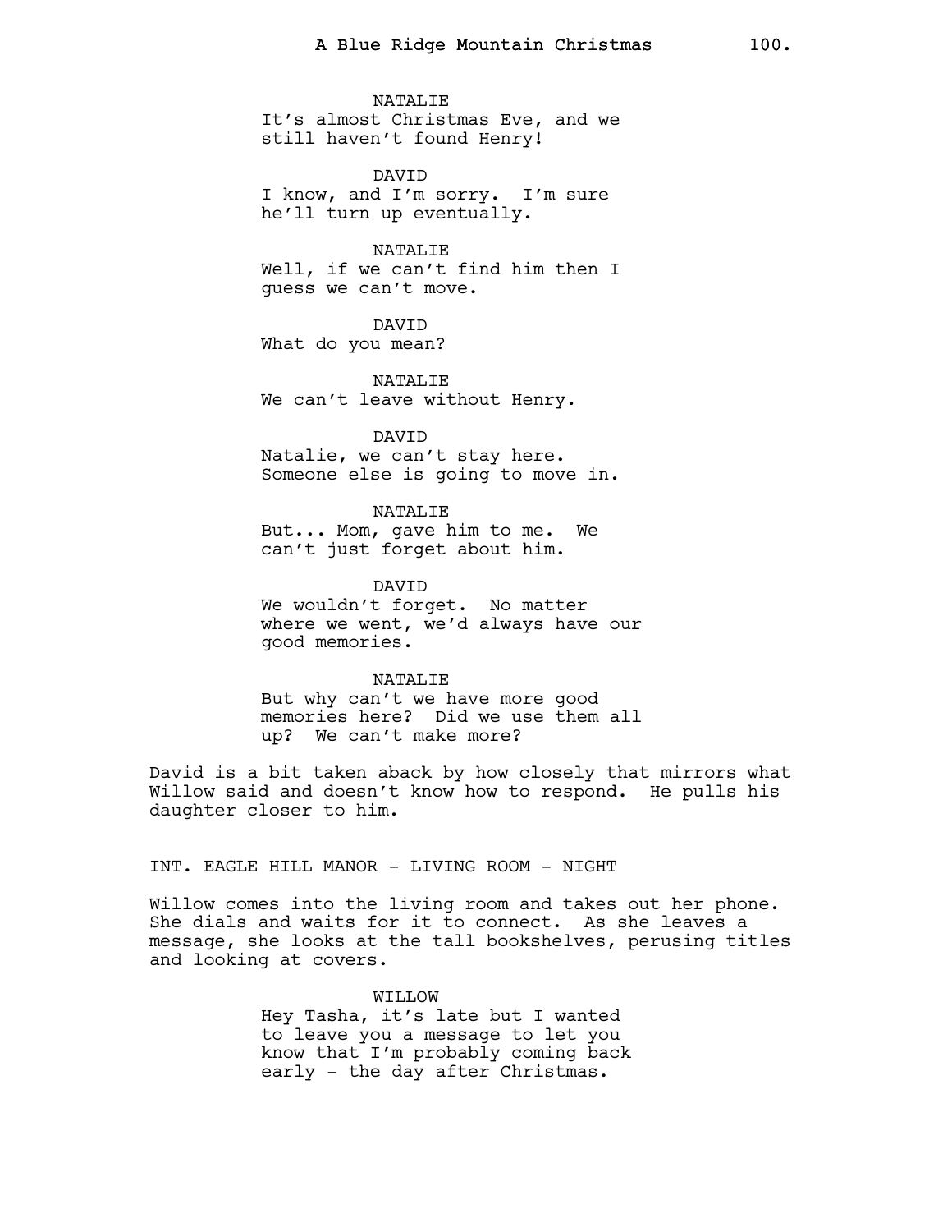NATALIE
It's almost Christmas Eve, and we still haven't found Henry!

DAVID
I know, and I'm sorry. I'm sure he'll turn up eventually.

NATALIE
Well, if we can't find him then I guess we can't move.

DAVID
What do you mean?

NATALIE
We can't leave without Henry.

DAVID
Natalie, we can't stay here. Someone else is going to move in.

NATALIE
But... Mom, gave him to me. We can't just forget about him.

DAVID
We wouldn't forget. No matter where we went, we'd always have our good memories.

NATALIE
But why can't we have more good memories here? Did we use them all up? We can't make more?

David is a bit taken aback by how closely that mirrors what Willow said and doesn't know how to respond. He pulls his daughter closer to him.

INT. EAGLE HILL MANOR - LIVING ROOM - NIGHT

Willow comes into the living room and takes out her phone. She dials and waits for it to connect. As she leaves a message, she looks at the tall bookshelves, perusing titles and looking at covers.

WILLOW
Hey Tasha, it's late but I wanted to leave you a message to let you know that I'm probably coming back early - the day after Christmas.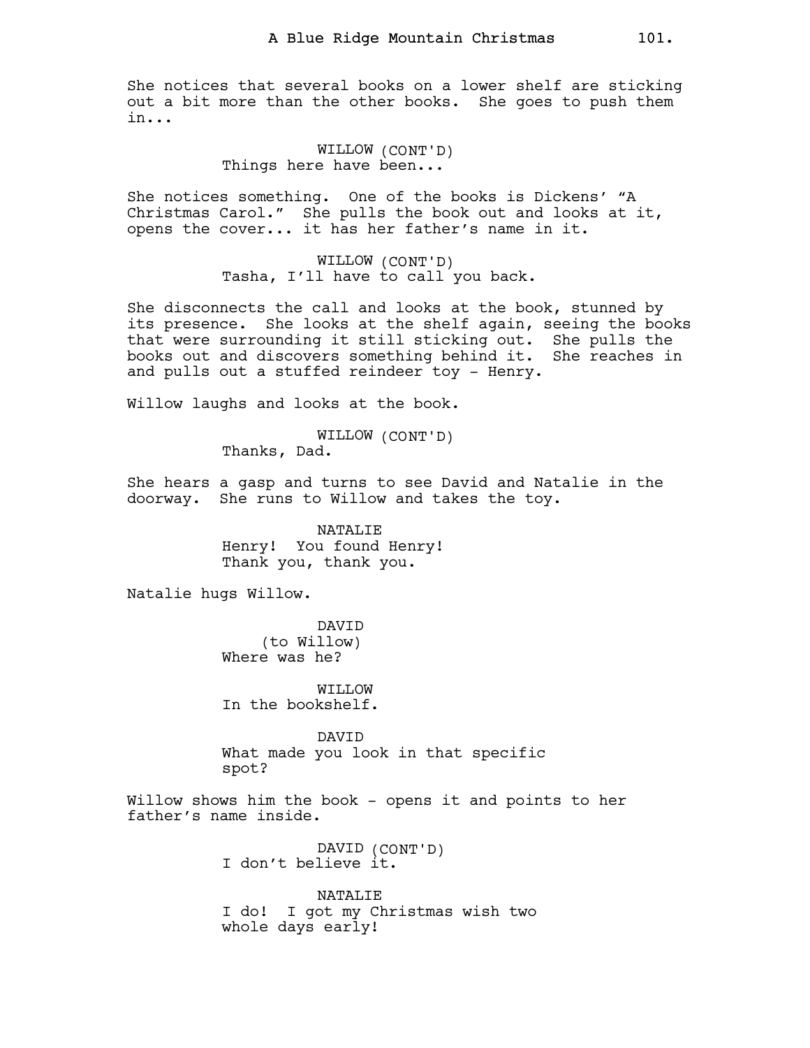She notices that several books on a lower shelf are sticking out a bit more than the other books. She goes to push them in...

WILLOW (CONT'D)
Things here have been...

She notices something. One of the books is Dickens' "A Christmas Carol." She pulls the book out and looks at it, opens the cover... it has her father's name in it.

WILLOW (CONT'D)
Tasha, I'll have to call you back.

She disconnects the call and looks at the book, stunned by its presence. She looks at the shelf again, seeing the books that were surrounding it still sticking out. She pulls the books out and discovers something behind it. She reaches in and pulls out a stuffed reindeer toy - Henry.

Willow laughs and looks at the book.

WILLOW (CONT'D)
Thanks, Dad.

She hears a gasp and turns to see David and Natalie in the doorway. She runs to Willow and takes the toy.

NATALIE
Henry! You found Henry!
Thank you, thank you.

Natalie hugs Willow.

DAVID
(to Willow)
Where was he?

WILLOW
In the bookshelf.

DAVID
What made you look in that specific spot?

Willow shows him the book - opens it and points to her father's name inside.

DAVID (CONT'D)
I don't believe it.

NATALIE
I do! I got my Christmas wish two whole days early!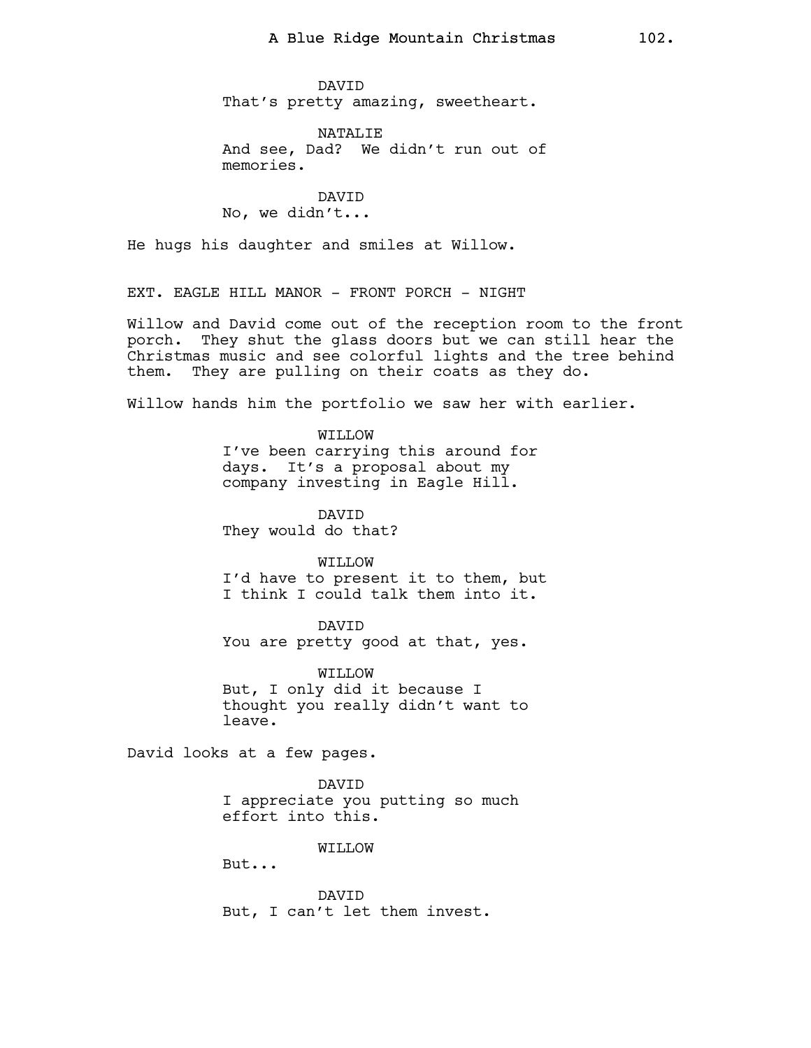DAVID
That's pretty amazing, sweetheart.

NATALIE
And see, Dad? We didn't run out of memories.

DAVID
No, we didn't...

He hugs his daughter and smiles at Willow.

EXT. EAGLE HILL MANOR - FRONT PORCH - NIGHT

Willow and David come out of the reception room to the front porch. They shut the glass doors but we can still hear the Christmas music and see colorful lights and the tree behind them. They are pulling on their coats as they do.

Willow hands him the portfolio we saw her with earlier.

WILLOW
I've been carrying this around for days. It's a proposal about my company investing in Eagle Hill.

DAVID
They would do that?

WILLOW
I'd have to present it to them, but I think I could talk them into it.

DAVID
You are pretty good at that, yes.

WILLOW
But, I only did it because I thought you really didn't want to leave.

David looks at a few pages.

DAVID
I appreciate you putting so much effort into this.

WILLOW
But...

DAVID
But, I can't let them invest.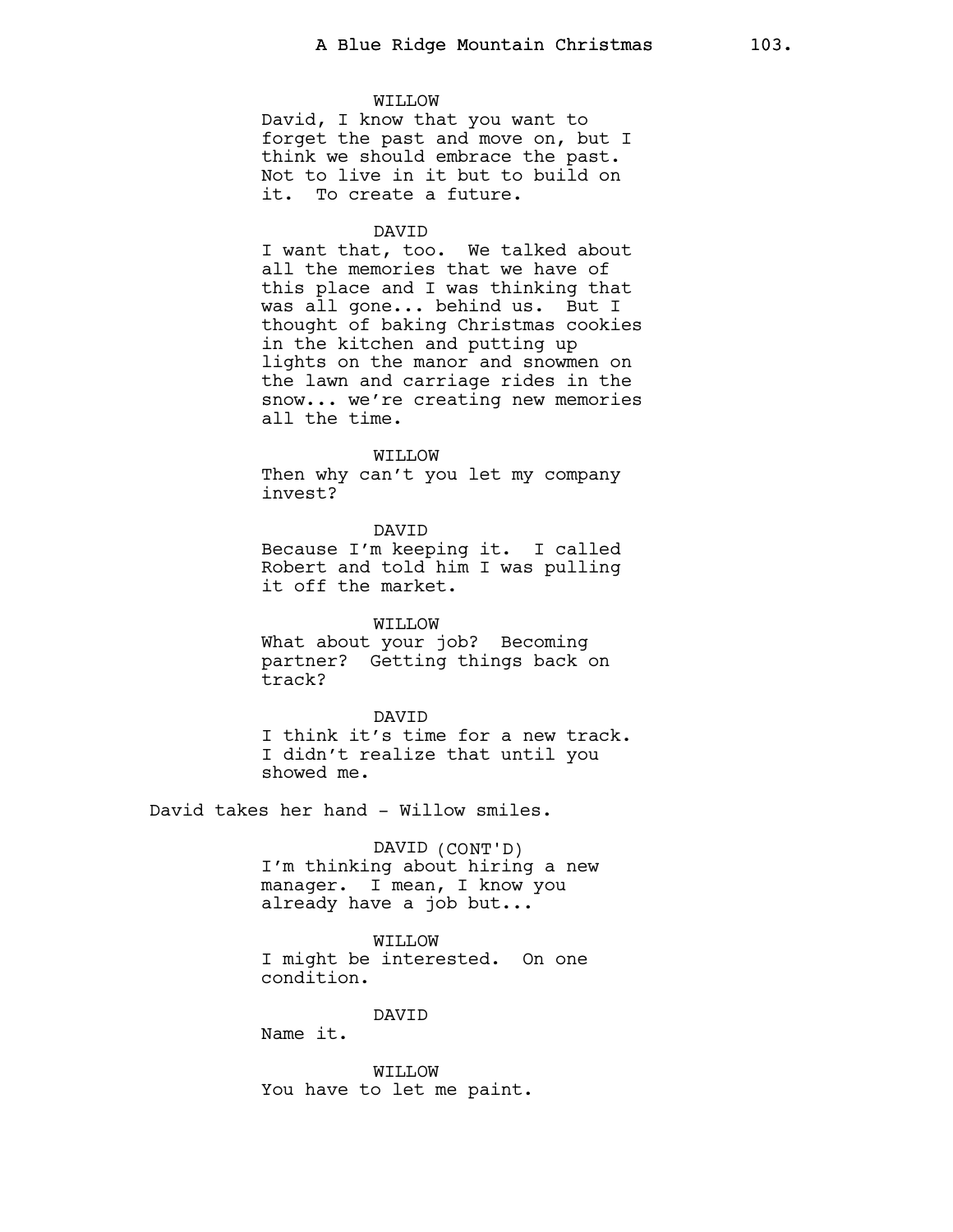WILLOW
David, I know that you want to forget the past and move on, but I think we should embrace the past. Not to live in it but to build on it. To create a future.

DAVID
I want that, too. We talked about all the memories that we have of this place and I was thinking that was all gone... behind us. But I thought of baking Christmas cookies in the kitchen and putting up lights on the manor and snowmen on the lawn and carriage rides in the snow... we're creating new memories all the time.

WILLOW
Then why can't you let my company invest?

DAVID
Because I'm keeping it. I called Robert and told him I was pulling it off the market.

WILLOW
What about your job? Becoming partner? Getting things back on track?

DAVID
I think it's time for a new track. I didn't realize that until you showed me.

David takes her hand - Willow smiles.

DAVID (CONT'D)
I'm thinking about hiring a new manager. I mean, I know you already have a job but...

WILLOW
I might be interested. On one condition.

DAVID
Name it.

WILLOW
You have to let me paint.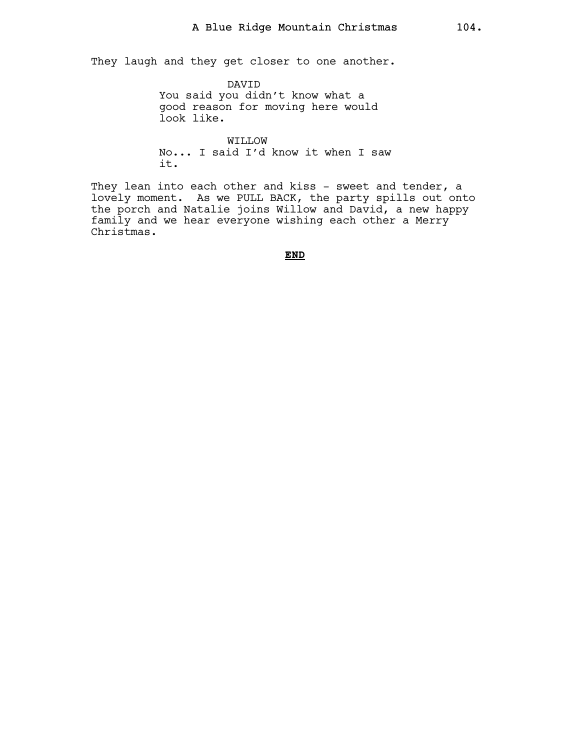They laugh and they get closer to one another.

DAVID
You said you didn't know what a good reason for moving here would look like.

WILLOW
No... I said I'd know it when I saw it.

They lean into each other and kiss - sweet and tender, a lovely moment. As we PULL BACK, the party spills out onto the porch and Natalie joins Willow and David, a new happy family and we hear everyone wishing each other a Merry Christmas.

**END**